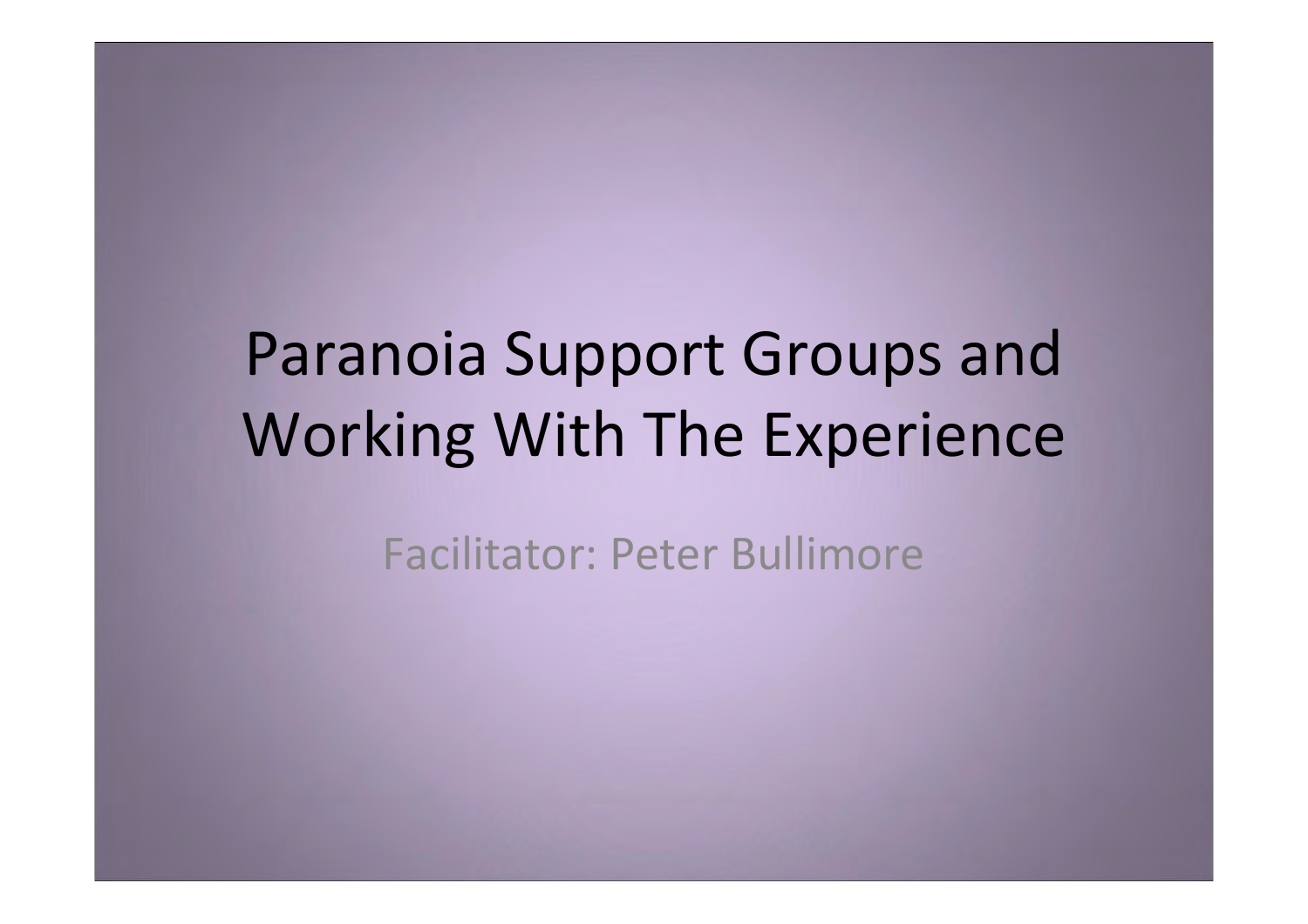# Paranoia Support Groups and Working With The Experience

Facilitator: Peter Bullimore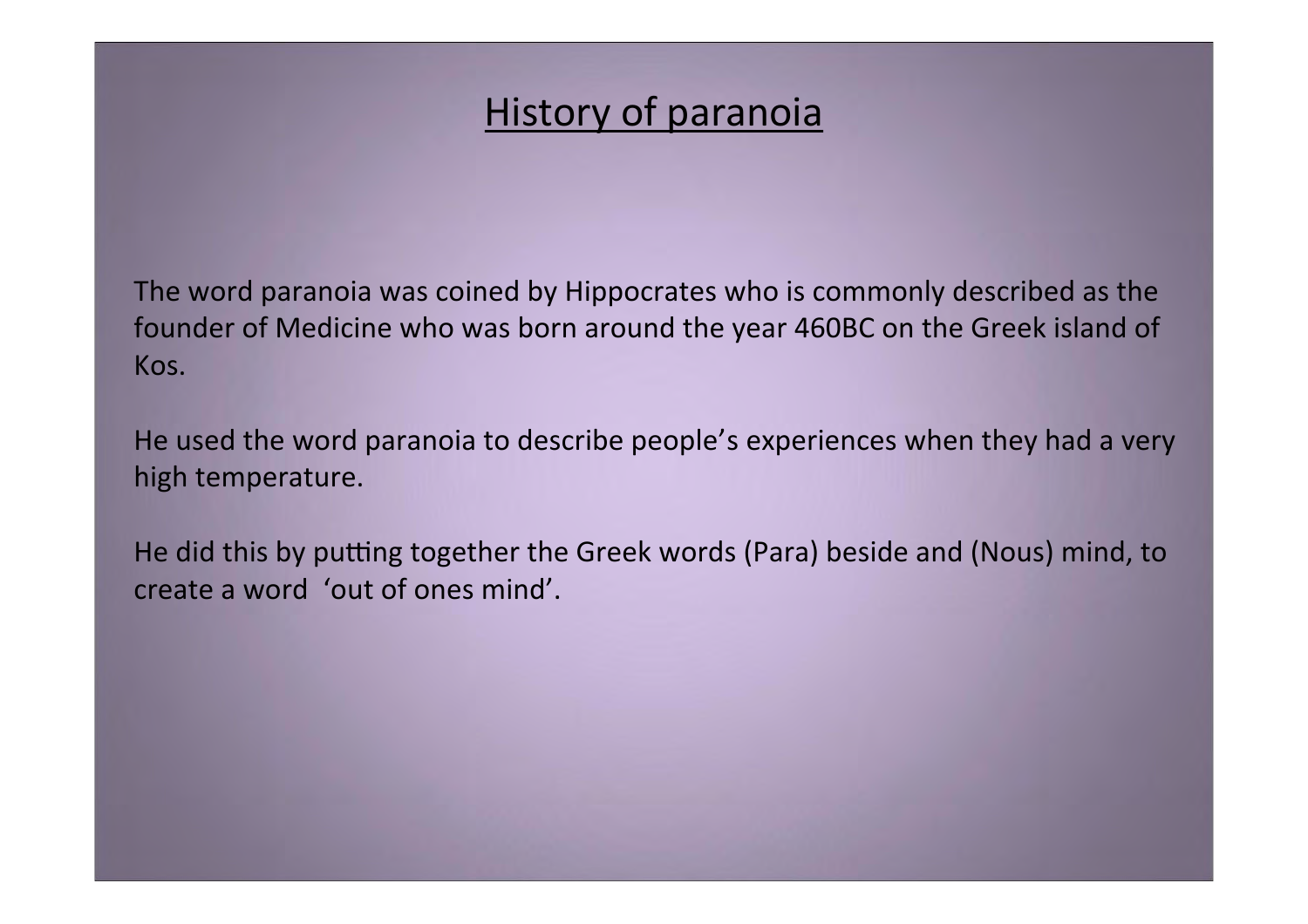# History of paranoia

The word paranoia was coined by Hippocrates who is commonly described as the founder of Medicine who was born around the year 460BC on the Greek island of Kos.

He used the word paranoia to describe people's experiences when they had a very high temperature.

He did this by putting together the Greek words (Para) beside and (Nous) mind, to create a word 'out of ones mind'.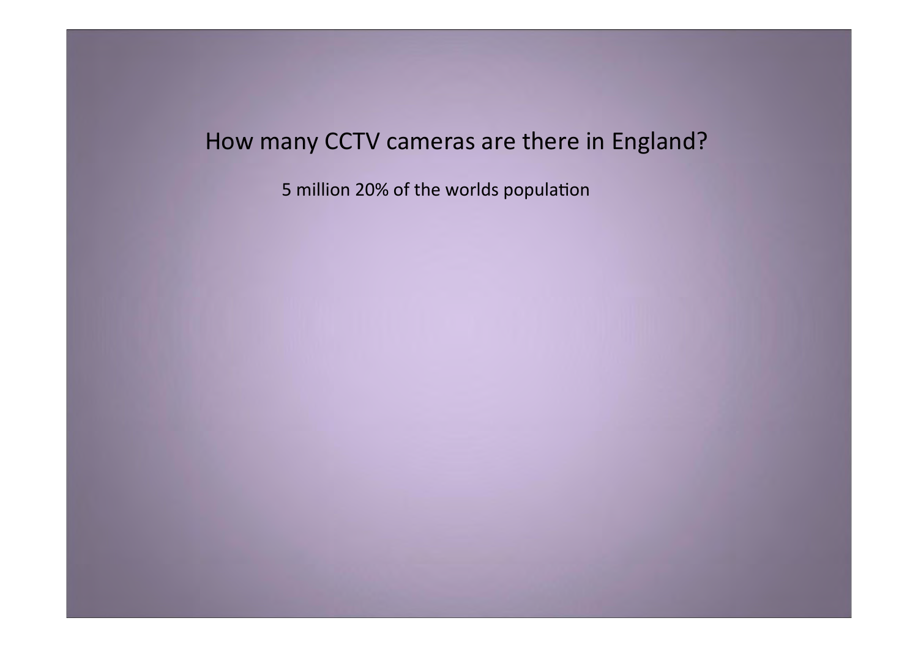How many CCTV cameras are there in England?

5 million 20% of the worlds population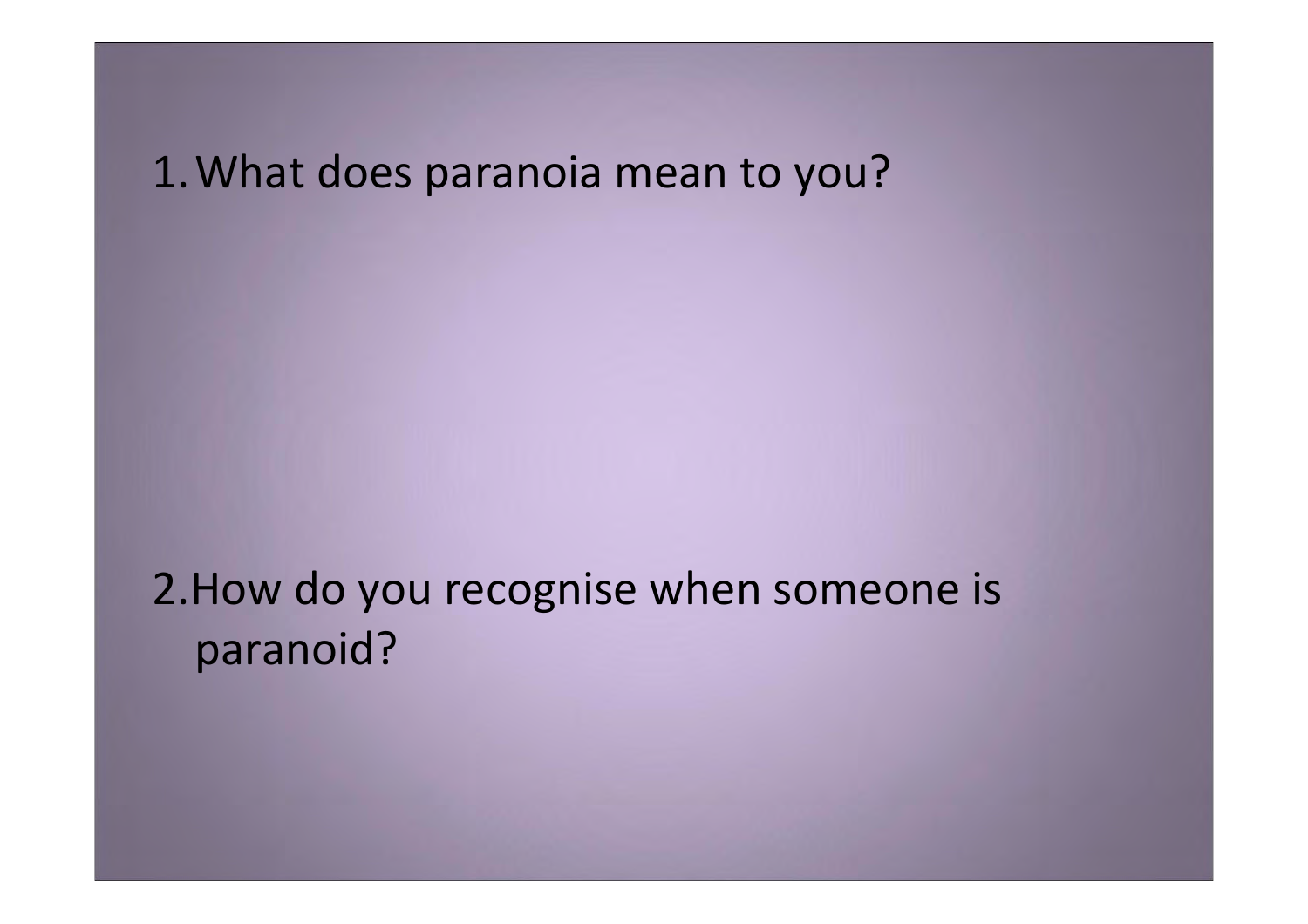1. What does paranoia mean to you?

2. How do you recognise when someone is paranoid?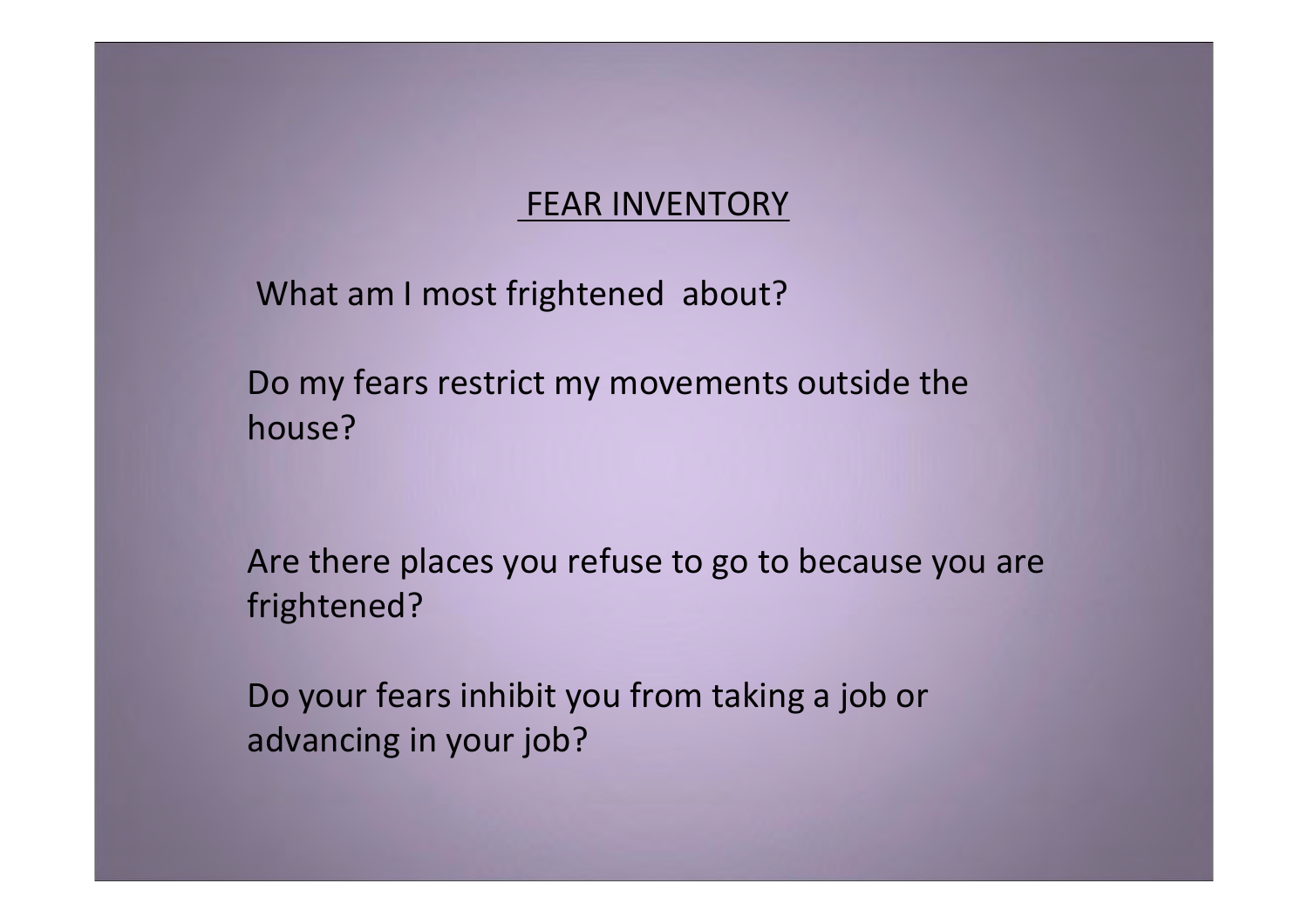## FEAR INVENTORY

What am I most frightened about?

Do my fears restrict my movements outside the house?

Are there places you refuse to go to because you are frightened?

Do your fears inhibit you from taking a job or advancing in your job?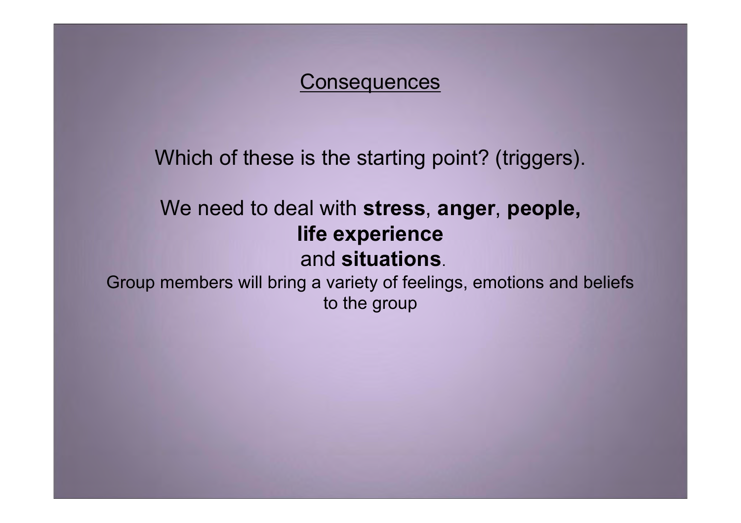## Consequences

Which of these is the starting point? (triggers).

We need to deal with **stress**, **anger**, **people, life experience** and **situations**.

Group members will bring a variety of feelings, emotions and beliefs to the group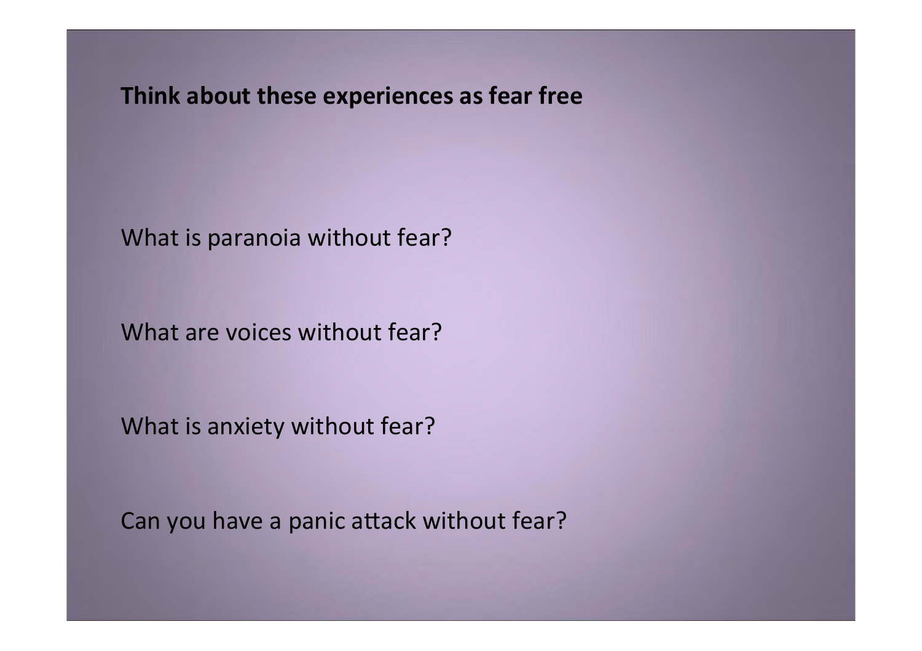**Think about these experiences as fear free**

What is paranoia without fear?

What are voices without fear?

What is anxiety without fear?

Can you have a panic attack without fear?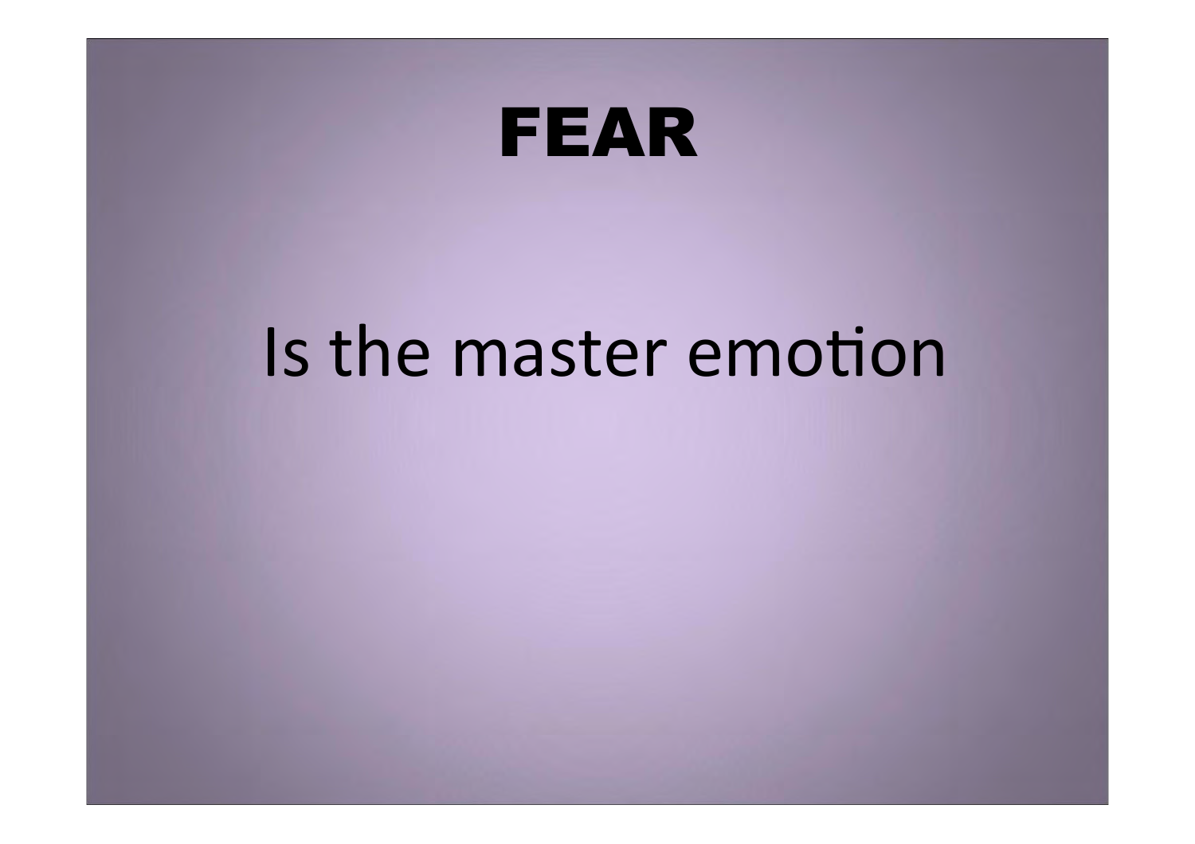# FEAR

Is the master emotion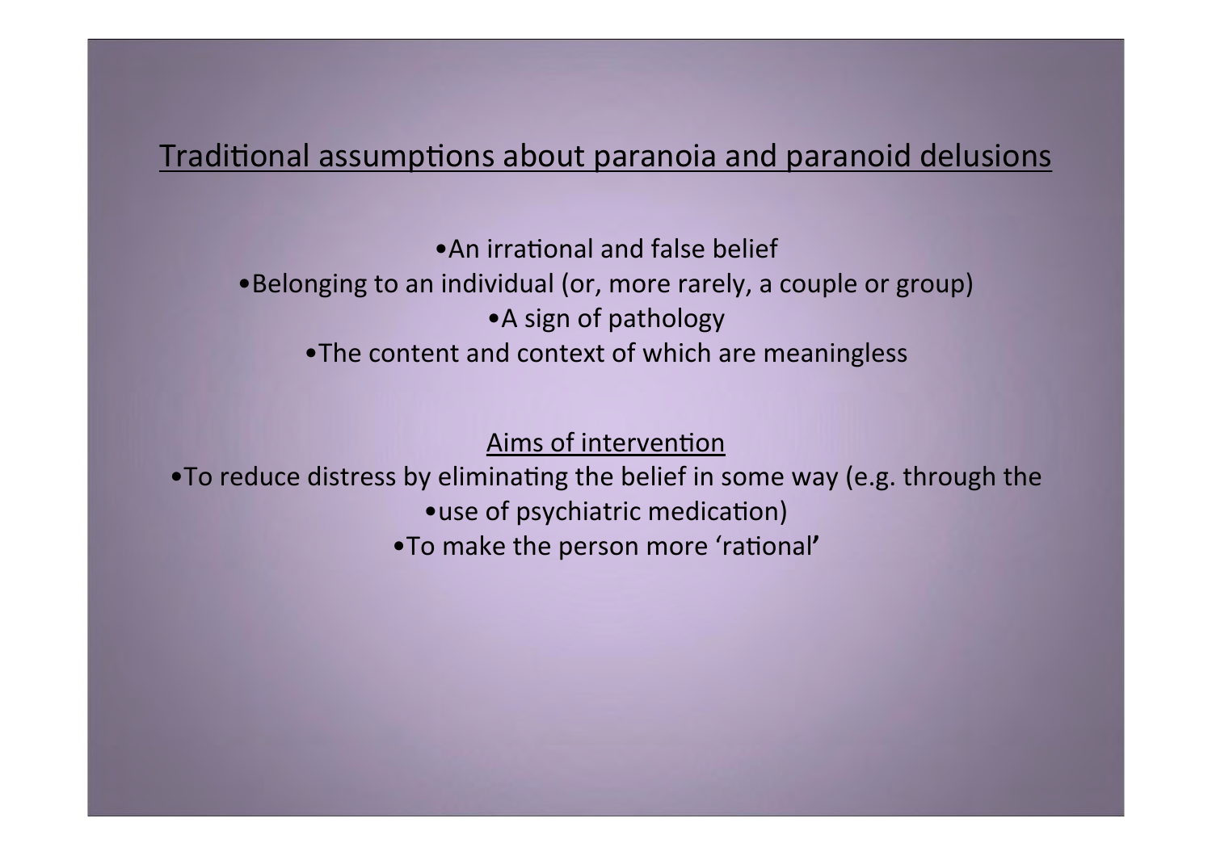## Traditional assumptions about paranoia and paranoid delusions

- An irrational and false belief
- Belonging to an individual (or, more rarely, a couple or group)
- A sign of pathology
- The content and context of which are meaningless

### Aims of intervention

- To reduce distress by eliminating the belief in some way (e.g. through the
- use of psychiatric medication)
- To make the person more 'rational'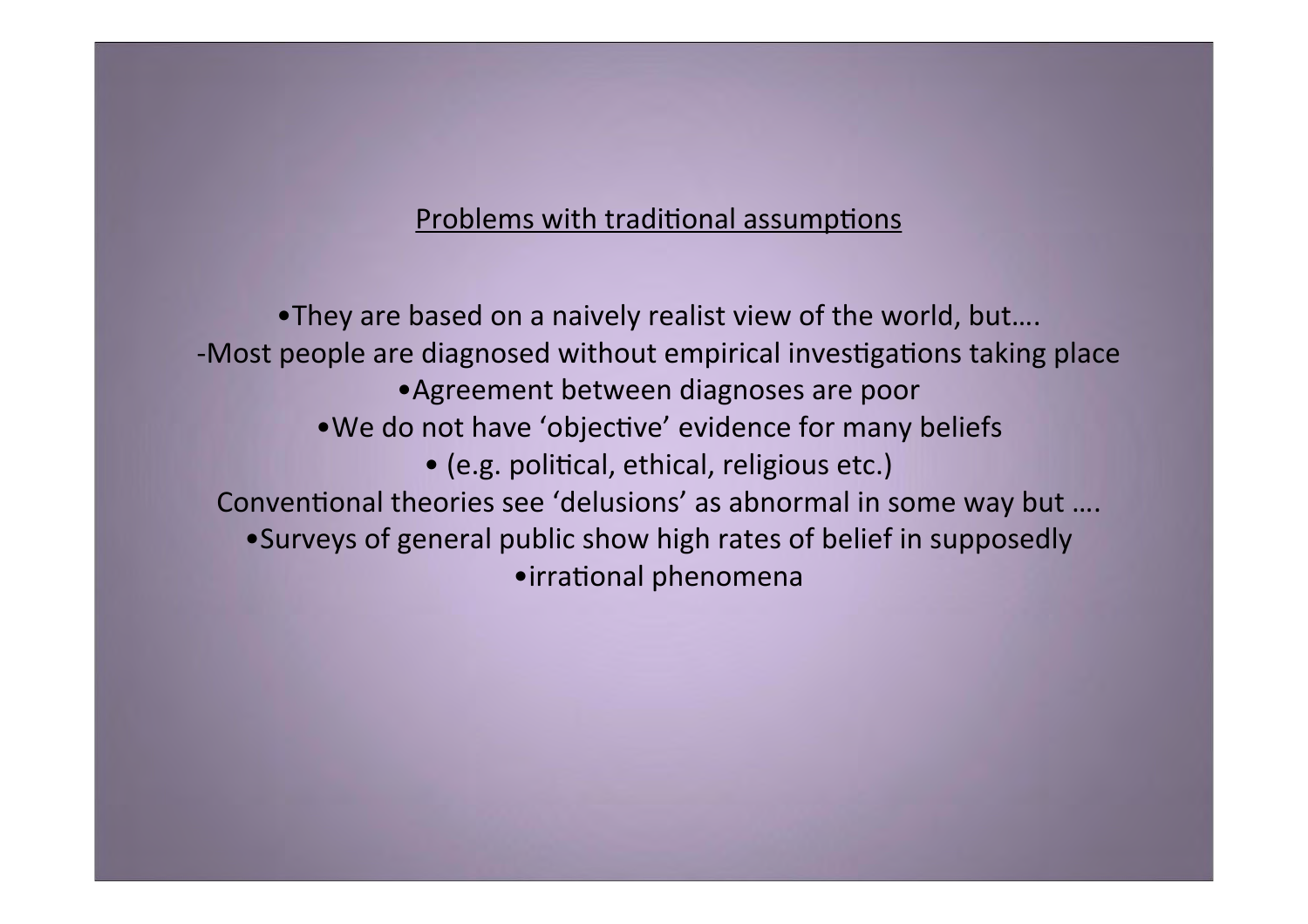## Problems with traditional assumptions

- They are based on a naively realist view of the world, but….

-Most people are diagnosed without empirical investigations taking place

- Agreement between diagnoses are poor
- We do not have 'objective' evidence for many beliefs
- (e.g. political, ethical, religious etc.)

Conventional theories see 'delusions' as abnormal in some way but ….

- Surveys of general public show high rates of belief in supposedly
- irrational phenomena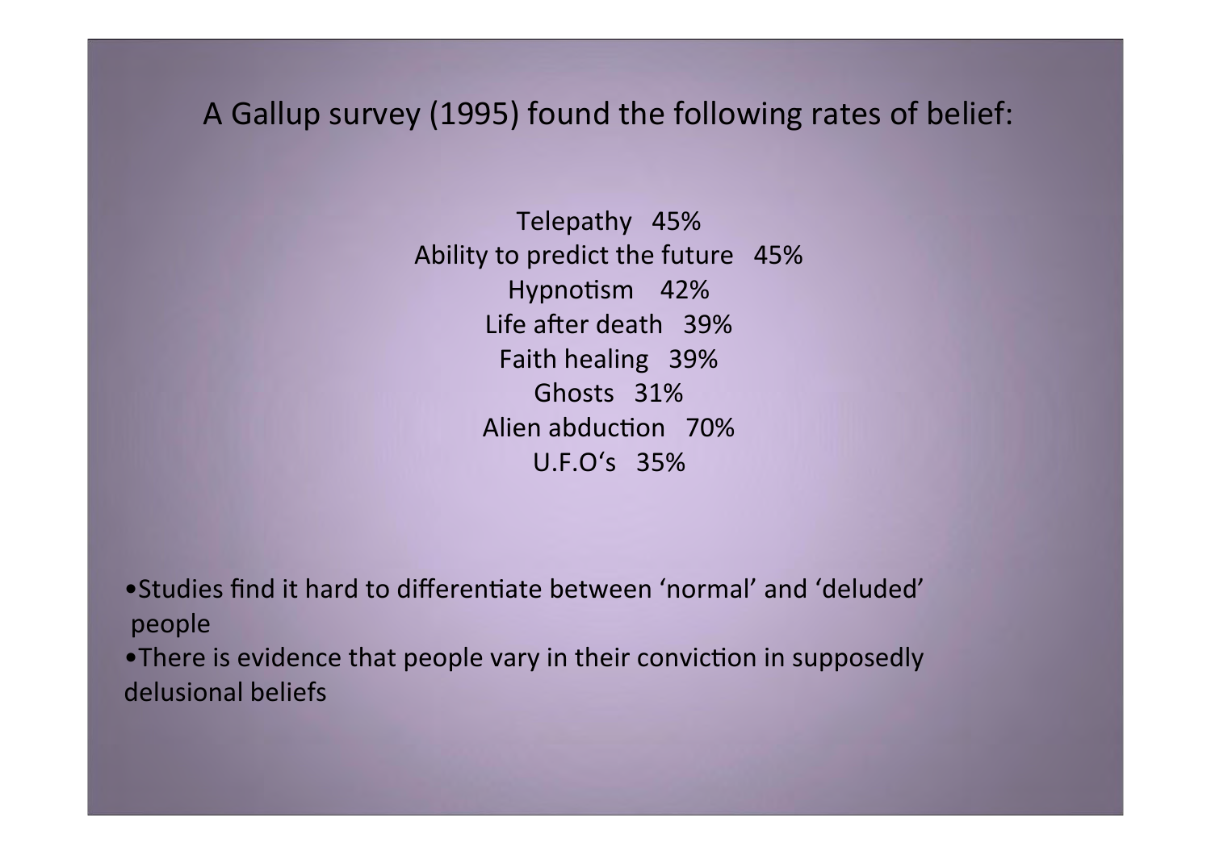A Gallup survey (1995) found the following rates of belief:

Telepathy 45%
Ability to predict the future 45%
Hypnotism 42%
Life after death 39%
Faith healing 39%
Ghosts 31%
Alien abduction 70%
U.F.O's 35%

- Studies find it hard to differentiate between 'normal' and 'deluded' people
- There is evidence that people vary in their conviction in supposedly delusional beliefs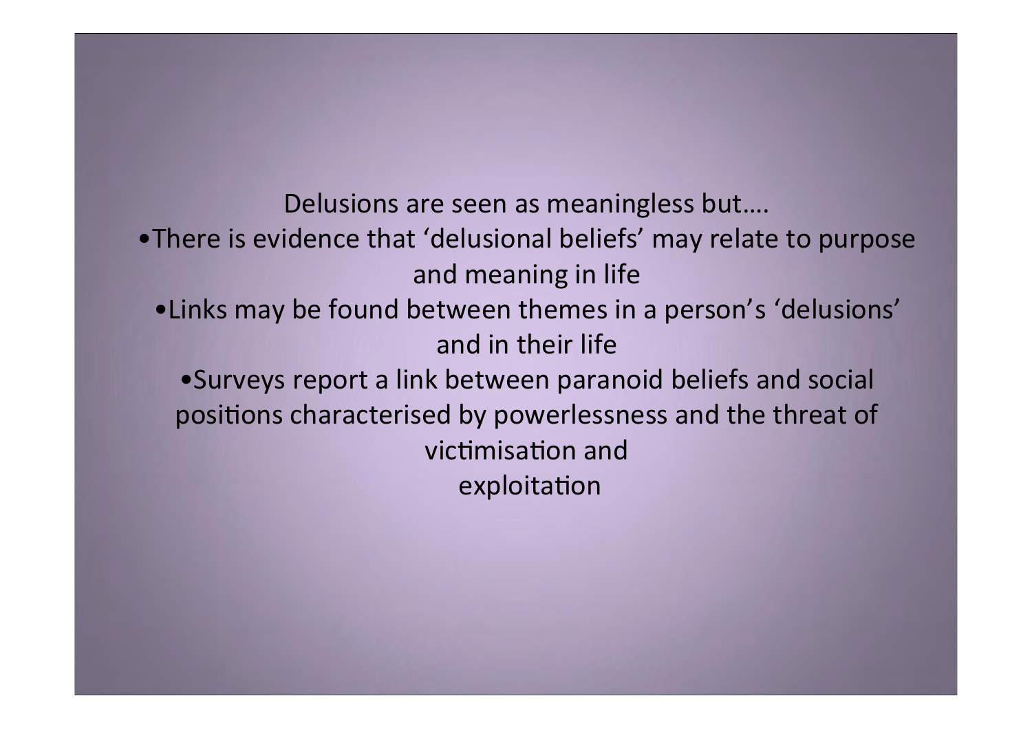Delusions are seen as meaningless but….

- There is evidence that 'delusional beliefs' may relate to purpose and meaning in life
- Links may be found between themes in a person's 'delusions' and in their life
- Surveys report a link between paranoid beliefs and social positions characterised by powerlessness and the threat of victimisation and exploitation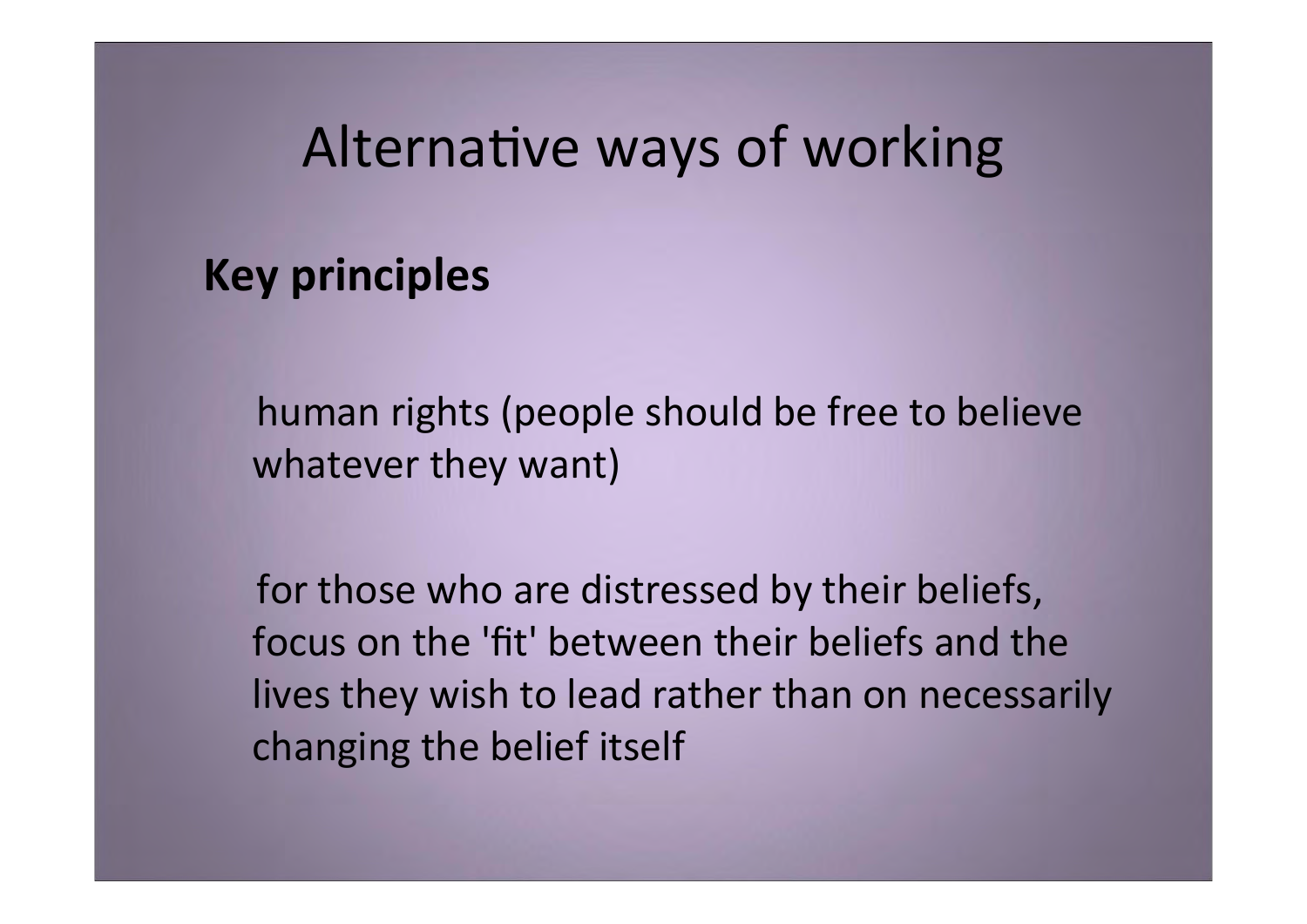# Alternative ways of working

**Key principles**

human rights (people should be free to believe whatever they want)

for those who are distressed by their beliefs, focus on the 'fit' between their beliefs and the lives they wish to lead rather than on necessarily changing the belief itself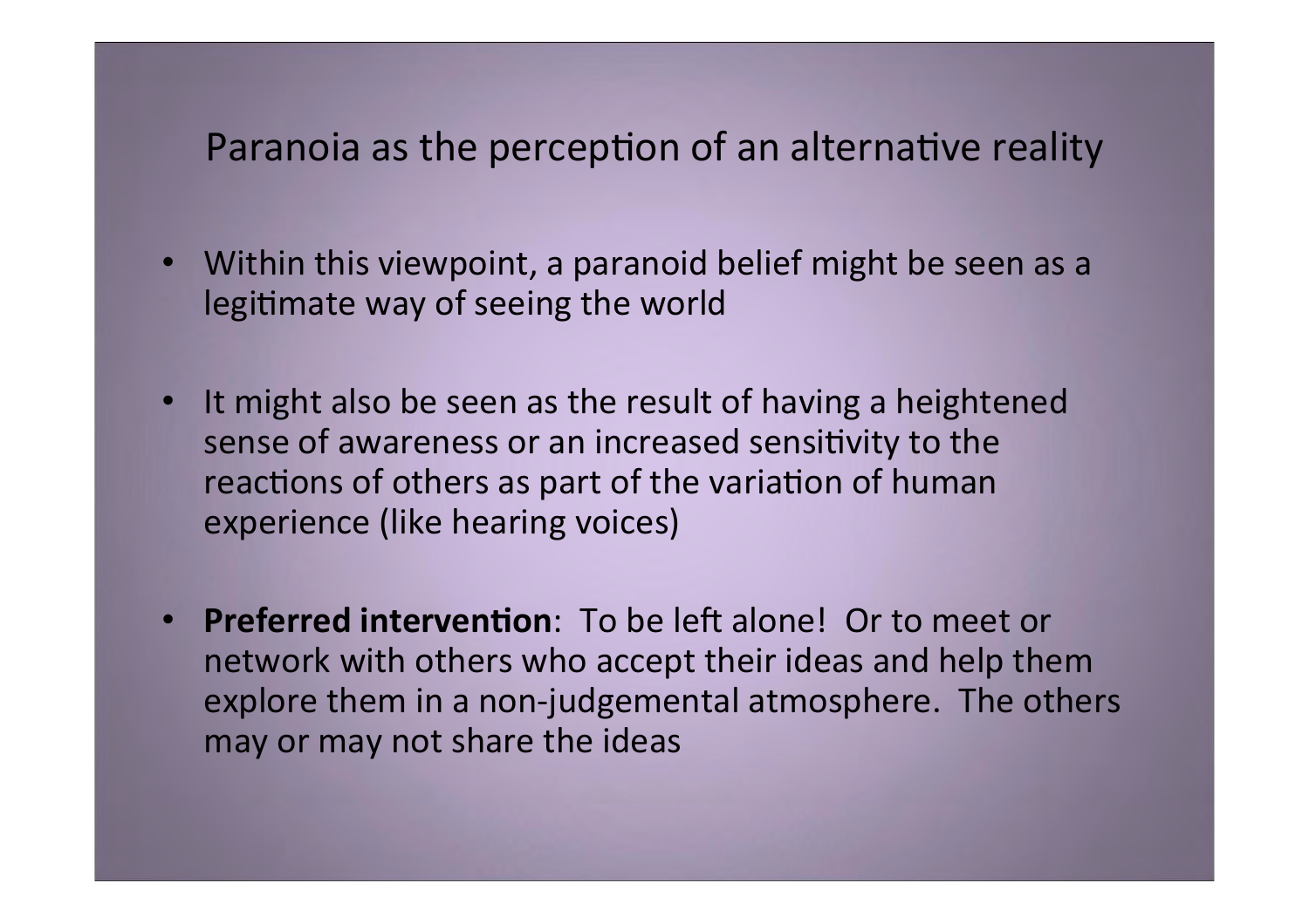# Paranoia as the perception of an alternative reality

- Within this viewpoint, a paranoid belief might be seen as a legitimate way of seeing the world
- It might also be seen as the result of having a heightened sense of awareness or an increased sensitivity to the reactions of others as part of the variation of human experience (like hearing voices)
- **Preferred intervention**: To be left alone! Or to meet or network with others who accept their ideas and help them explore them in a non-judgemental atmosphere. The others may or may not share the ideas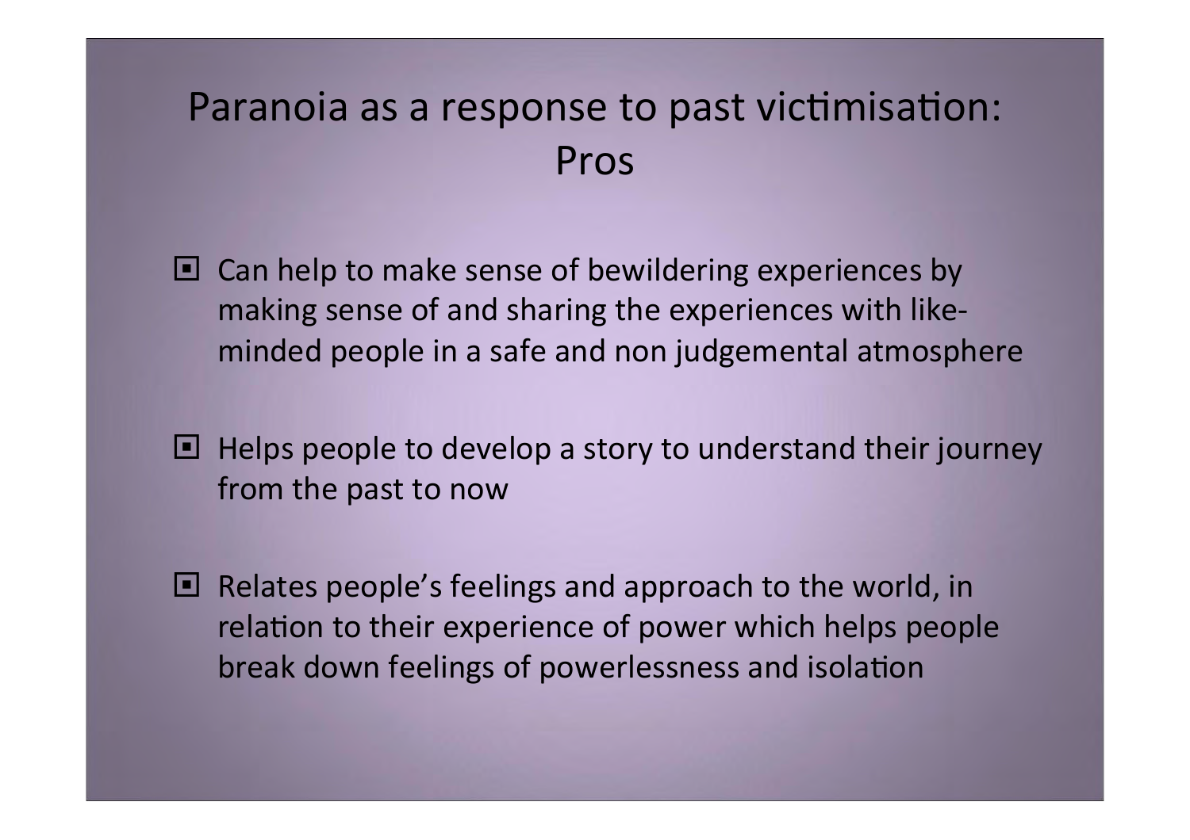# Paranoia as a response to past victimisation: Pros

- Can help to make sense of bewildering experiences by making sense of and sharing the experiences with like-minded people in a safe and non judgemental atmosphere
- Helps people to develop a story to understand their journey from the past to now
- Relates people's feelings and approach to the world, in relation to their experience of power which helps people break down feelings of powerlessness and isolation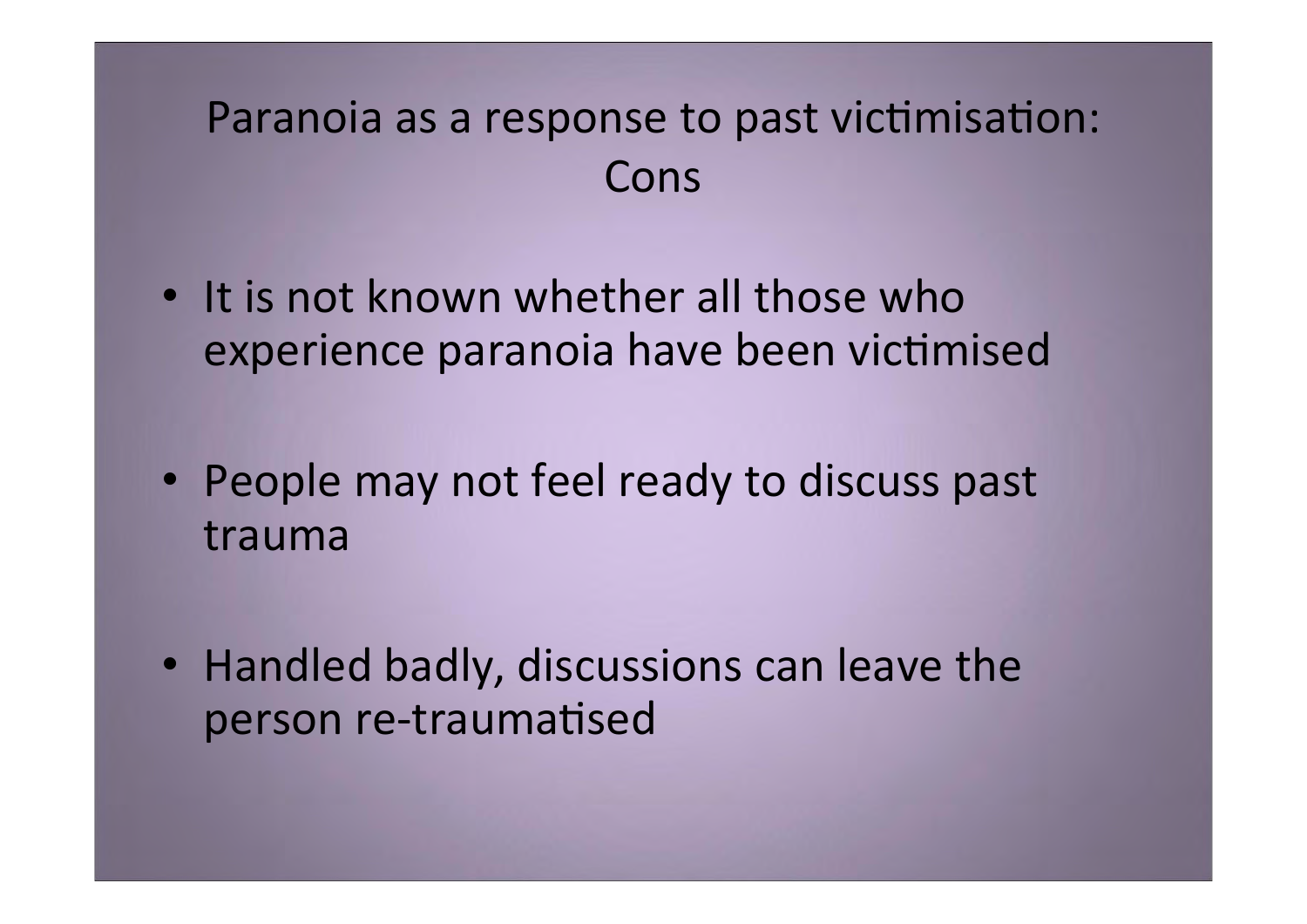# Paranoia as a response to past victimisation: Cons

- It is not known whether all those who experience paranoia have been victimised
- People may not feel ready to discuss past trauma
- Handled badly, discussions can leave the person re-traumatised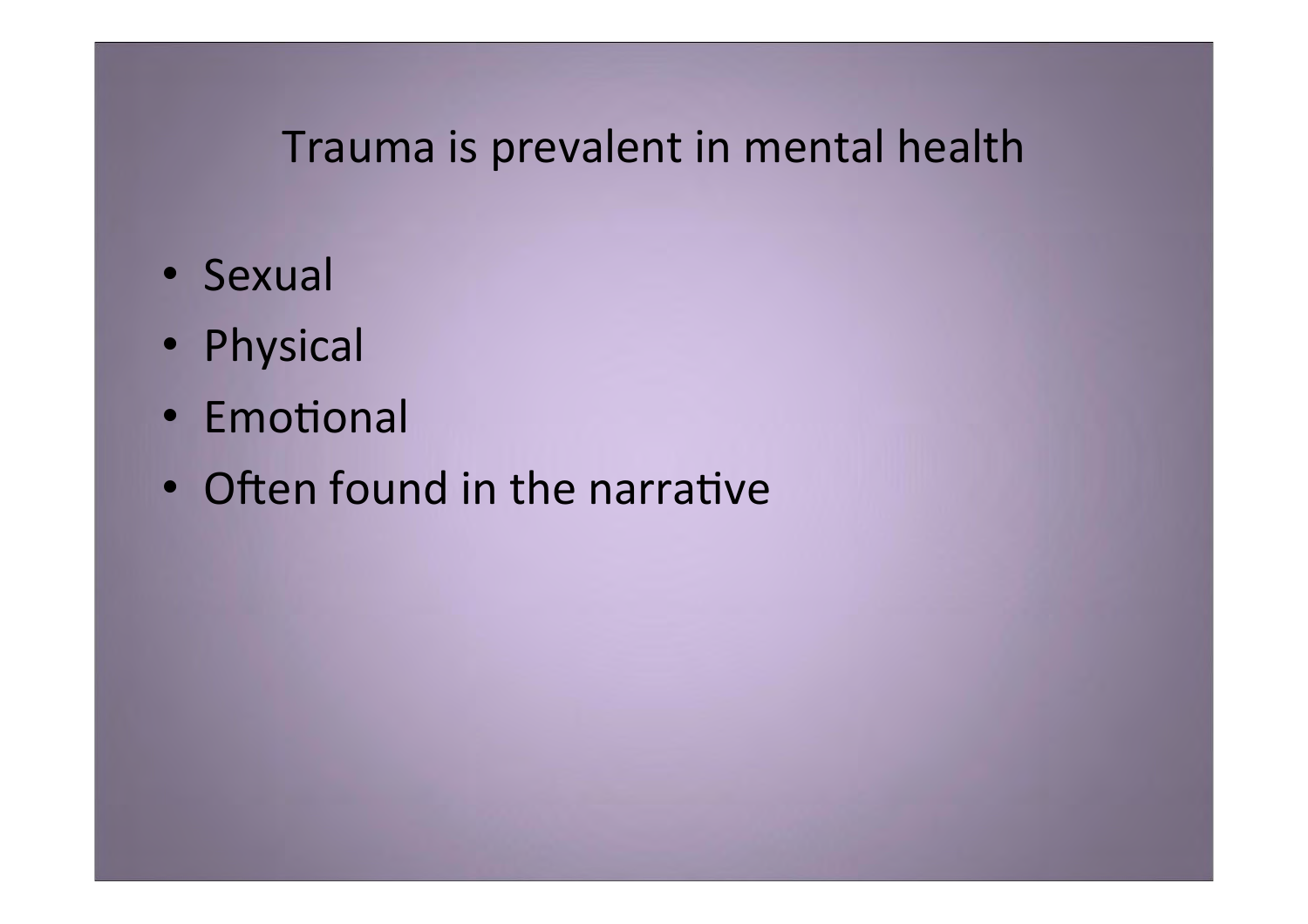# Trauma is prevalent in mental health

- Sexual
- Physical
- Emotional
- Often found in the narrative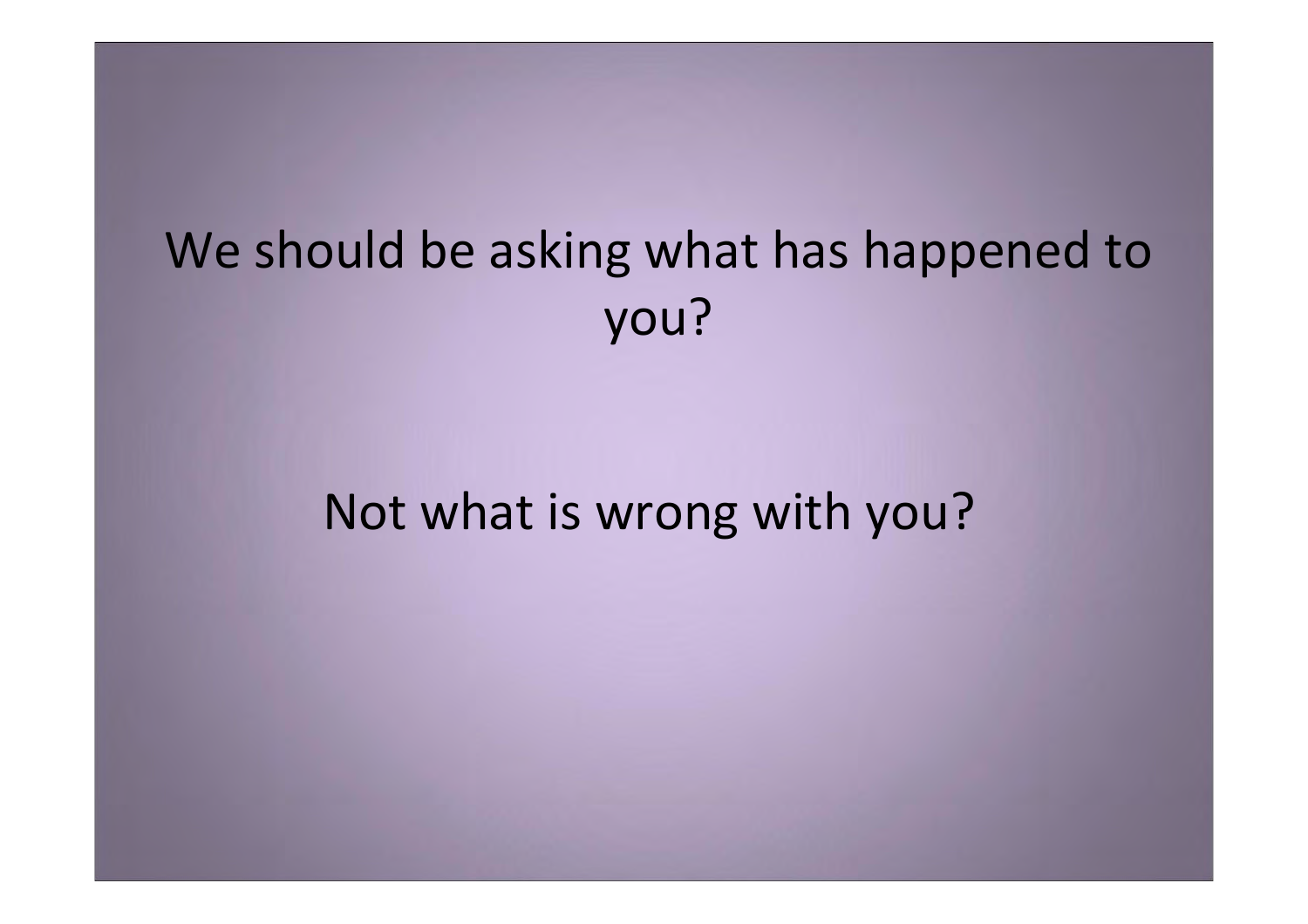We should be asking what has happened to you?

Not what is wrong with you?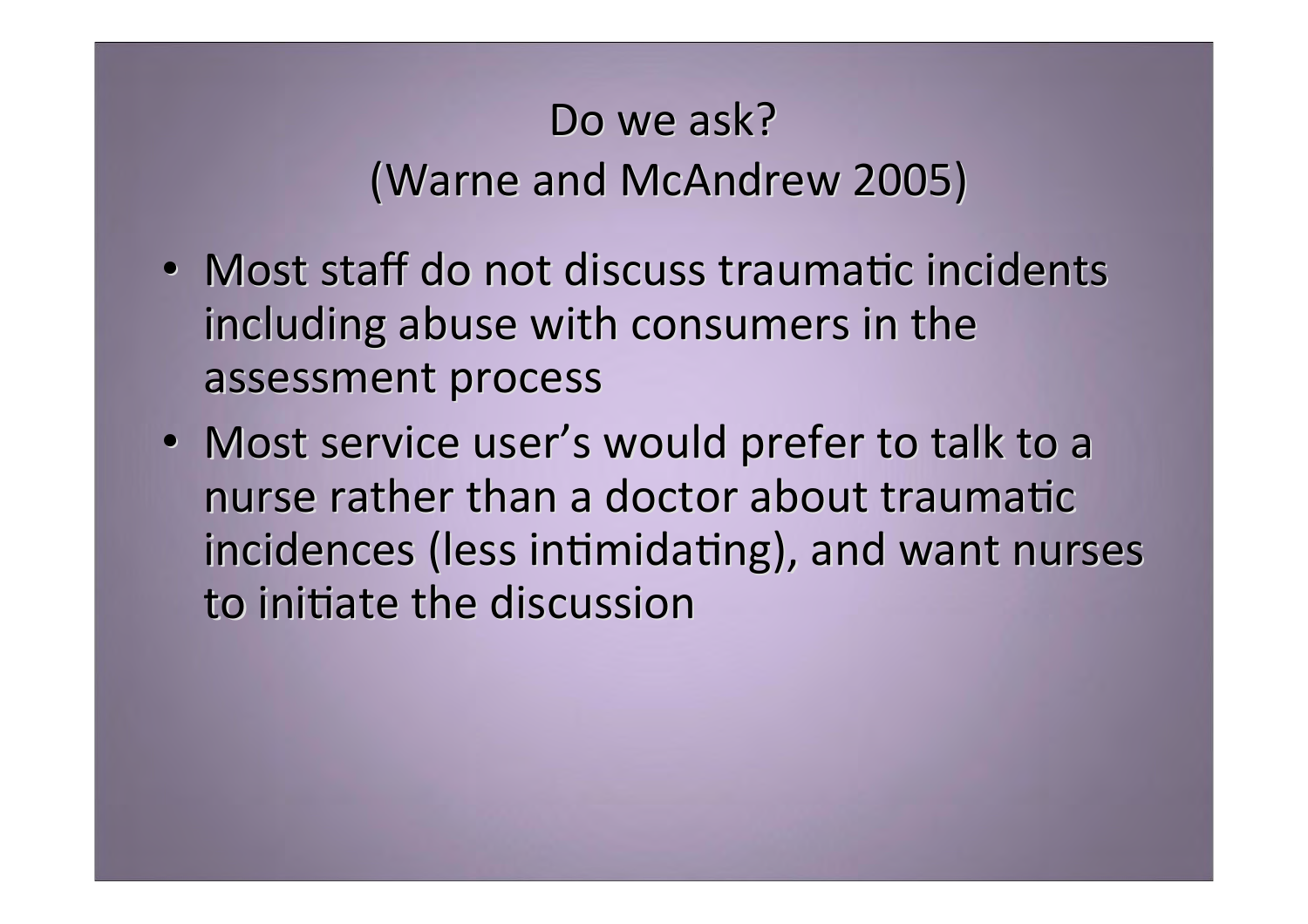# Do we ask?
## (Warne and McAndrew 2005)

- Most staff do not discuss traumatic incidents including abuse with consumers in the assessment process
- Most service user's would prefer to talk to a nurse rather than a doctor about traumatic incidences (less intimidating), and want nurses to initiate the discussion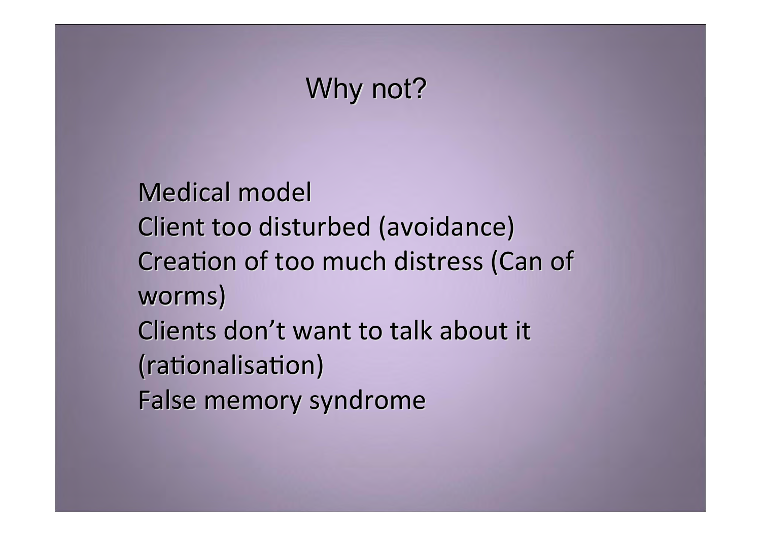# Why not?

Medical model
Client too disturbed (avoidance)
Creation of too much distress (Can of worms)
Clients don't want to talk about it (rationalisation)
False memory syndrome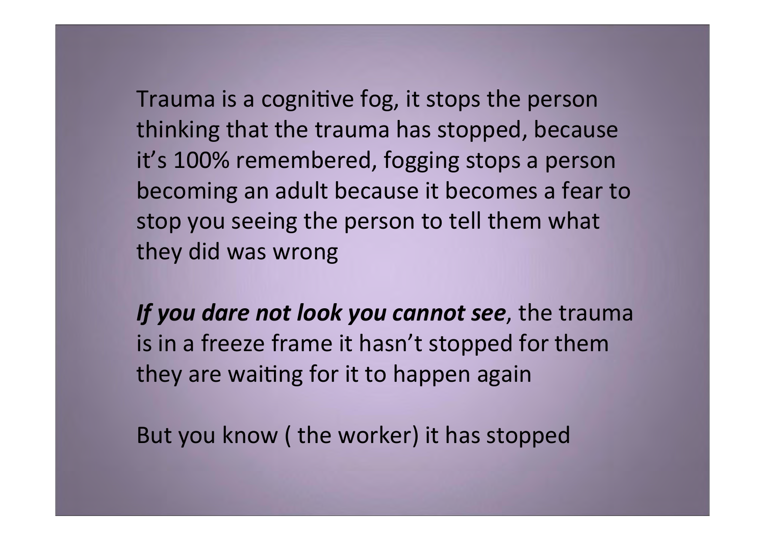Trauma is a cognitive fog, it stops the person thinking that the trauma has stopped, because it's 100% remembered, fogging stops a person becoming an adult because it becomes a fear to stop you seeing the person to tell them what they did was wrong

***If you dare not look you cannot see***, the trauma is in a freeze frame it hasn't stopped for them they are waiting for it to happen again

But you know ( the worker) it has stopped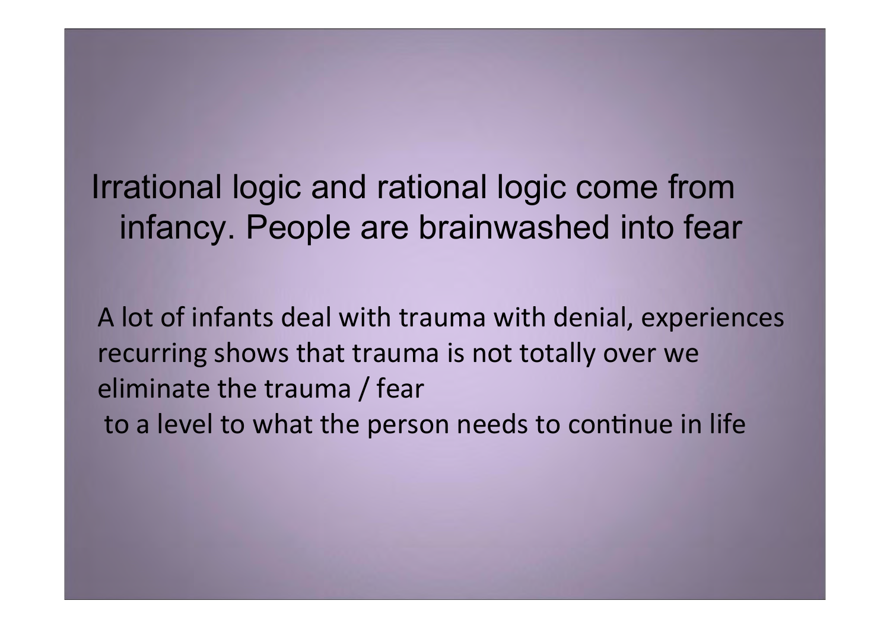## Irrational logic and rational logic come from infancy. People are brainwashed into fear

A lot of infants deal with trauma with denial, experiences recurring shows that trauma is not totally over we eliminate the trauma / fear
to a level to what the person needs to continue in life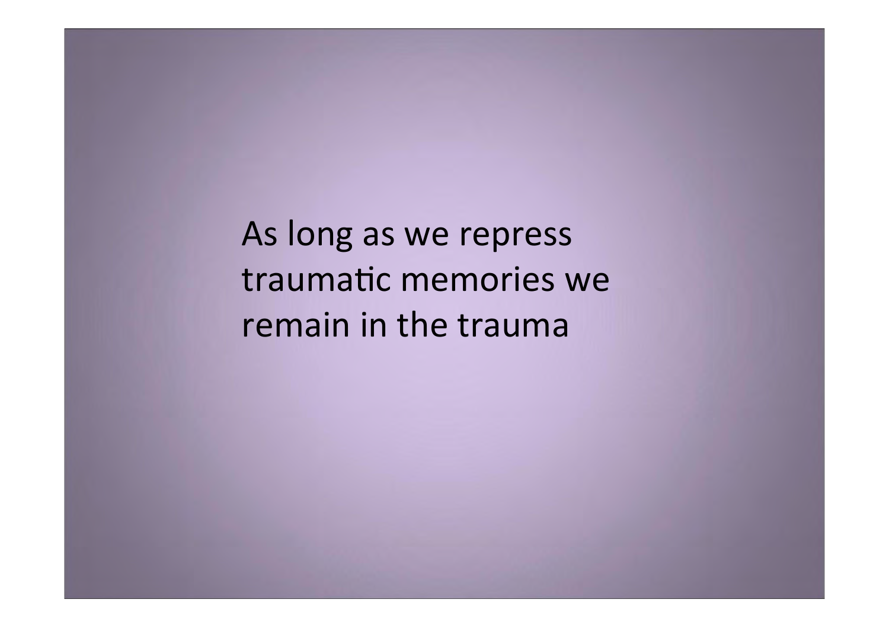As long as we repress traumatic memories we remain in the trauma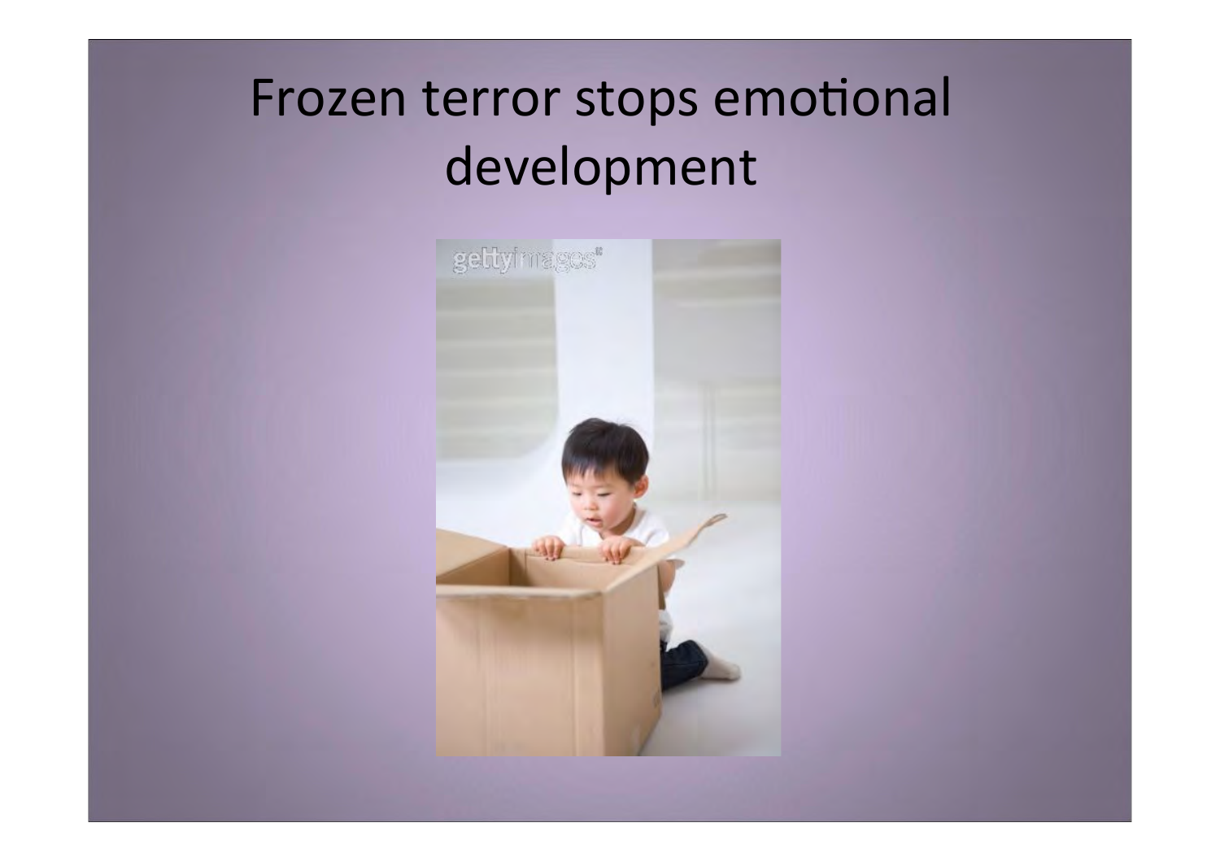# Frozen terror stops emotional development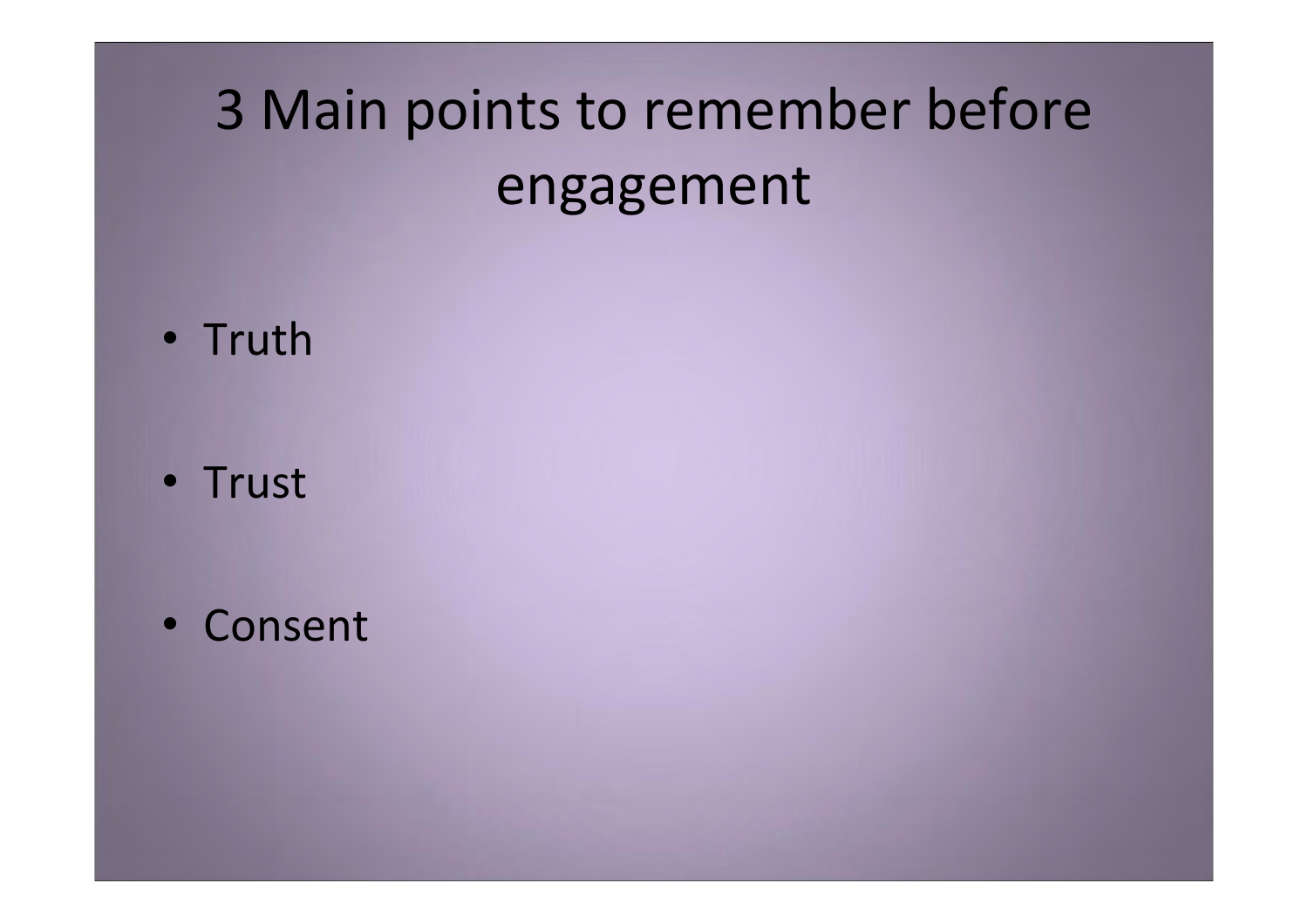# 3 Main points to remember before engagement

- Truth
- Trust
- Consent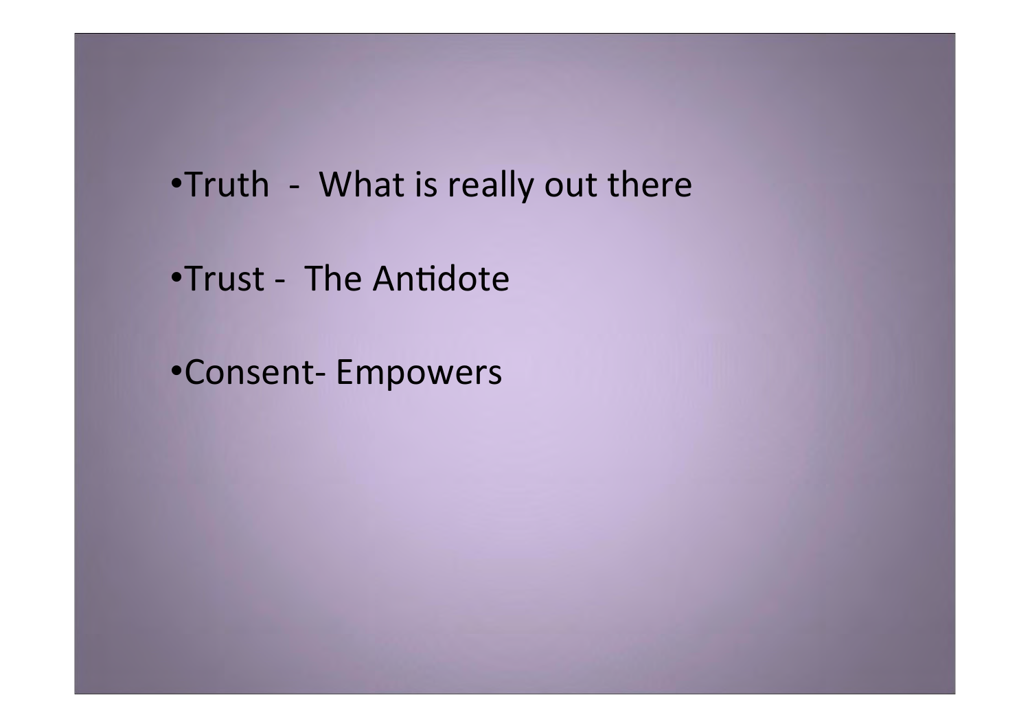- Truth - What is really out there
- Trust - The Antidote
- Consent- Empowers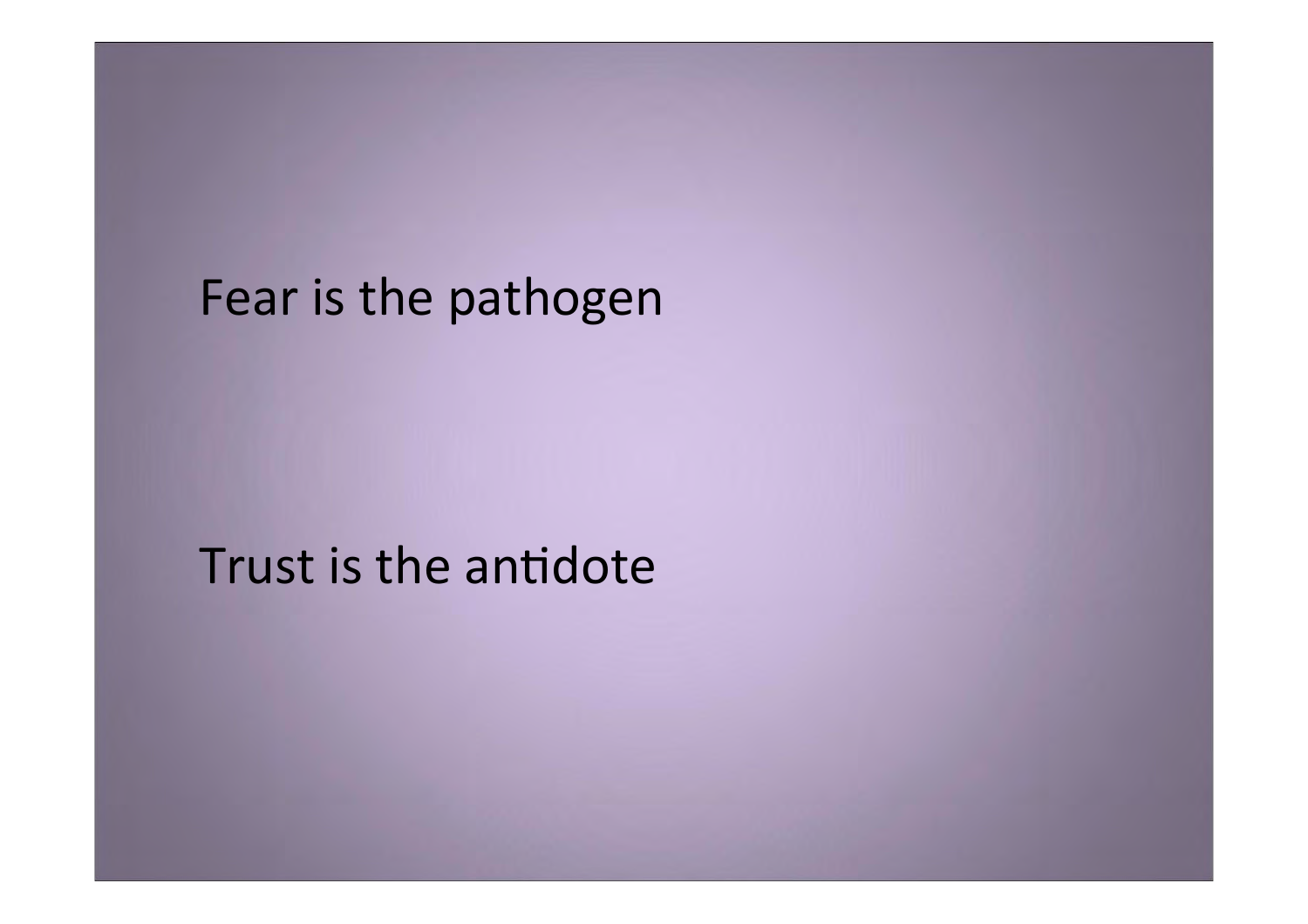Fear is the pathogen

Trust is the antidote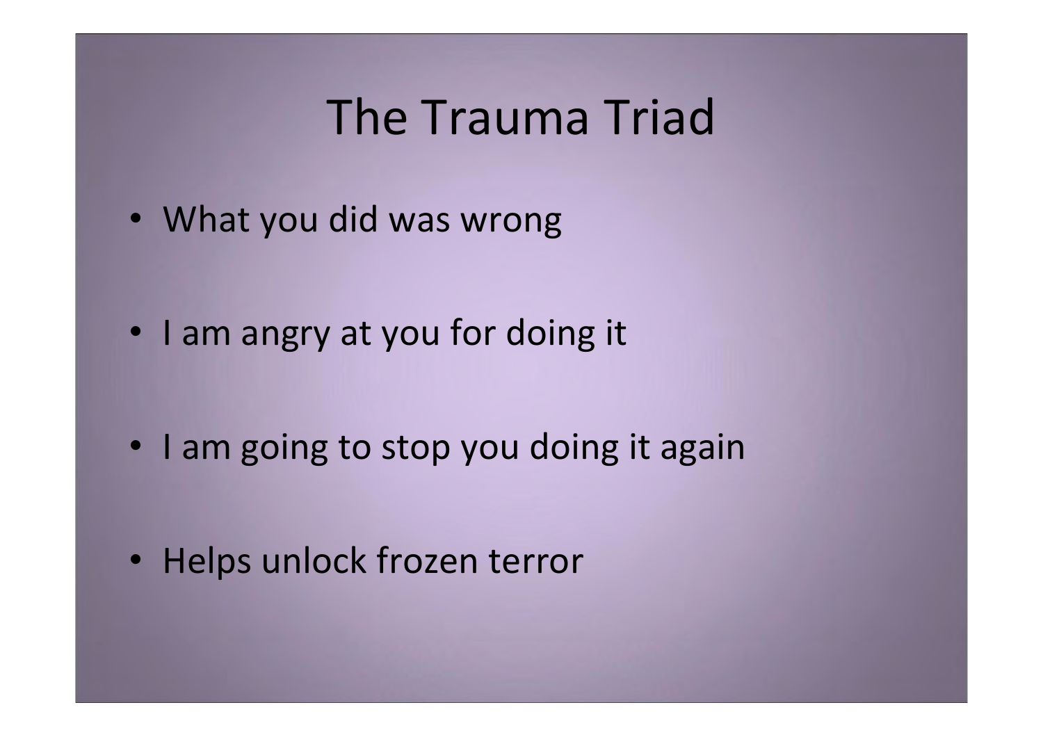# The Trauma Triad

- What you did was wrong
- I am angry at you for doing it
- I am going to stop you doing it again
- Helps unlock frozen terror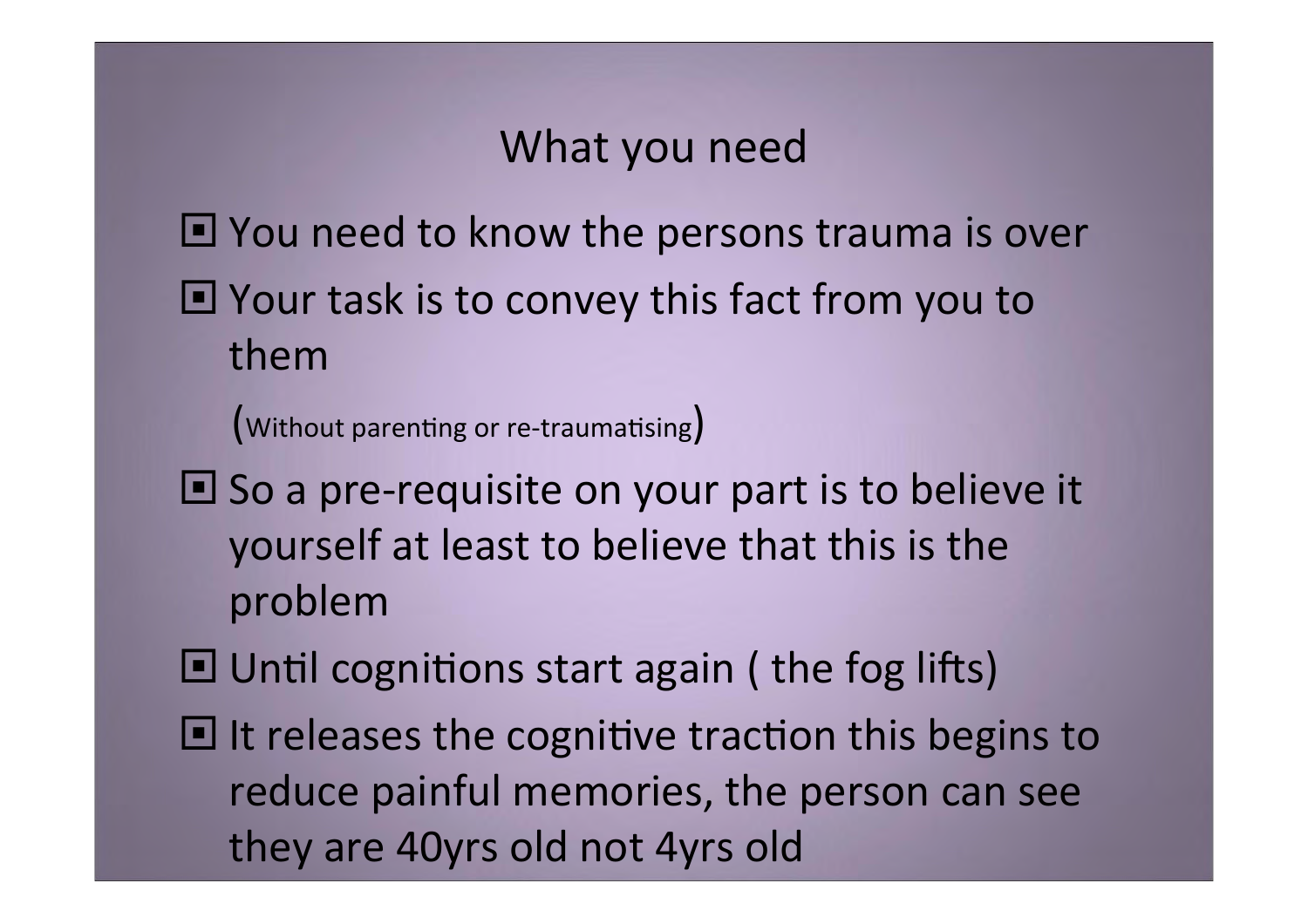## What you need

- You need to know the persons trauma is over
- Your task is to convey this fact from you to them

  (Without parenting or re-traumatising)
- So a pre-requisite on your part is to believe it yourself at least to believe that this is the problem
- Until cognitions start again ( the fog lifts)
- It releases the cognitive traction this begins to reduce painful memories, the person can see they are 40yrs old not 4yrs old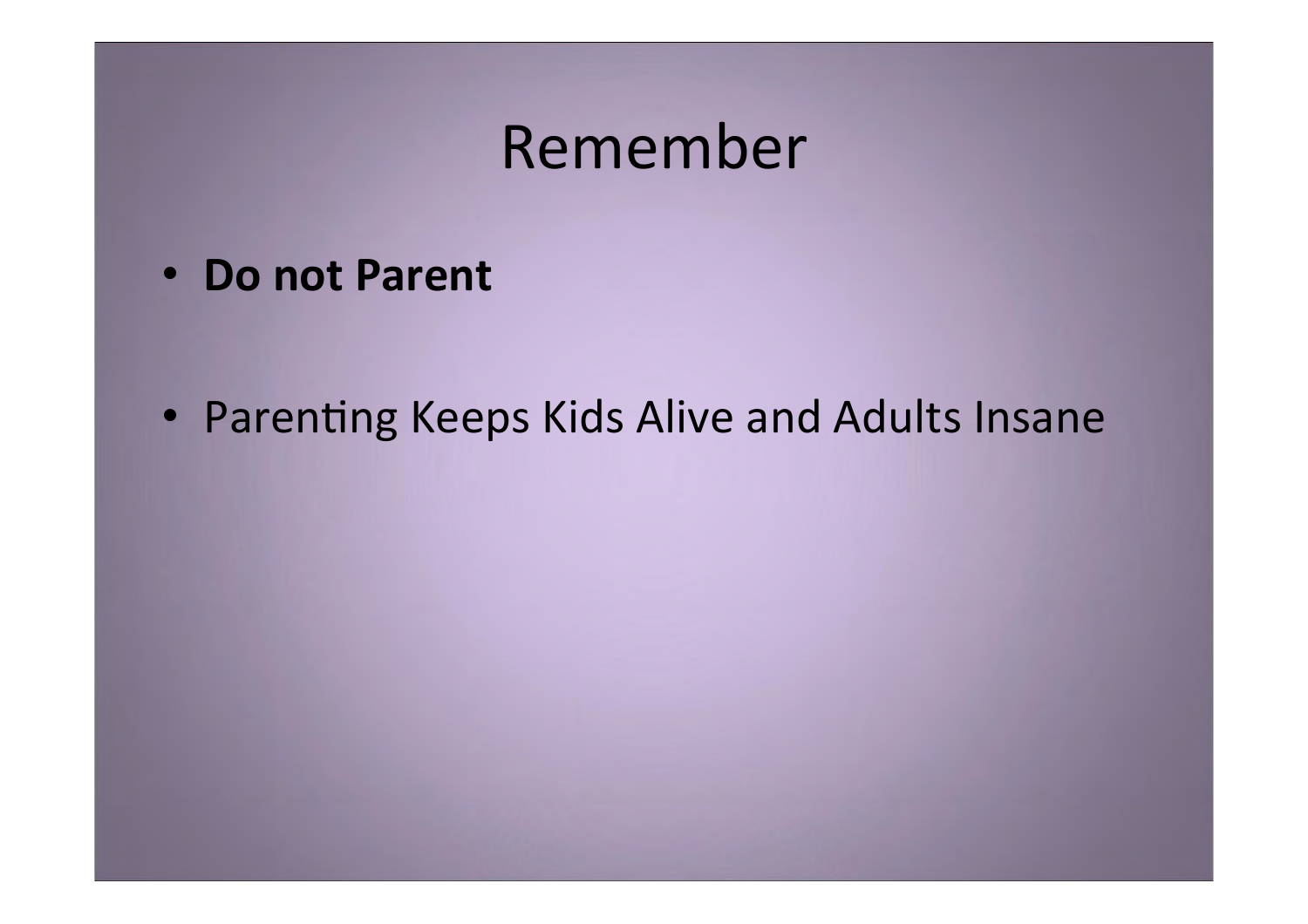# Remember

- **Do not Parent**
- Parenting Keeps Kids Alive and Adults Insane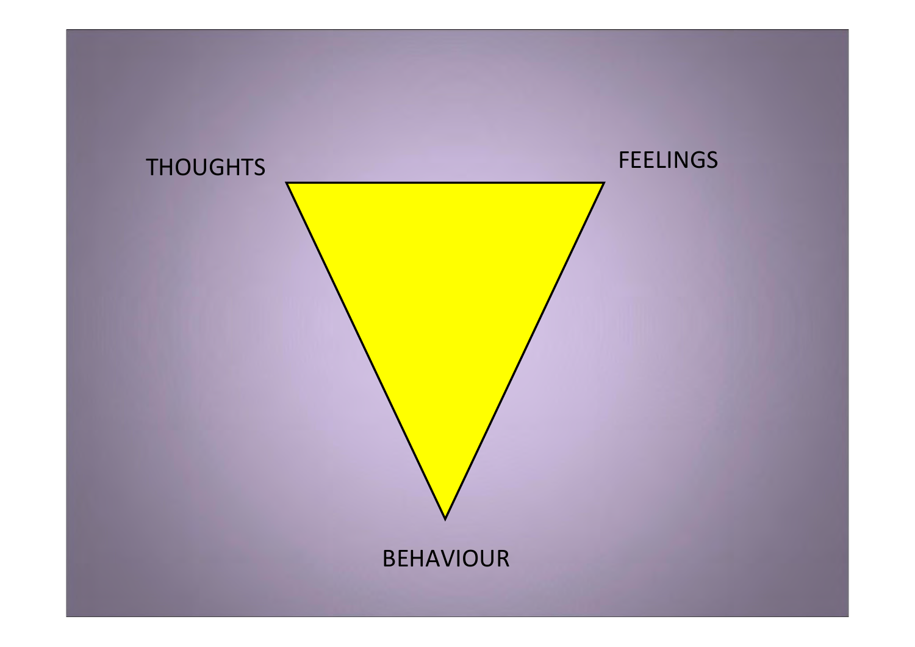THOUGHTS

FEELINGS

BEHAVIOUR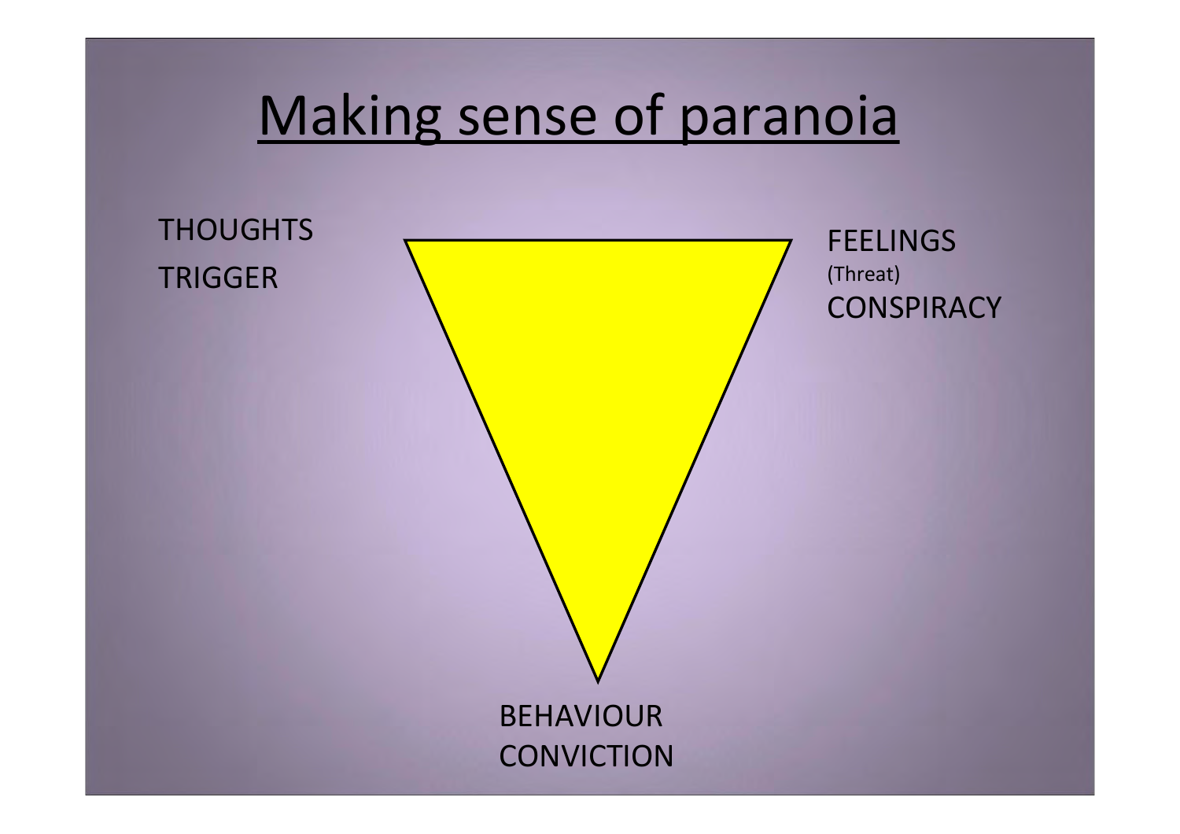# Making sense of paranoia

THOUGHTS
TRIGGER

FEELINGS
(Threat)
CONSPIRACY

BEHAVIOUR
CONVICTION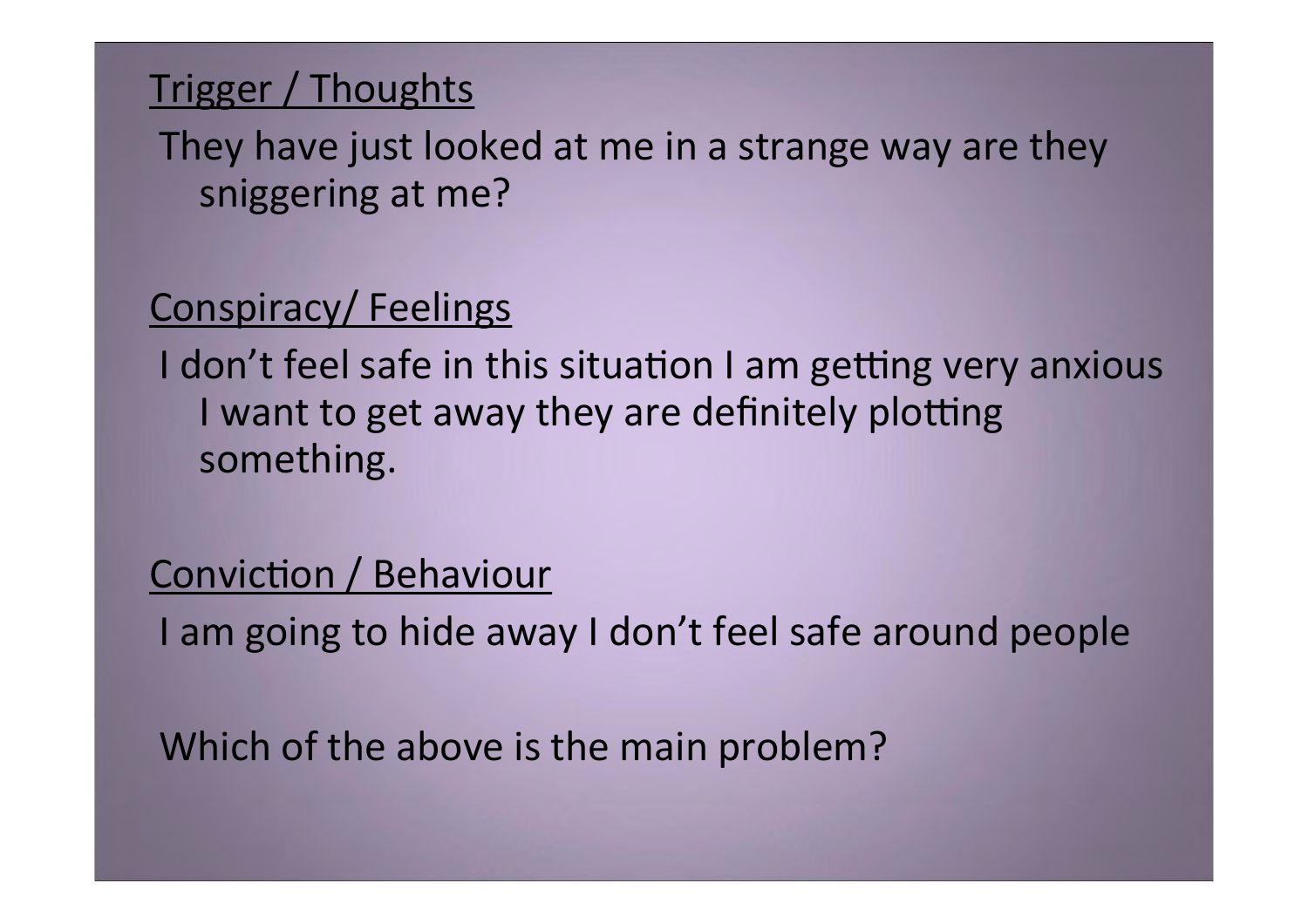<u>Trigger / Thoughts</u>

They have just looked at me in a strange way are they sniggering at me?

<u>Conspiracy/ Feelings</u>

I don't feel safe in this situation I am getting very anxious I want to get away they are definitely plotting something.

<u>Conviction / Behaviour</u>

I am going to hide away I don't feel safe around people

Which of the above is the main problem?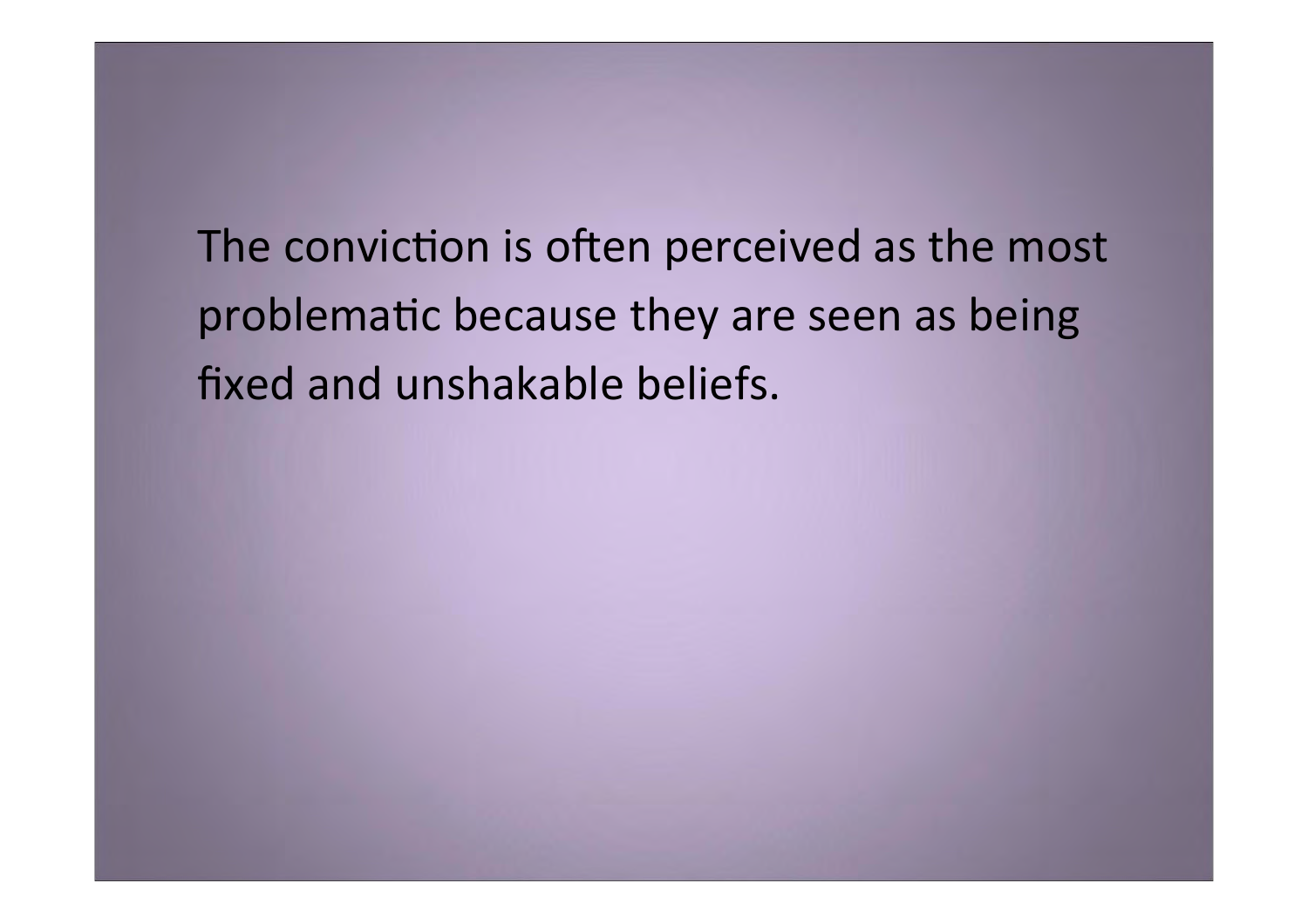The conviction is often perceived as the most problematic because they are seen as being fixed and unshakable beliefs.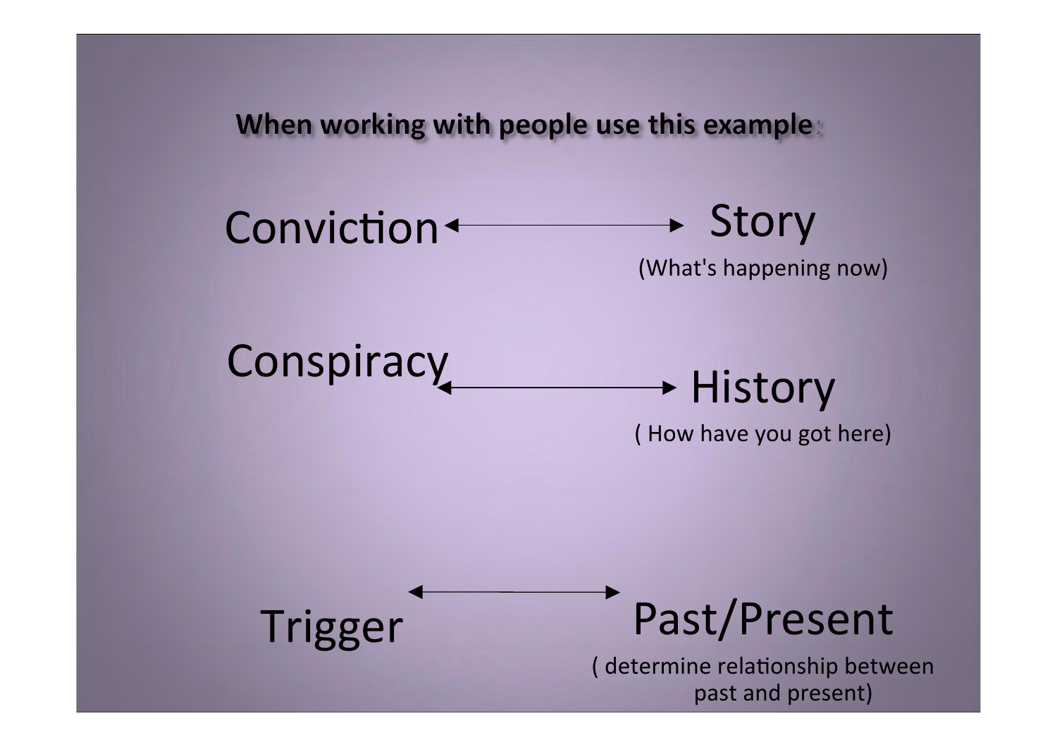**When working with people use this example**:

Conviction ↔ Story
(What's happening now)

Conspiracy ↔ History
( How have you got here)

Trigger ↔ Past/Present
( determine relationship between past and present)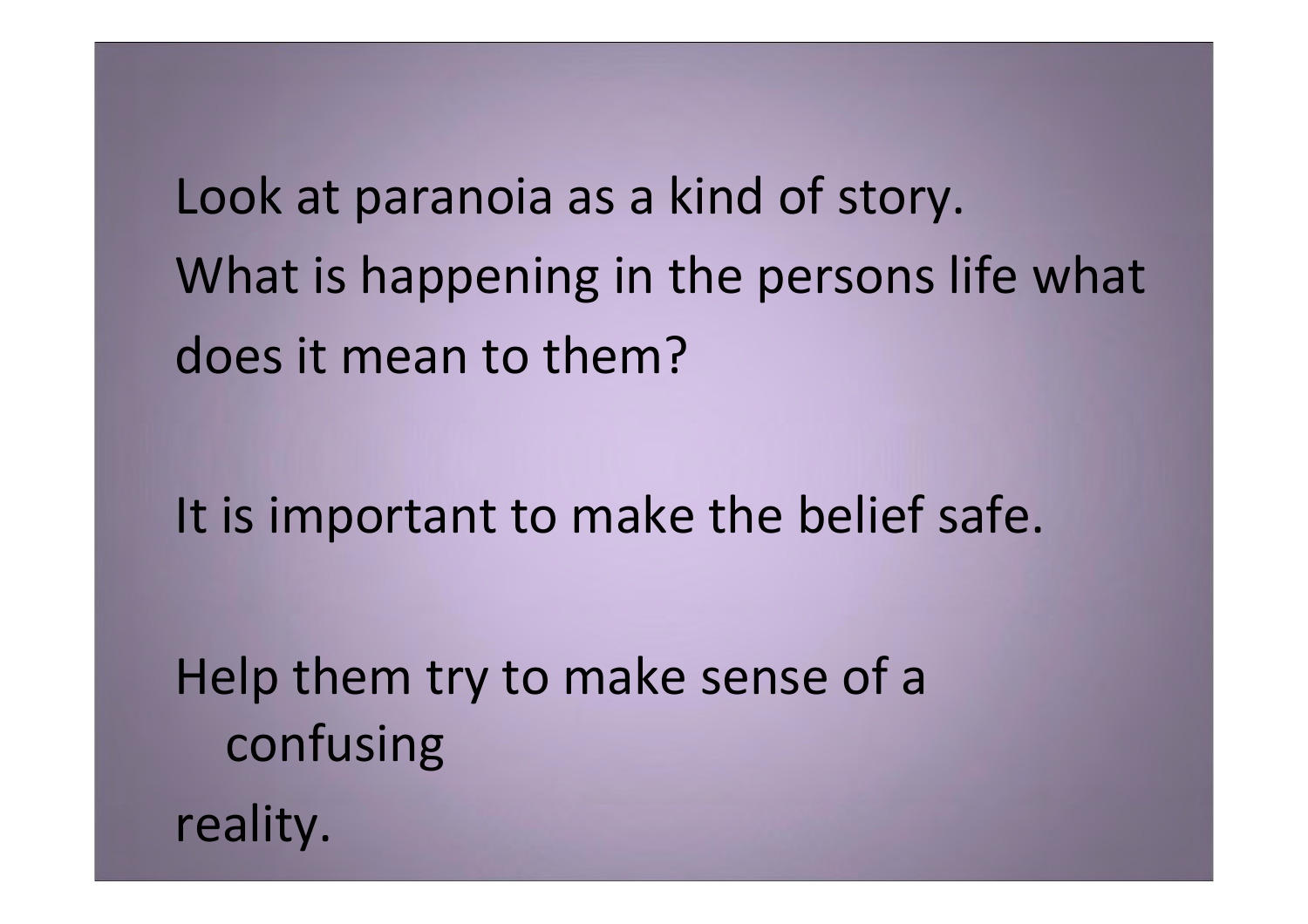Look at paranoia as a kind of story.
What is happening in the persons life what does it mean to them?

It is important to make the belief safe.

Help them try to make sense of a confusing reality.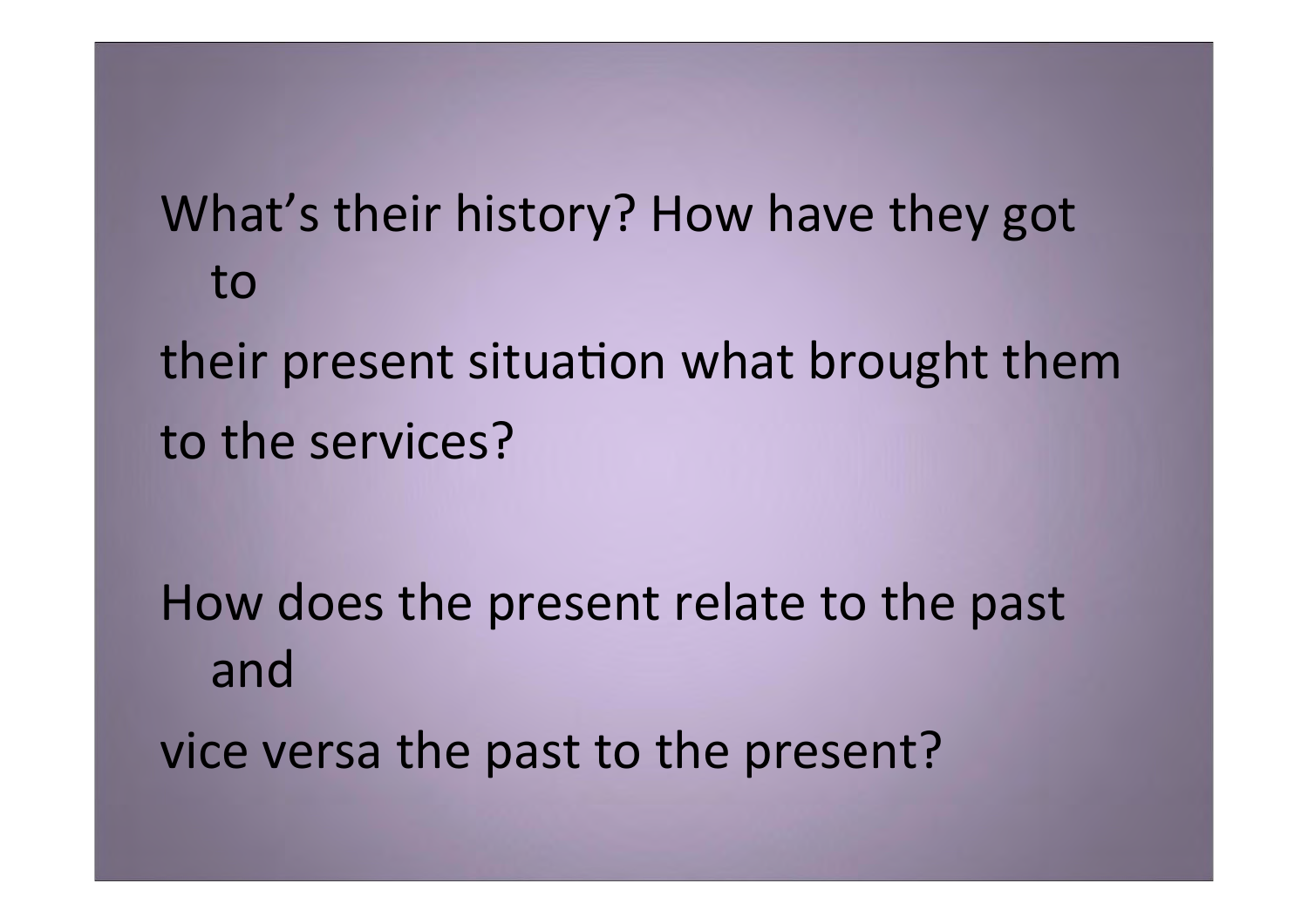What's their history? How have they got to their present situation what brought them to the services?

How does the present relate to the past and vice versa the past to the present?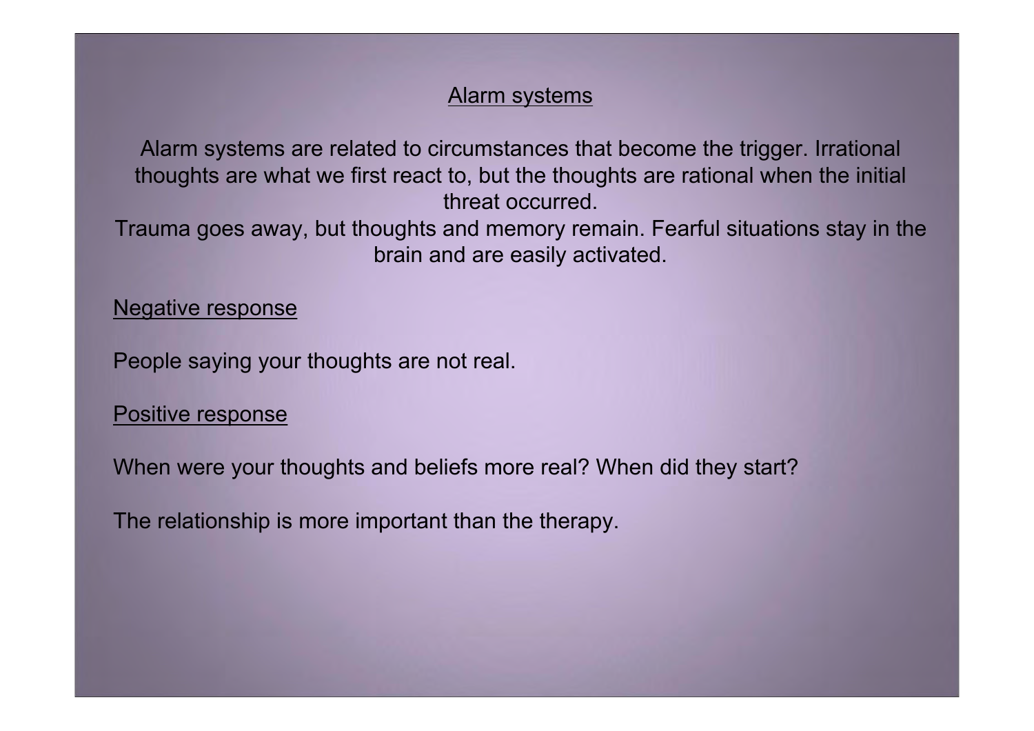## Alarm systems

Alarm systems are related to circumstances that become the trigger. Irrational thoughts are what we first react to, but the thoughts are rational when the initial threat occurred.
Trauma goes away, but thoughts and memory remain. Fearful situations stay in the brain and are easily activated.

### Negative response

People saying your thoughts are not real.

### Positive response

When were your thoughts and beliefs more real? When did they start?

The relationship is more important than the therapy.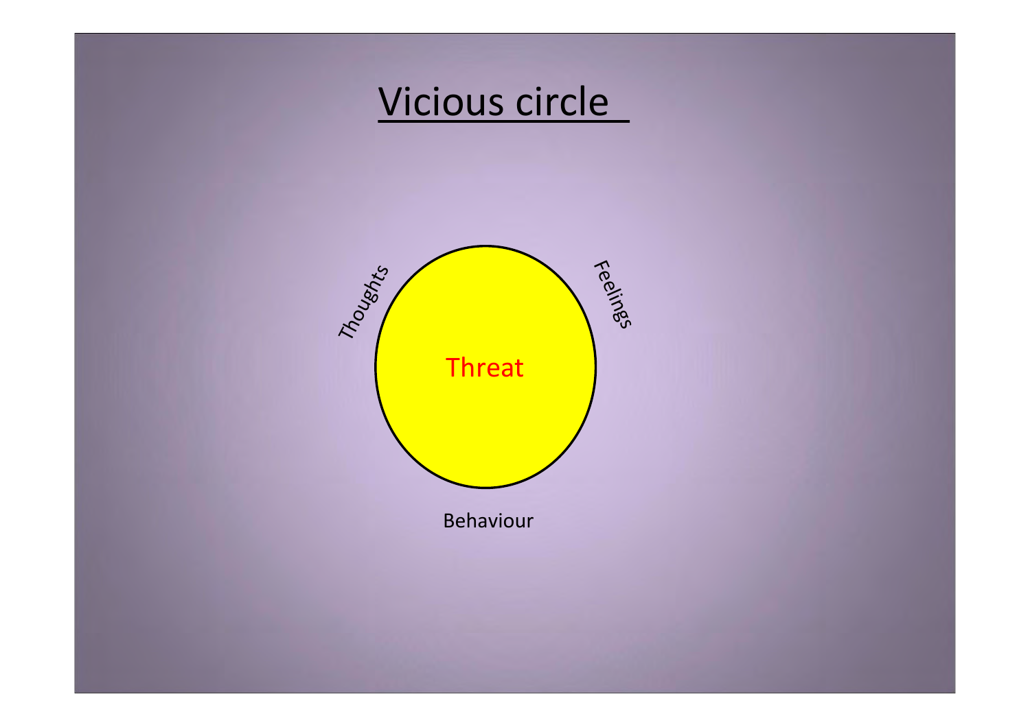# Vicious circle

Thoughts

Feelings

Threat

Behaviour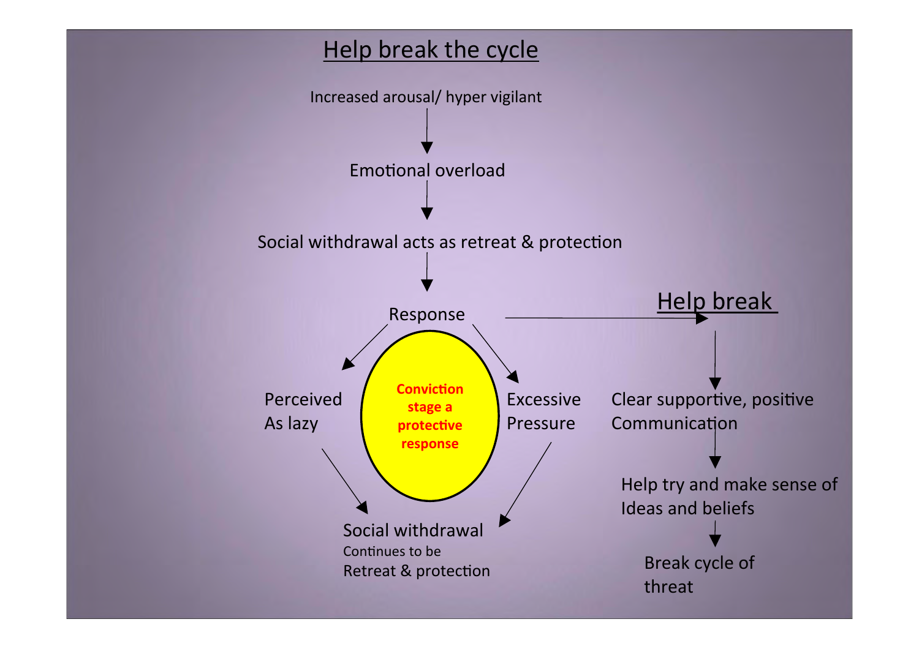## Help break the cycle

Increased arousal/ hyper vigilant

↓

Emotional overload

↓

Social withdrawal acts as retreat & protection

↓

Response

- Perceived As lazy → Social withdrawal Continues to be Retreat & protection
- Excessive Pressure → Social withdrawal Continues to be Retreat & protection

**Conviction stage a protective response**

Response → **Help break**

↓

Clear supportive, positive Communication

↓

Help try and make sense of Ideas and beliefs

↓

Break cycle of threat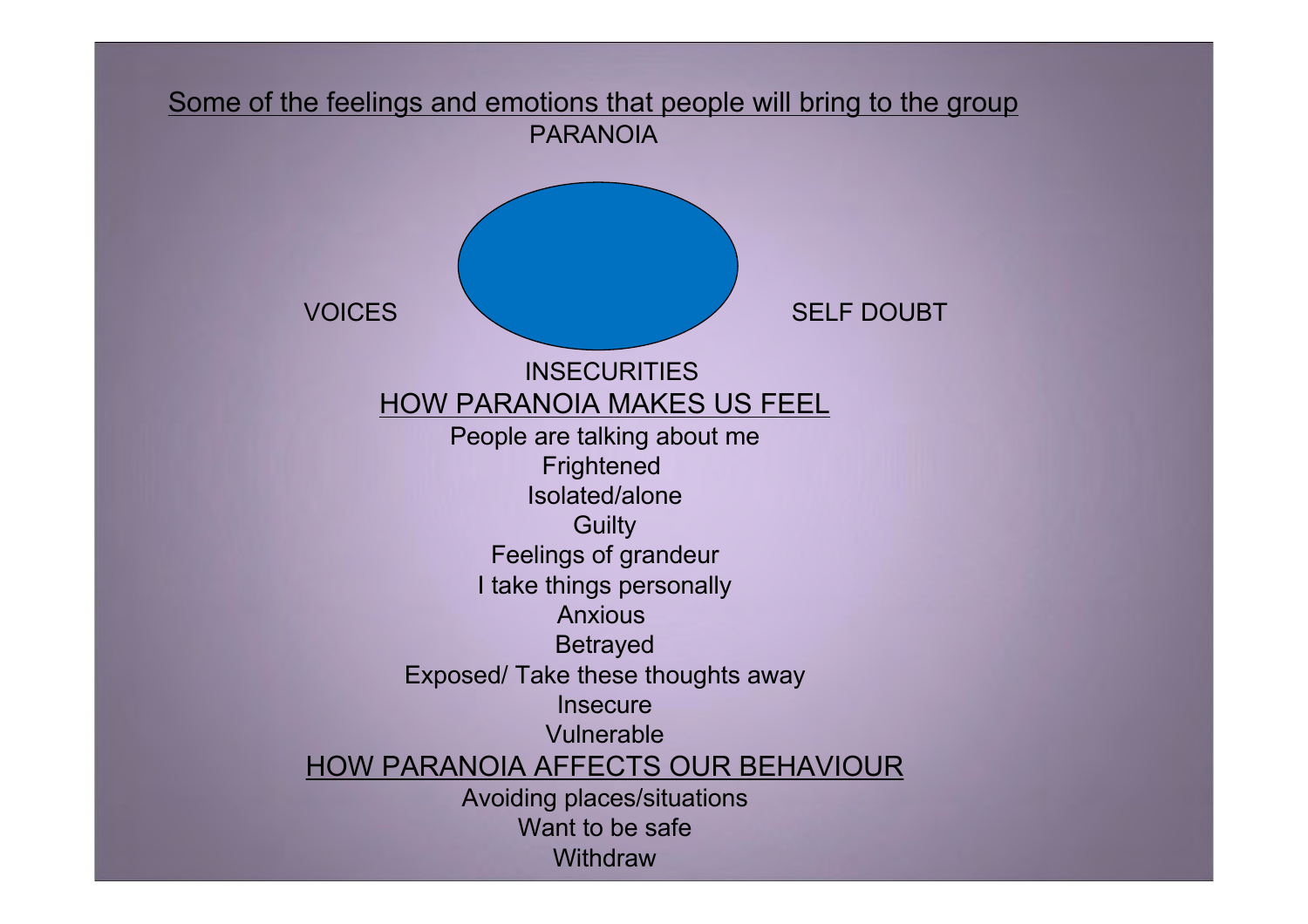## Some of the feelings and emotions that people will bring to the group

PARANOIA

VOICES

SELF DOUBT

INSECURITIES

## HOW PARANOIA MAKES US FEEL

People are talking about me

Frightened

Isolated/alone

Guilty

Feelings of grandeur

I take things personally

Anxious

Betrayed

Exposed/ Take these thoughts away

Insecure

Vulnerable

## HOW PARANOIA AFFECTS OUR BEHAVIOUR

Avoiding places/situations

Want to be safe

Withdraw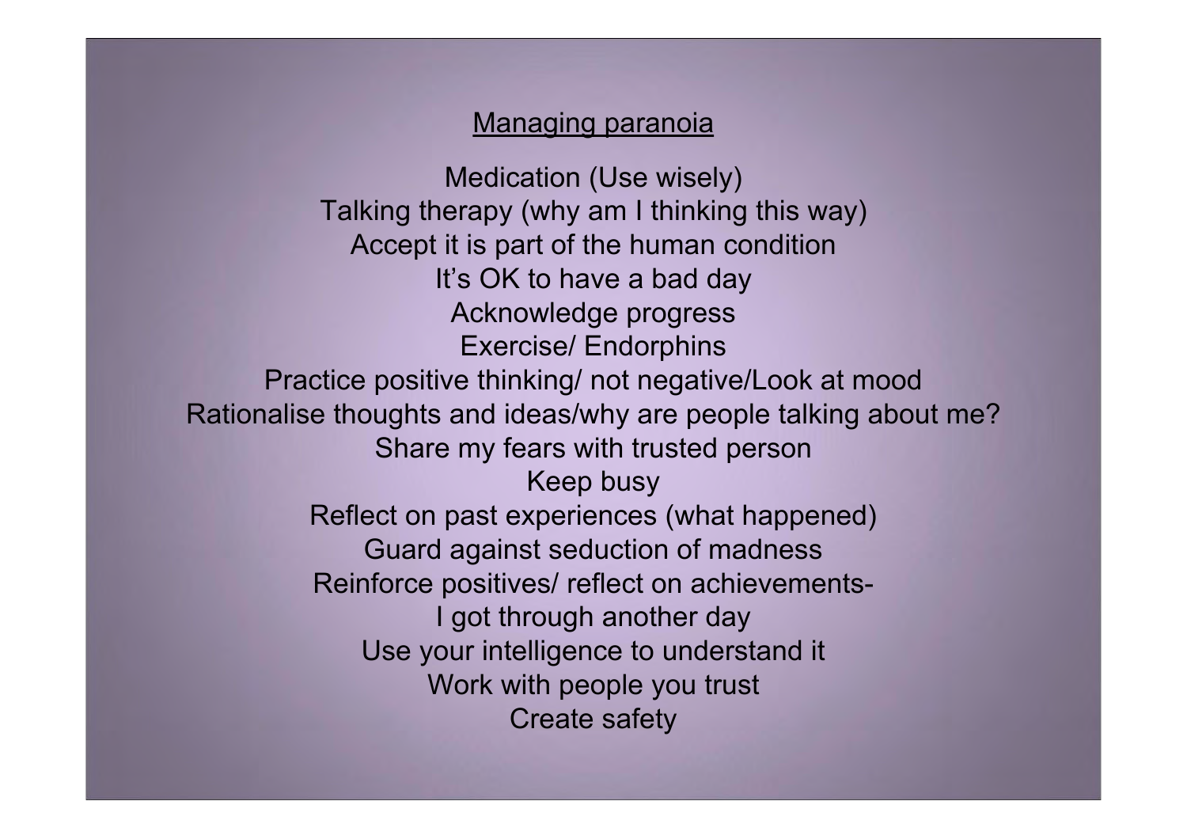## Managing paranoia

Medication (Use wisely)
Talking therapy (why am I thinking this way)
Accept it is part of the human condition
It's OK to have a bad day
Acknowledge progress
Exercise/ Endorphins
Practice positive thinking/ not negative/Look at mood
Rationalise thoughts and ideas/why are people talking about me?
Share my fears with trusted person
Keep busy
Reflect on past experiences (what happened)
Guard against seduction of madness
Reinforce positives/ reflect on achievements-
I got through another day
Use your intelligence to understand it
Work with people you trust
Create safety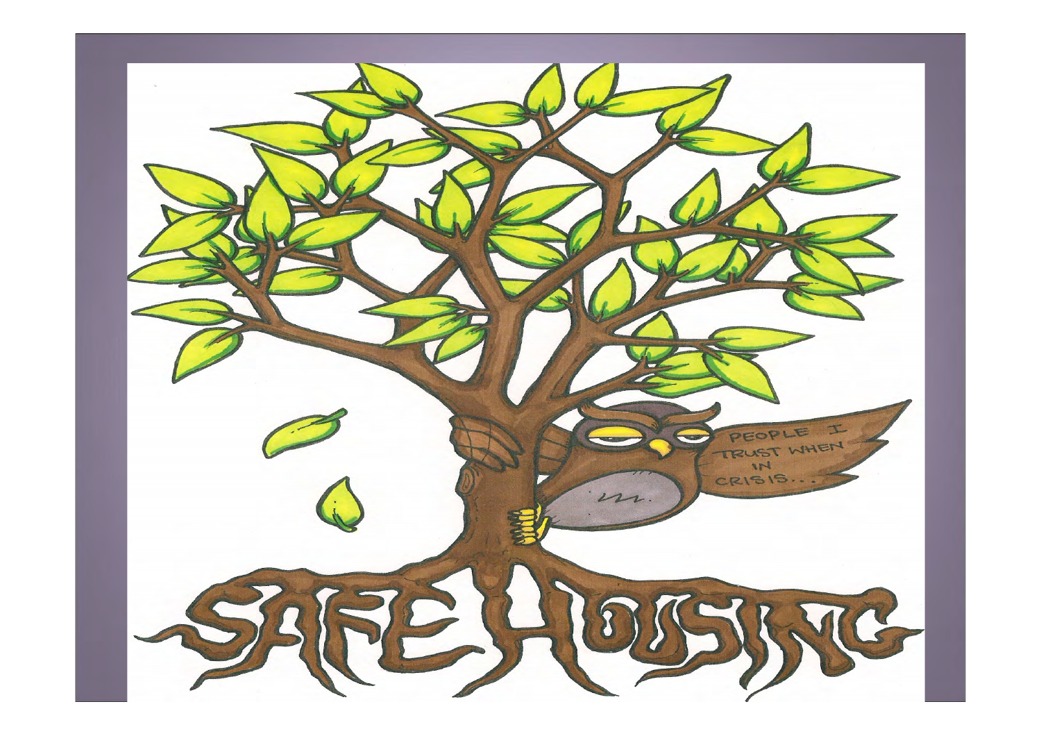PEOPLE I TRUST WHEN IN CRISIS...

SAFE HOUSING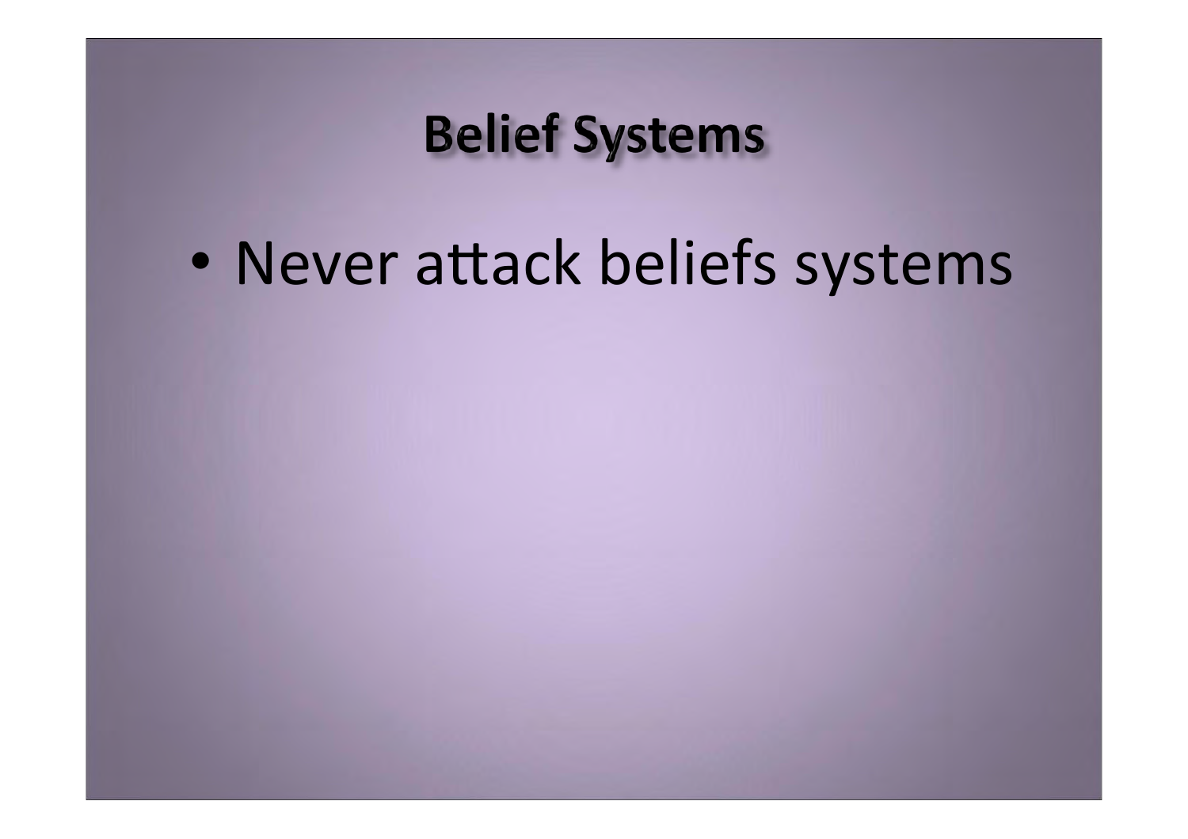# Belief Systems

- Never attack beliefs systems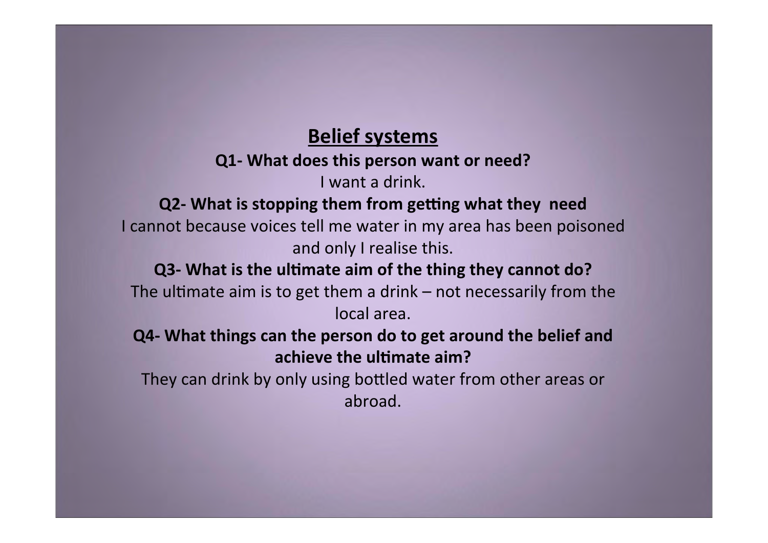## Belief systems

**Q1- What does this person want or need?**

I want a drink.

**Q2- What is stopping them from getting what they need**

I cannot because voices tell me water in my area has been poisoned and only I realise this.

**Q3- What is the ultimate aim of the thing they cannot do?**

The ultimate aim is to get them a drink – not necessarily from the local area.

**Q4- What things can the person do to get around the belief and achieve the ultimate aim?**

They can drink by only using bottled water from other areas or abroad.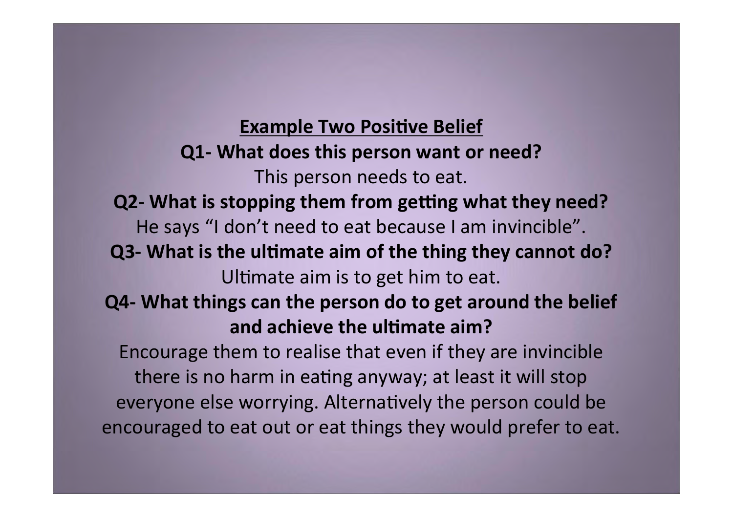## Example Two Positive Belief

**Q1- What does this person want or need?**

This person needs to eat.

**Q2- What is stopping them from getting what they need?**

He says "I don't need to eat because I am invincible".

**Q3- What is the ultimate aim of the thing they cannot do?**

Ultimate aim is to get him to eat.

**Q4- What things can the person do to get around the belief and achieve the ultimate aim?**

Encourage them to realise that even if they are invincible there is no harm in eating anyway; at least it will stop everyone else worrying. Alternatively the person could be encouraged to eat out or eat things they would prefer to eat.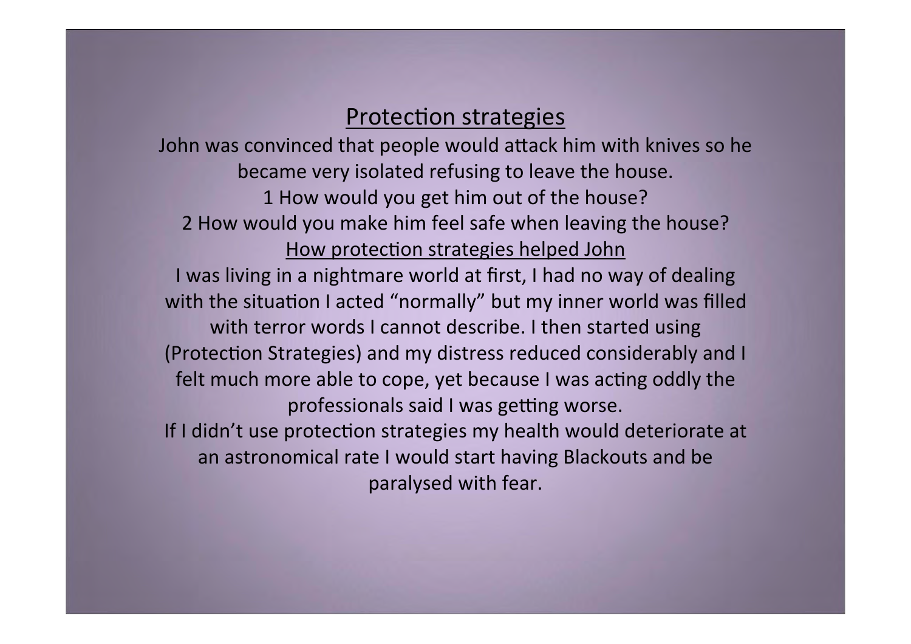## Protection strategies

John was convinced that people would attack him with knives so he became very isolated refusing to leave the house.

1 How would you get him out of the house?

2 How would you make him feel safe when leaving the house?

### How protection strategies helped John

I was living in a nightmare world at first, I had no way of dealing with the situation I acted "normally" but my inner world was filled with terror words I cannot describe. I then started using (Protection Strategies) and my distress reduced considerably and I felt much more able to cope, yet because I was acting oddly the professionals said I was getting worse.

If I didn't use protection strategies my health would deteriorate at an astronomical rate I would start having Blackouts and be paralysed with fear.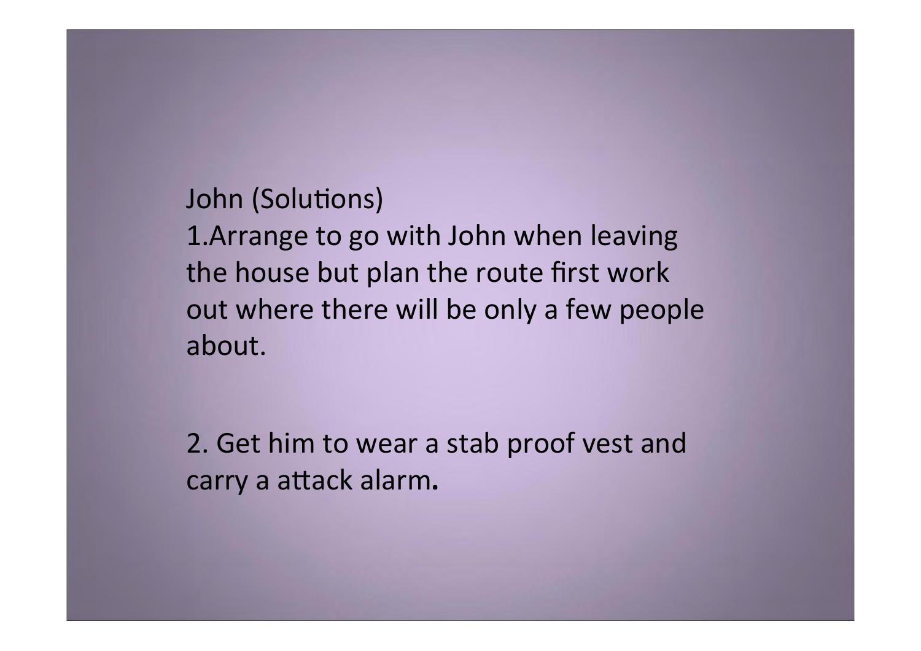John (Solutions)

1. Arrange to go with John when leaving the house but plan the route first work out where there will be only a few people about.

2. Get him to wear a stab proof vest and carry a attack alarm**.**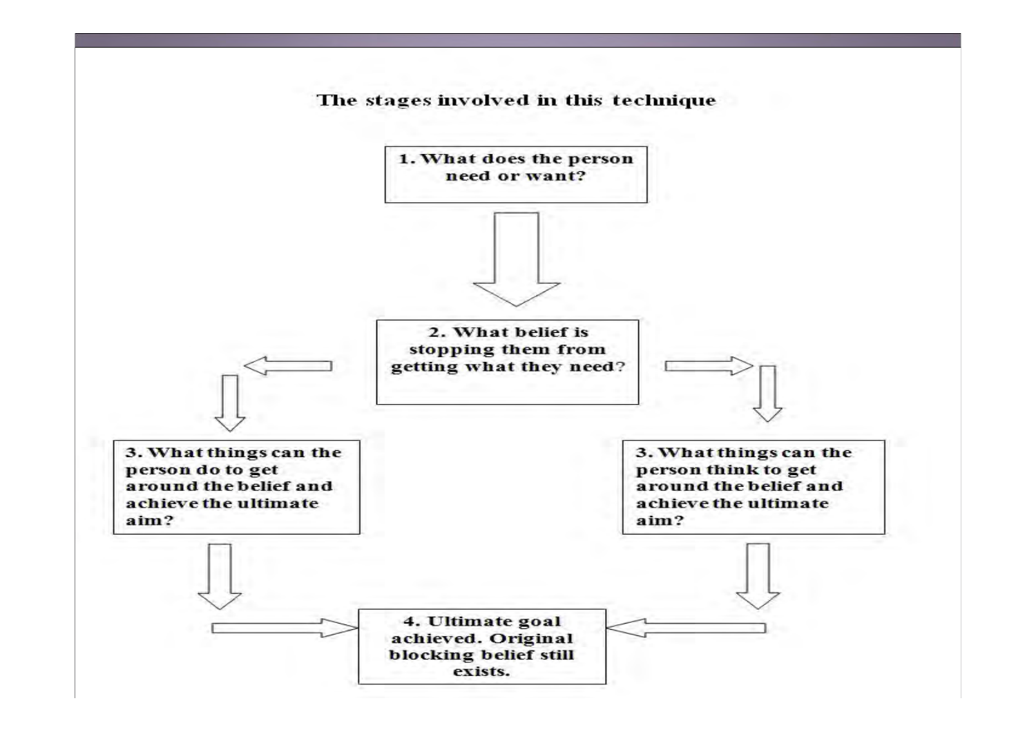## The stages involved in this technique

**1. What does the person need or want?**

↓

**2. What belief is stopping them from getting what they need?**

↓

**3. What things can the person do to get around the belief and achieve the ultimate aim?**

**3. What things can the person think to get around the belief and achieve the ultimate aim?**

↓

**4. Ultimate goal achieved. Original blocking belief still exists.**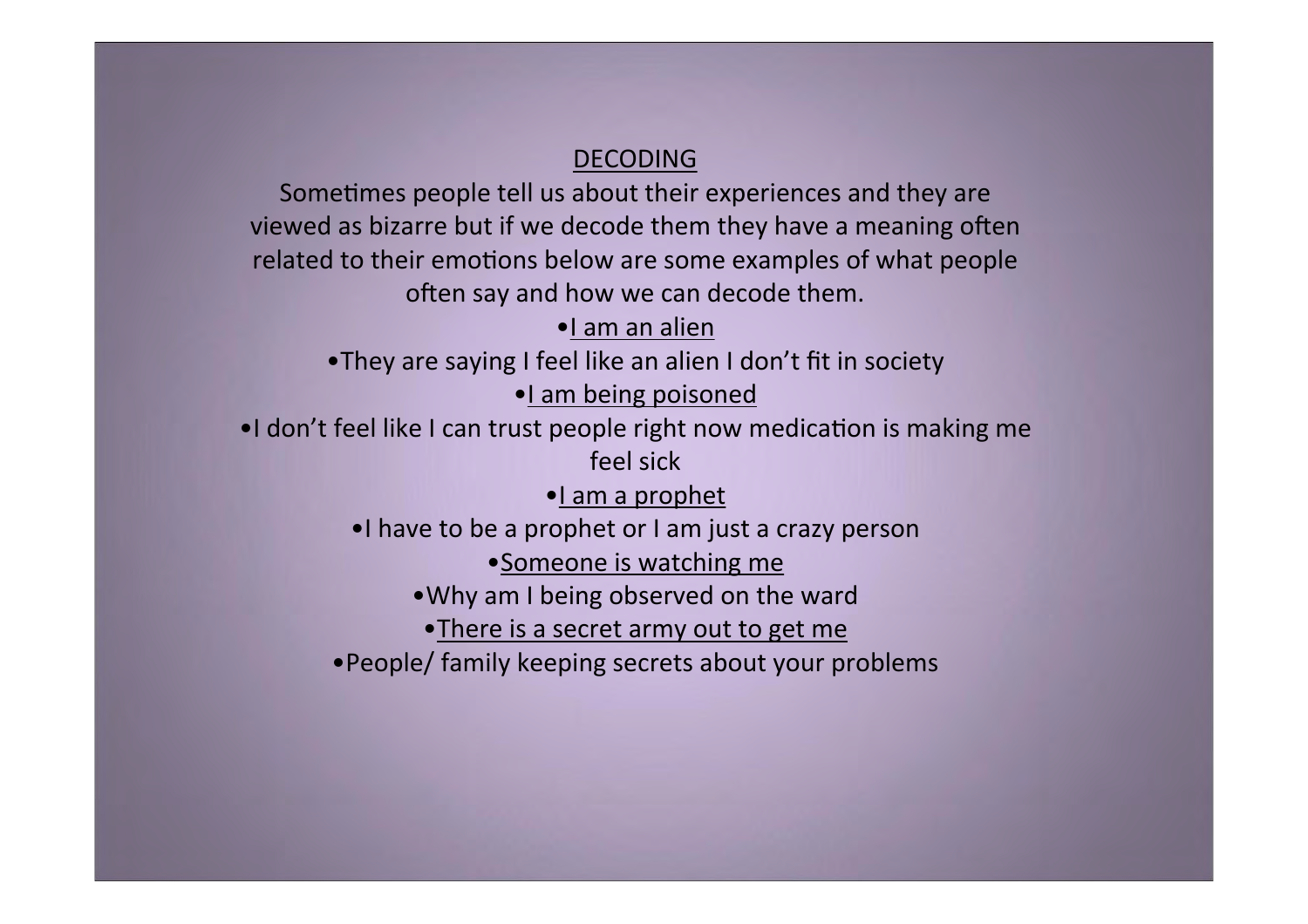## DECODING

Sometimes people tell us about their experiences and they are viewed as bizarre but if we decode them they have a meaning often related to their emotions below are some examples of what people often say and how we can decode them.

- <u>I am an alien</u>
- They are saying I feel like an alien I don't fit in society
- <u>I am being poisoned</u>
- I don't feel like I can trust people right now medication is making me feel sick
- <u>I am a prophet</u>
- I have to be a prophet or I am just a crazy person
- <u>Someone is watching me</u>
- Why am I being observed on the ward
- <u>There is a secret army out to get me</u>
- People/ family keeping secrets about your problems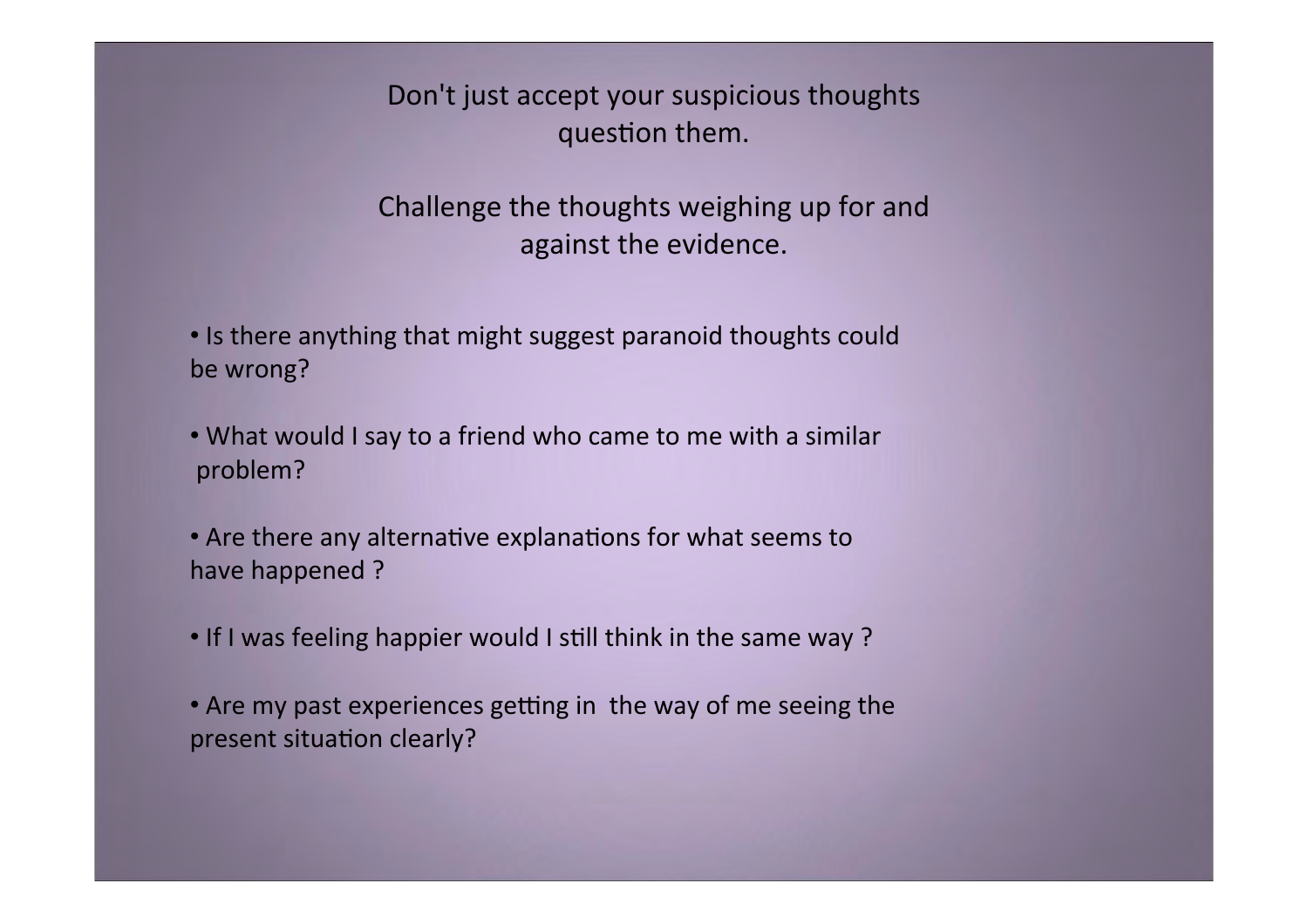Don't just accept your suspicious thoughts question them.

Challenge the thoughts weighing up for and against the evidence.

- Is there anything that might suggest paranoid thoughts could be wrong?

- What would I say to a friend who came to me with a similar problem?

- Are there any alternative explanations for what seems to have happened ?

- If I was feeling happier would I still think in the same way ?

- Are my past experiences getting in the way of me seeing the present situation clearly?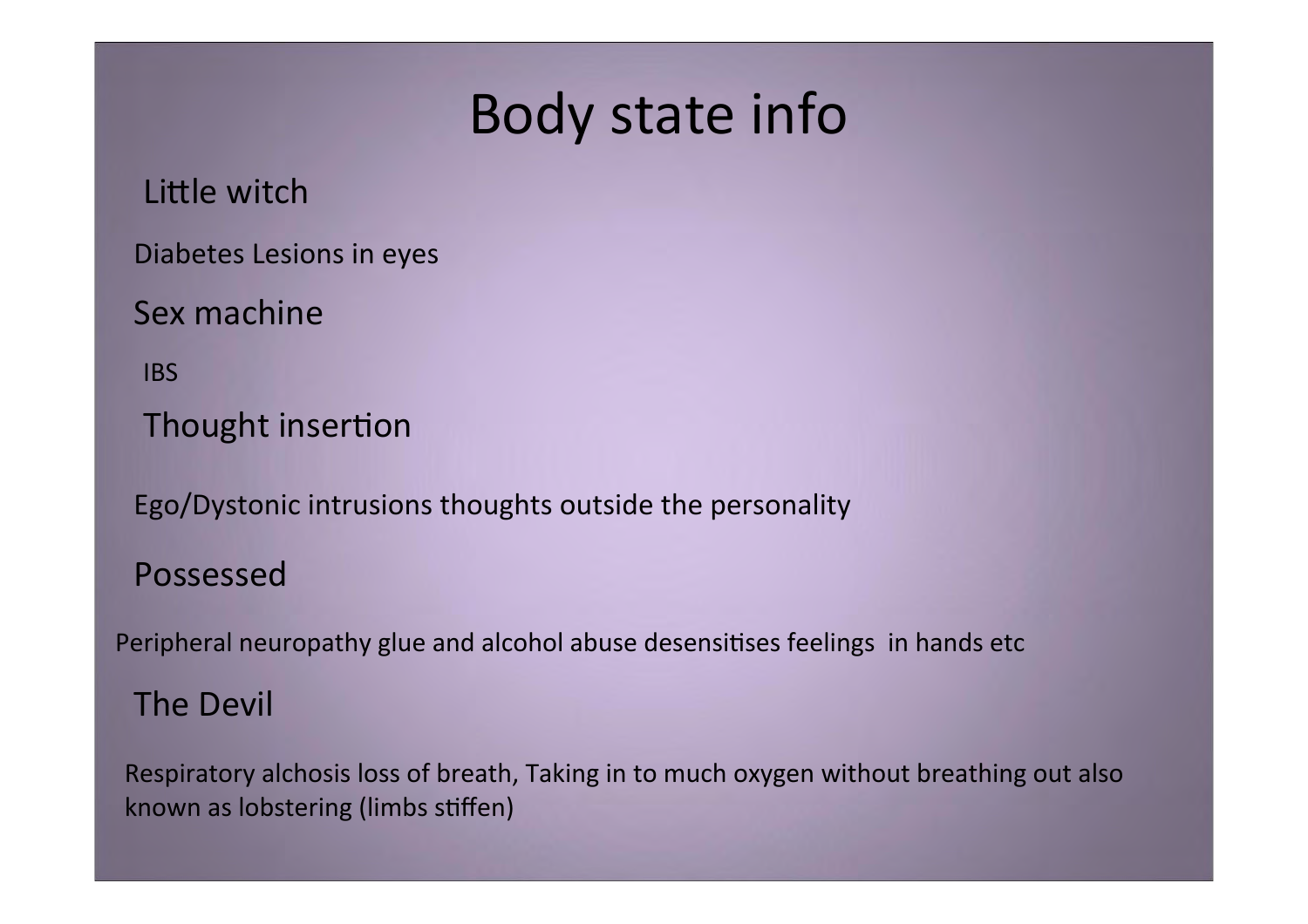# Body state info

Little witch

Diabetes Lesions in eyes

Sex machine

IBS

Thought insertion

Ego/Dystonic intrusions thoughts outside the personality

Possessed

Peripheral neuropathy glue and alcohol abuse desensitises feelings in hands etc

The Devil

Respiratory alchosis loss of breath, Taking in to much oxygen without breathing out also known as lobstering (limbs stiffen)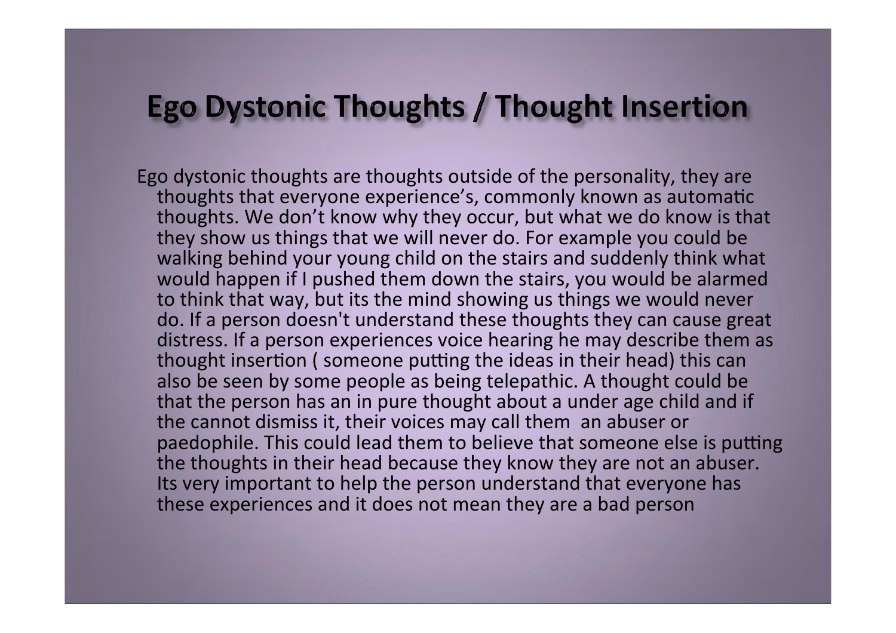# Ego Dystonic Thoughts / Thought Insertion

Ego dystonic thoughts are thoughts outside of the personality, they are thoughts that everyone experience's, commonly known as automatic thoughts. We don't know why they occur, but what we do know is that they show us things that we will never do. For example you could be walking behind your young child on the stairs and suddenly think what would happen if I pushed them down the stairs, you would be alarmed to think that way, but its the mind showing us things we would never do. If a person doesn't understand these thoughts they can cause great distress. If a person experiences voice hearing he may describe them as thought insertion ( someone putting the ideas in their head) this can also be seen by some people as being telepathic. A thought could be that the person has an in pure thought about a under age child and if the cannot dismiss it, their voices may call them  an abuser or paedophile. This could lead them to believe that someone else is putting the thoughts in their head because they know they are not an abuser. Its very important to help the person understand that everyone has these experiences and it does not mean they are a bad person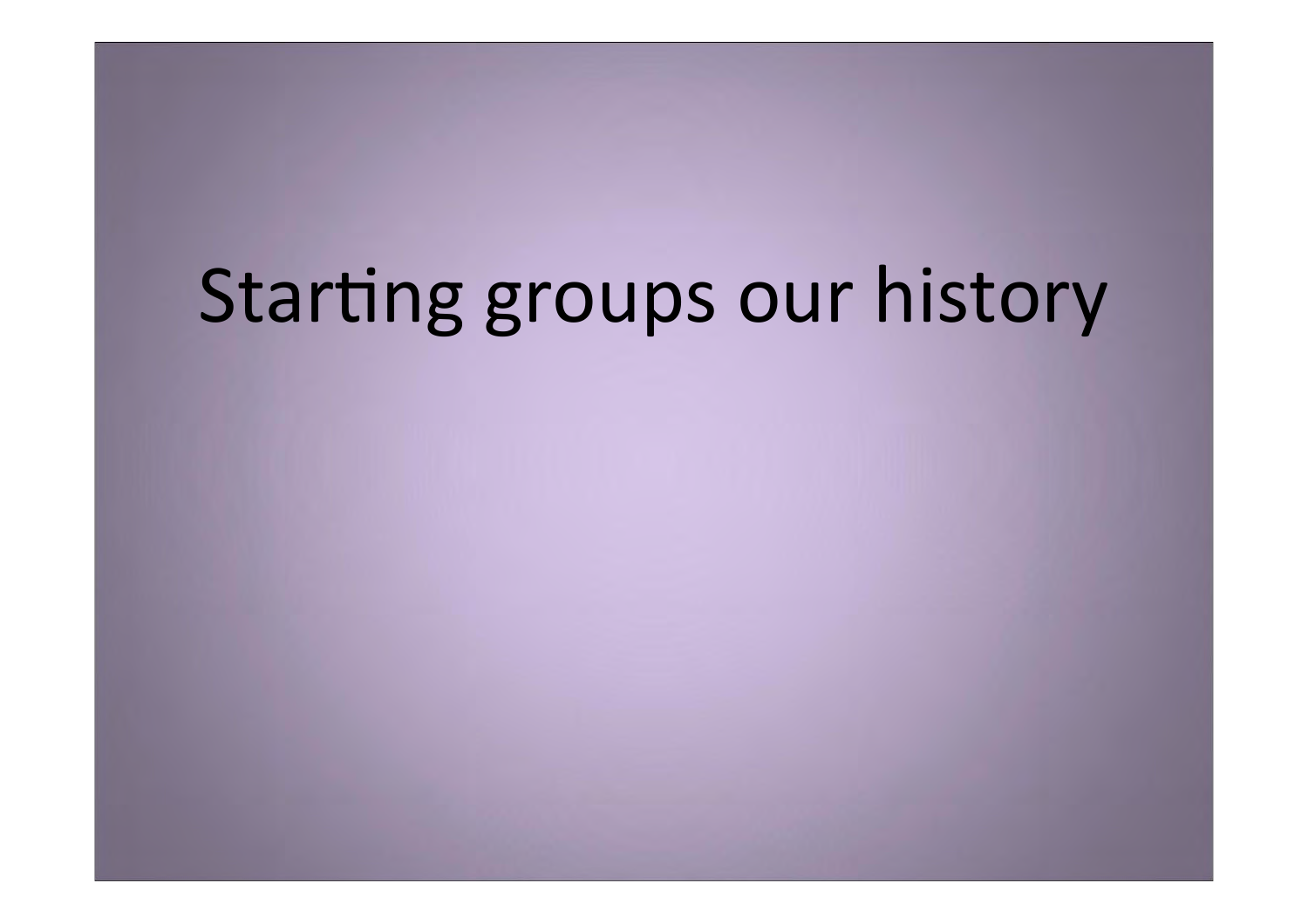# Starting groups our history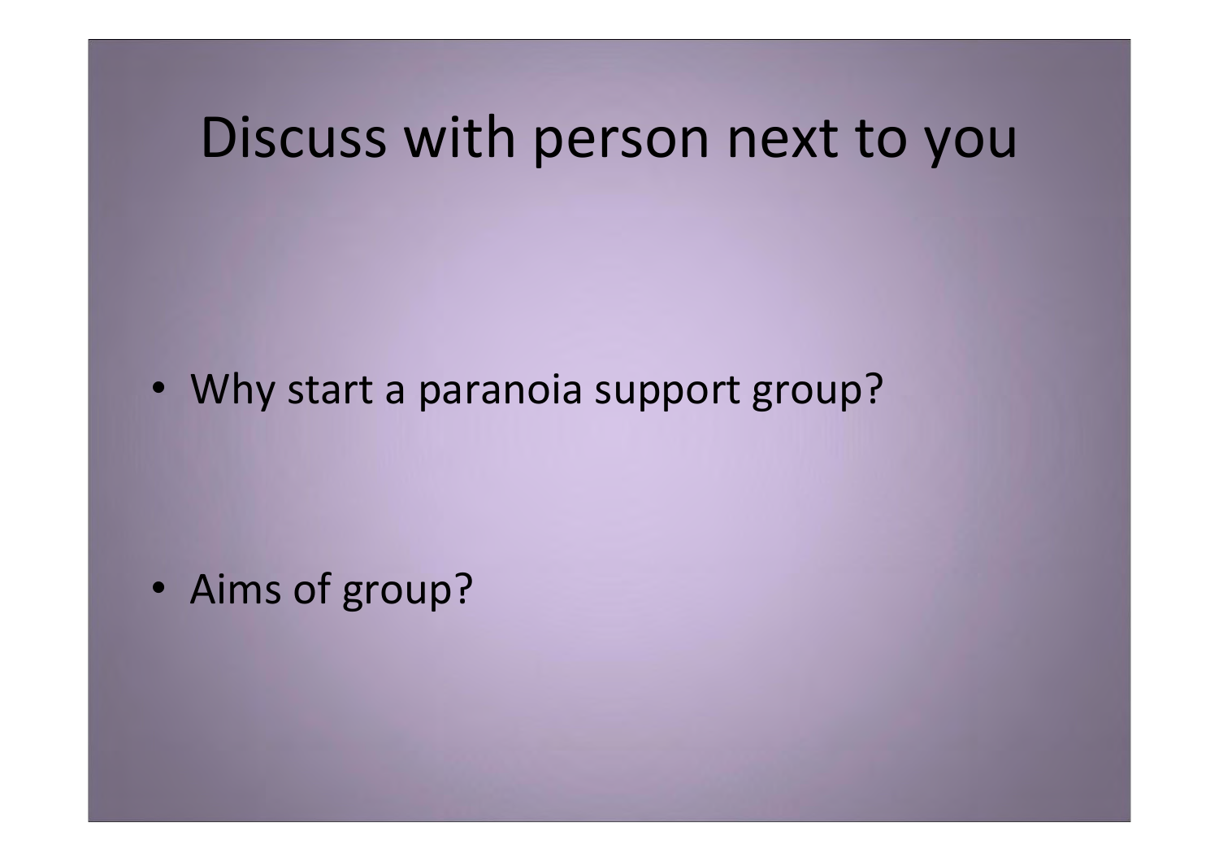# Discuss with person next to you

- Why start a paranoia support group?

- Aims of group?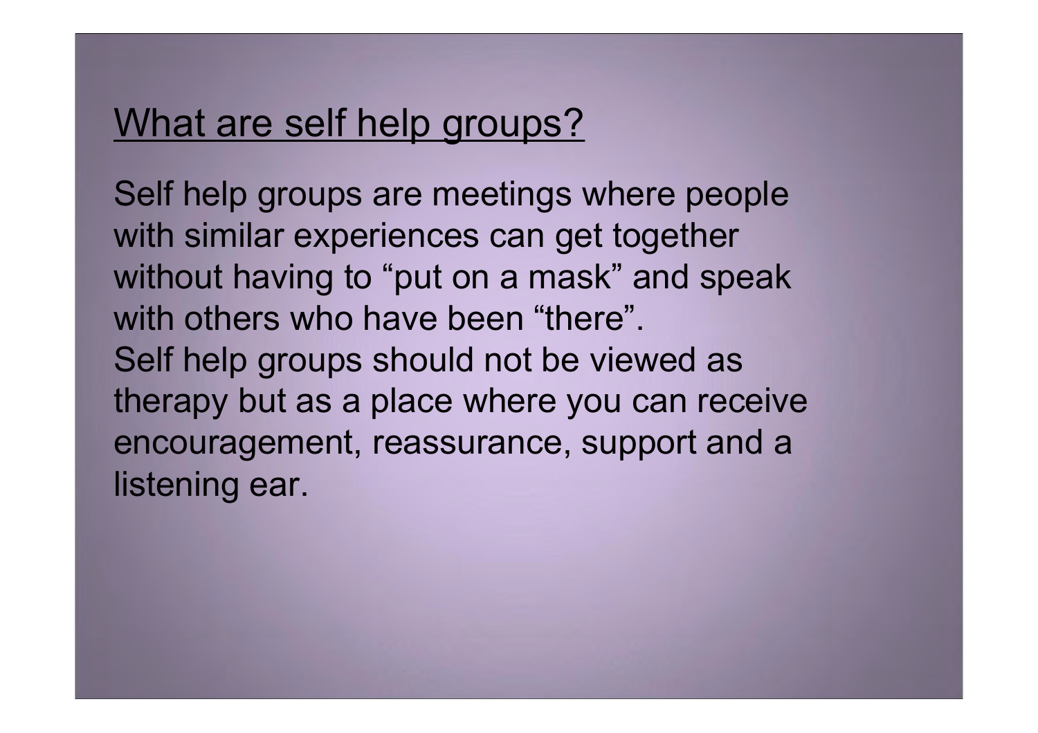## What are self help groups?

Self help groups are meetings where people with similar experiences can get together without having to "put on a mask" and speak with others who have been "there".

Self help groups should not be viewed as therapy but as a place where you can receive encouragement, reassurance, support and a listening ear.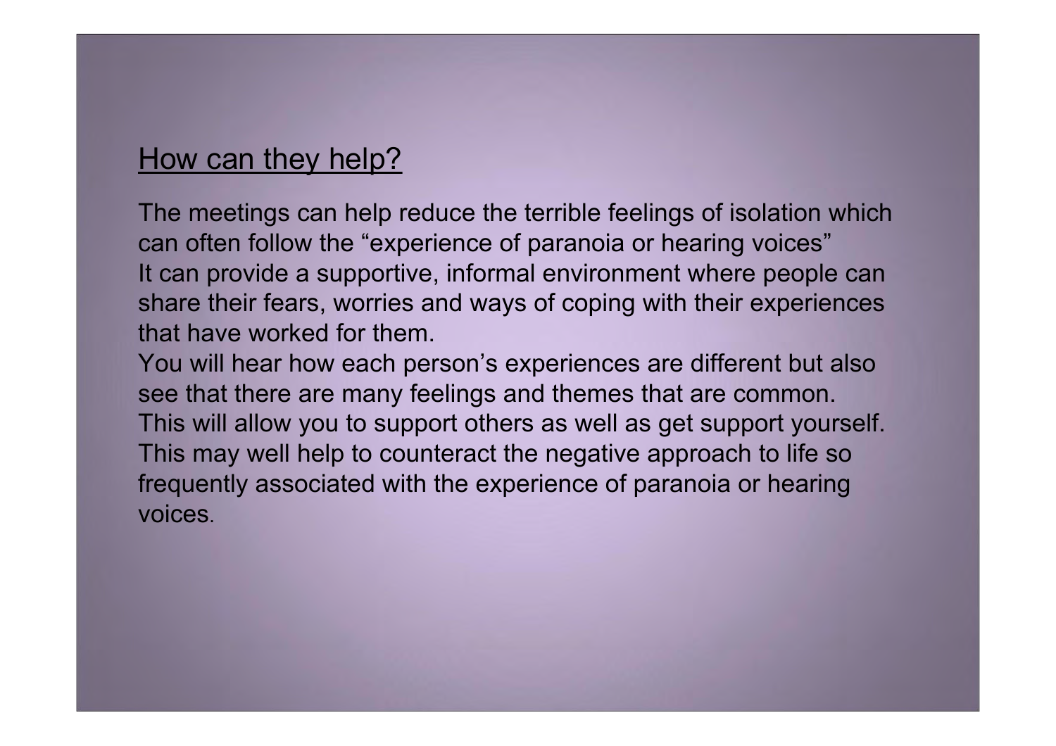## How can they help?

The meetings can help reduce the terrible feelings of isolation which can often follow the “experience of paranoia or hearing voices”
It can provide a supportive, informal environment where people can share their fears, worries and ways of coping with their experiences that have worked for them.
You will hear how each person’s experiences are different but also see that there are many feelings and themes that are common.
This will allow you to support others as well as get support yourself.
This may well help to counteract the negative approach to life so frequently associated with the experience of paranoia or hearing voices.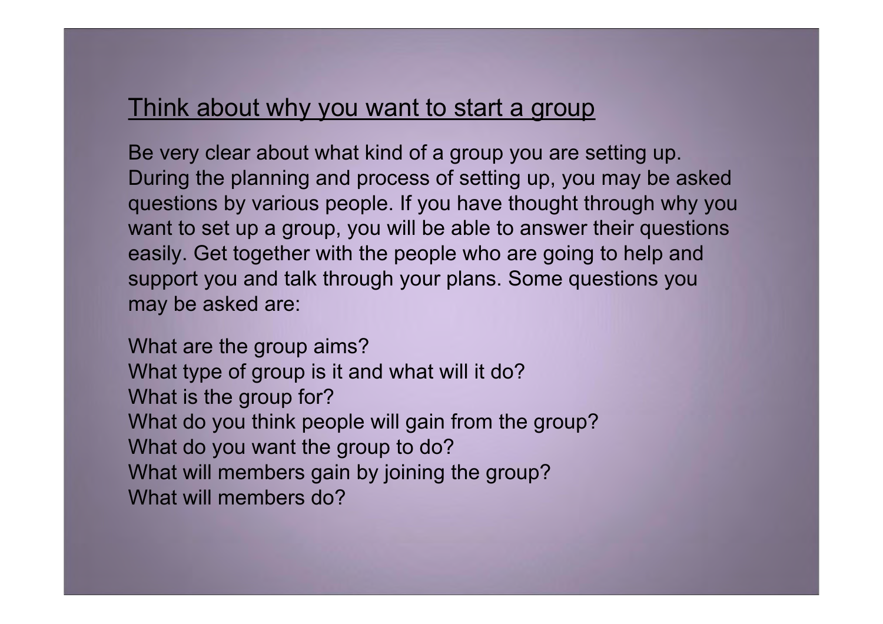## Think about why you want to start a group

Be very clear about what kind of a group you are setting up. During the planning and process of setting up, you may be asked questions by various people. If you have thought through why you want to set up a group, you will be able to answer their questions easily. Get together with the people who are going to help and support you and talk through your plans. Some questions you may be asked are:

What are the group aims?
What type of group is it and what will it do?
What is the group for?
What do you think people will gain from the group?
What do you want the group to do?
What will members gain by joining the group?
What will members do?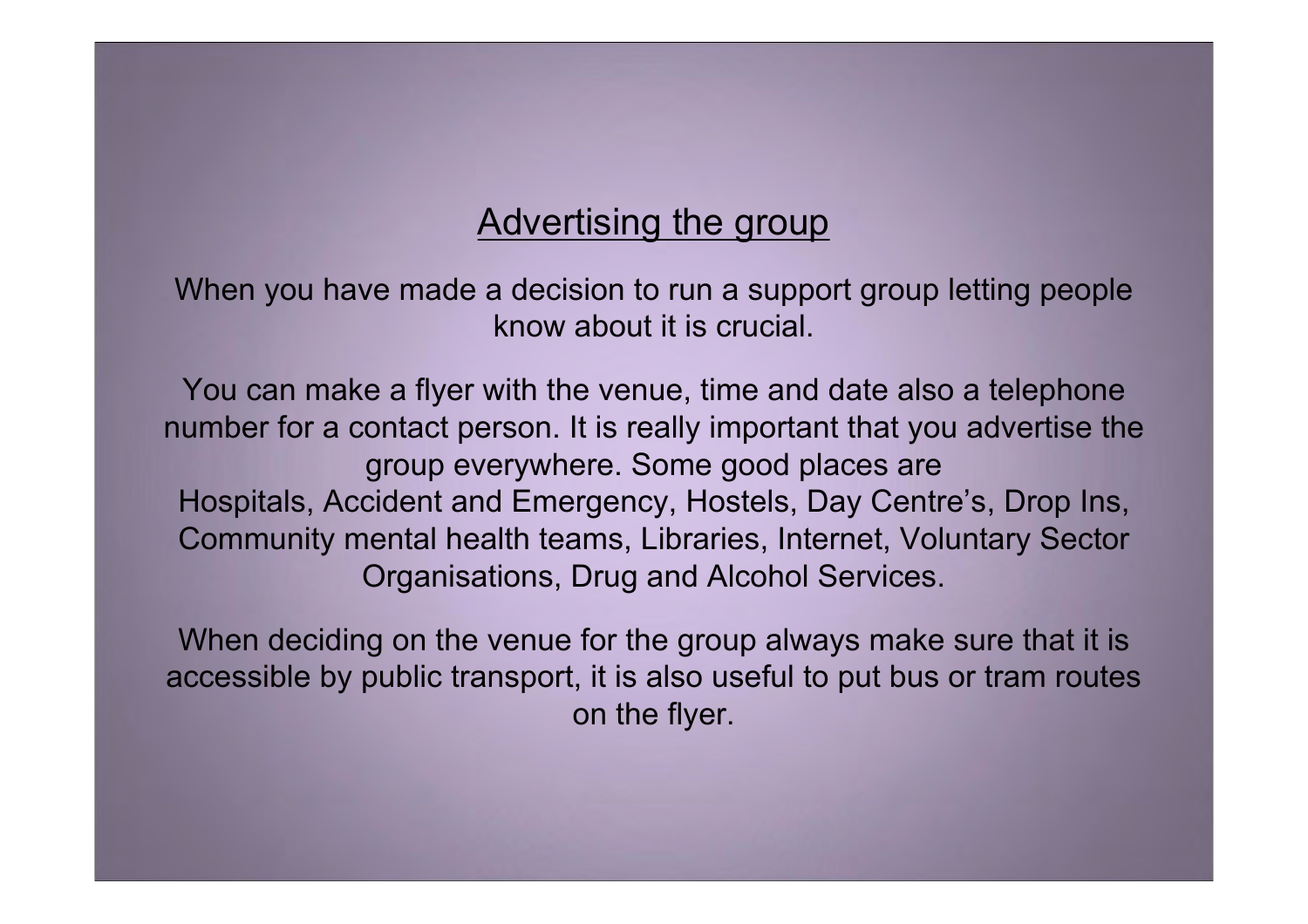## Advertising the group

When you have made a decision to run a support group letting people know about it is crucial.

You can make a flyer with the venue, time and date also a telephone number for a contact person. It is really important that you advertise the group everywhere. Some good places are
Hospitals, Accident and Emergency, Hostels, Day Centre's, Drop Ins, Community mental health teams, Libraries, Internet, Voluntary Sector Organisations, Drug and Alcohol Services.

When deciding on the venue for the group always make sure that it is accessible by public transport, it is also useful to put bus or tram routes on the flyer.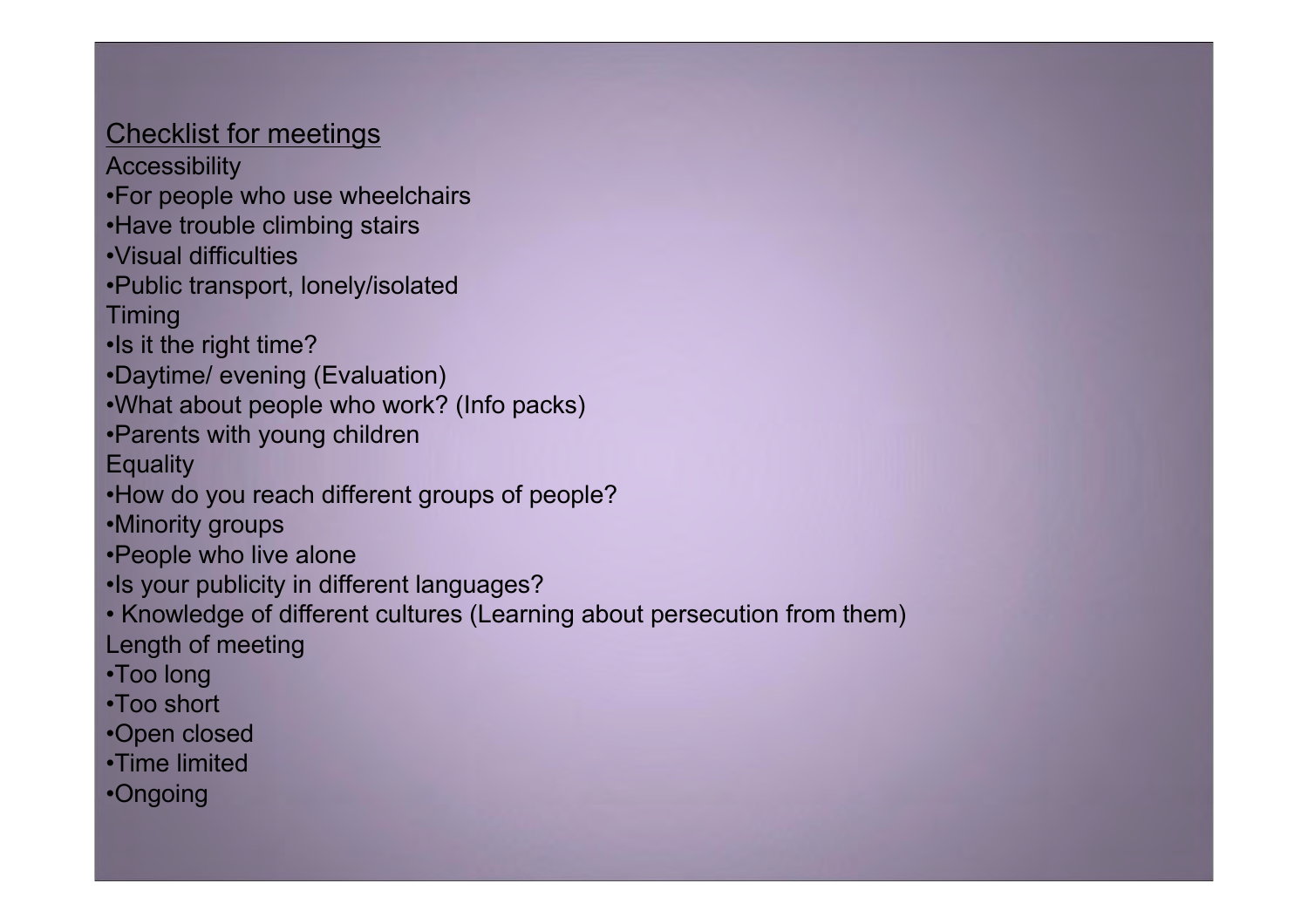## Checklist for meetings

Accessibility

- For people who use wheelchairs
- Have trouble climbing stairs
- Visual difficulties
- Public transport, lonely/isolated

Timing

- Is it the right time?
- Daytime/ evening (Evaluation)
- What about people who work? (Info packs)
- Parents with young children

Equality

- How do you reach different groups of people?
- Minority groups
- People who live alone
- Is your publicity in different languages?
- Knowledge of different cultures (Learning about persecution from them)

Length of meeting

- Too long
- Too short
- Open closed
- Time limited
- Ongoing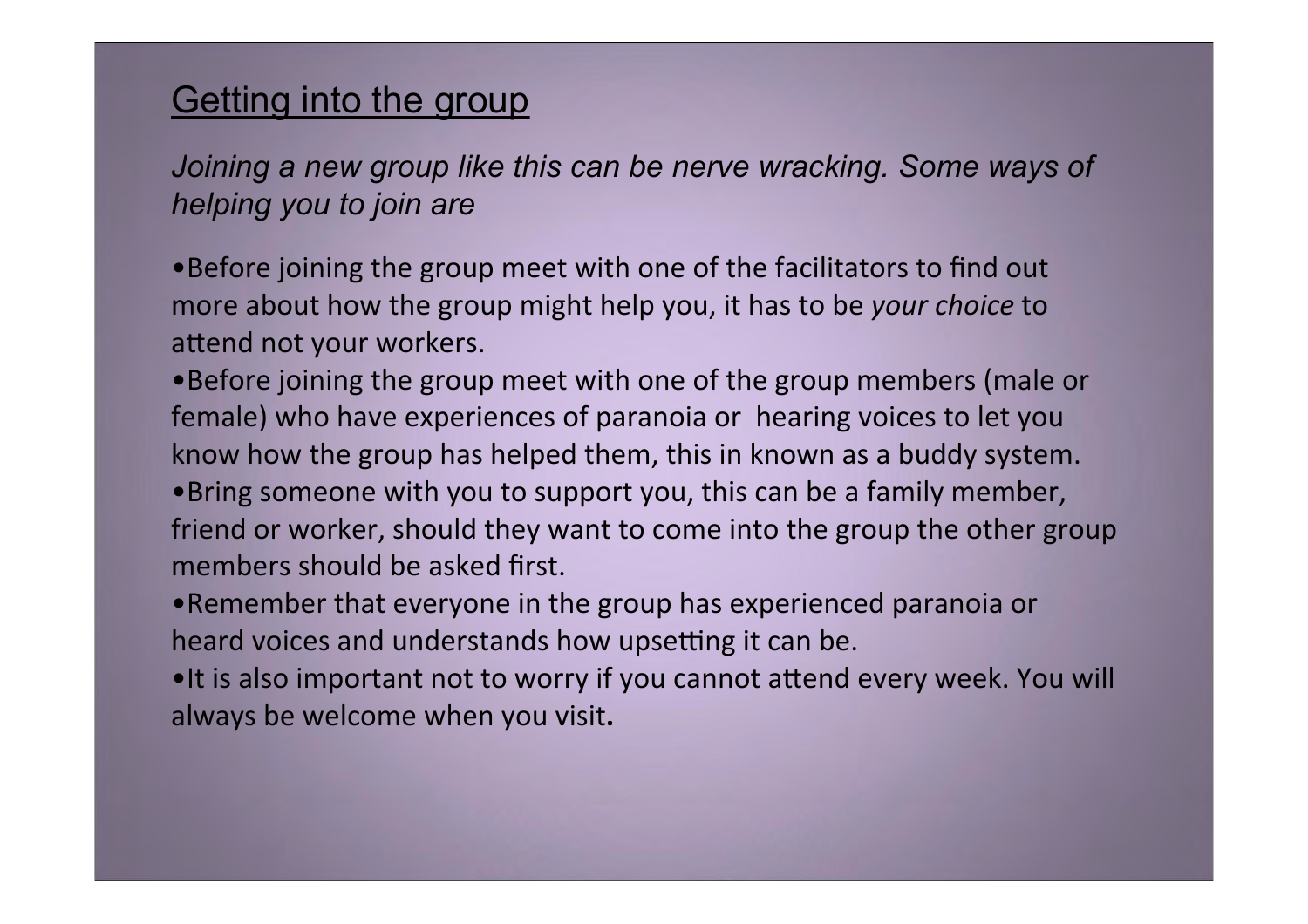## Getting into the group

*Joining a new group like this can be nerve wracking. Some ways of helping you to join are*

- Before joining the group meet with one of the facilitators to find out more about how the group might help you, it has to be *your choice* to attend not your workers.
- Before joining the group meet with one of the group members (male or female) who have experiences of paranoia or hearing voices to let you know how the group has helped them, this in known as a buddy system.
- Bring someone with you to support you, this can be a family member, friend or worker, should they want to come into the group the other group members should be asked first.
- Remember that everyone in the group has experienced paranoia or heard voices and understands how upsetting it can be.
- It is also important not to worry if you cannot attend every week. You will always be welcome when you visit.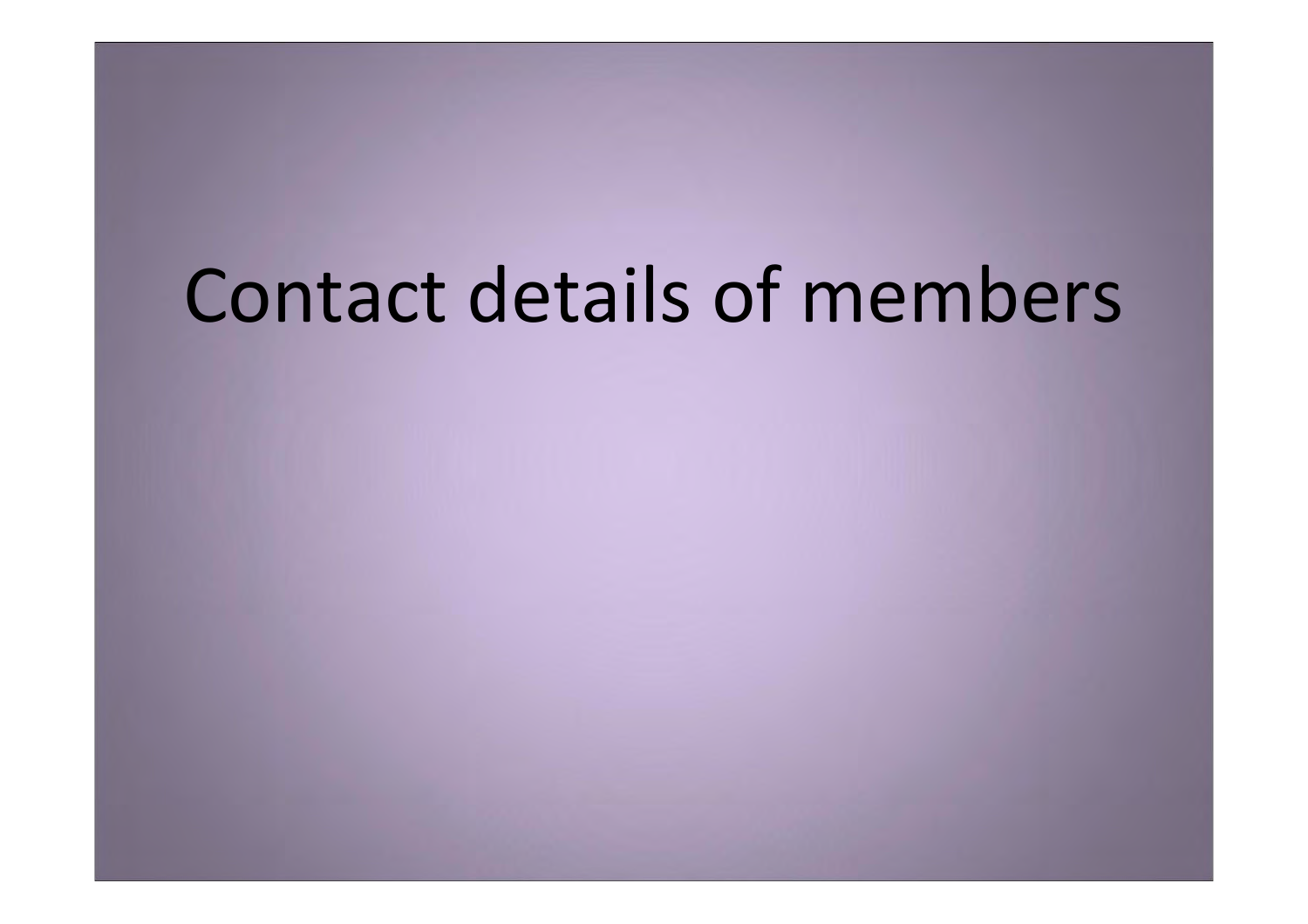# Contact details of members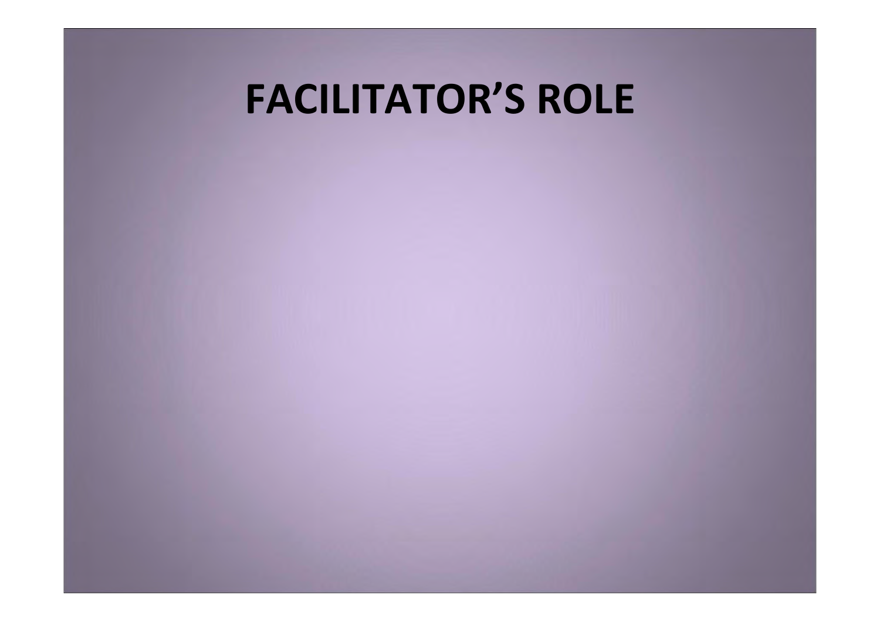# FACILITATOR’S ROLE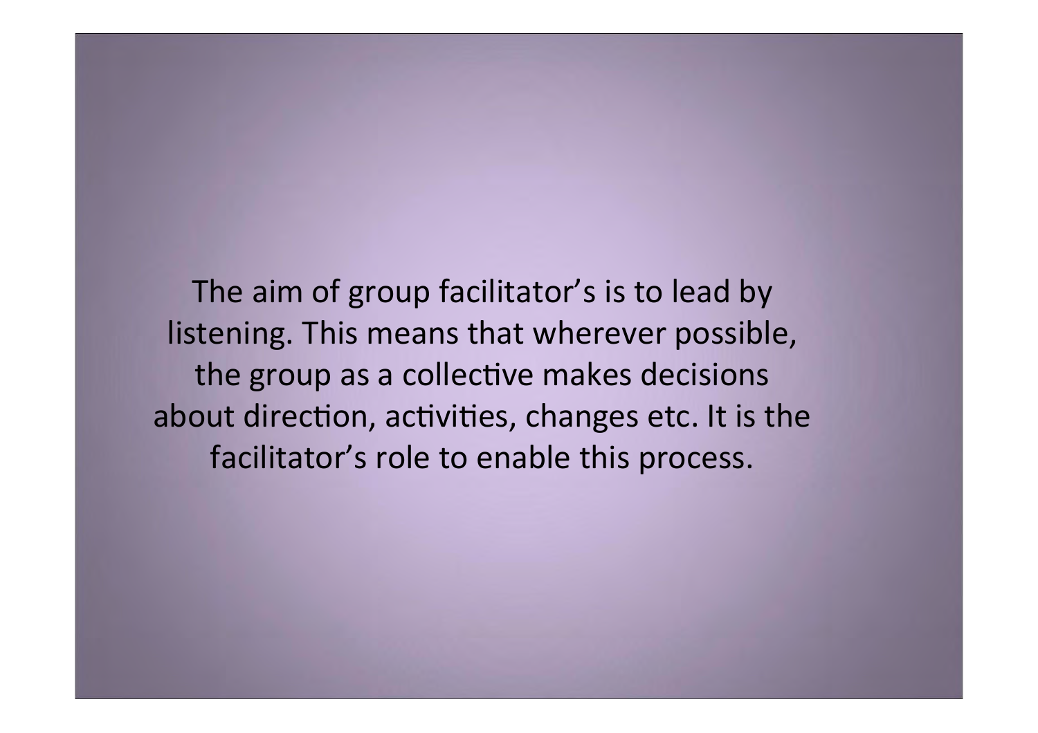The aim of group facilitator's is to lead by listening. This means that wherever possible, the group as a collective makes decisions about direction, activities, changes etc. It is the facilitator's role to enable this process.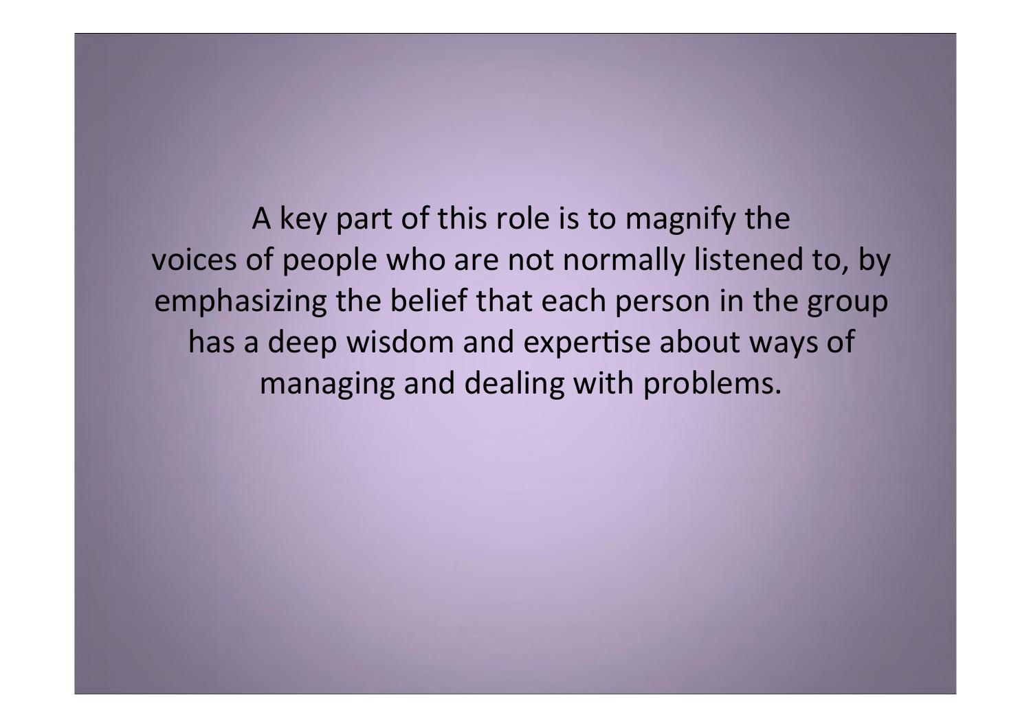A key part of this role is to magnify the voices of people who are not normally listened to, by emphasizing the belief that each person in the group has a deep wisdom and expertise about ways of managing and dealing with problems.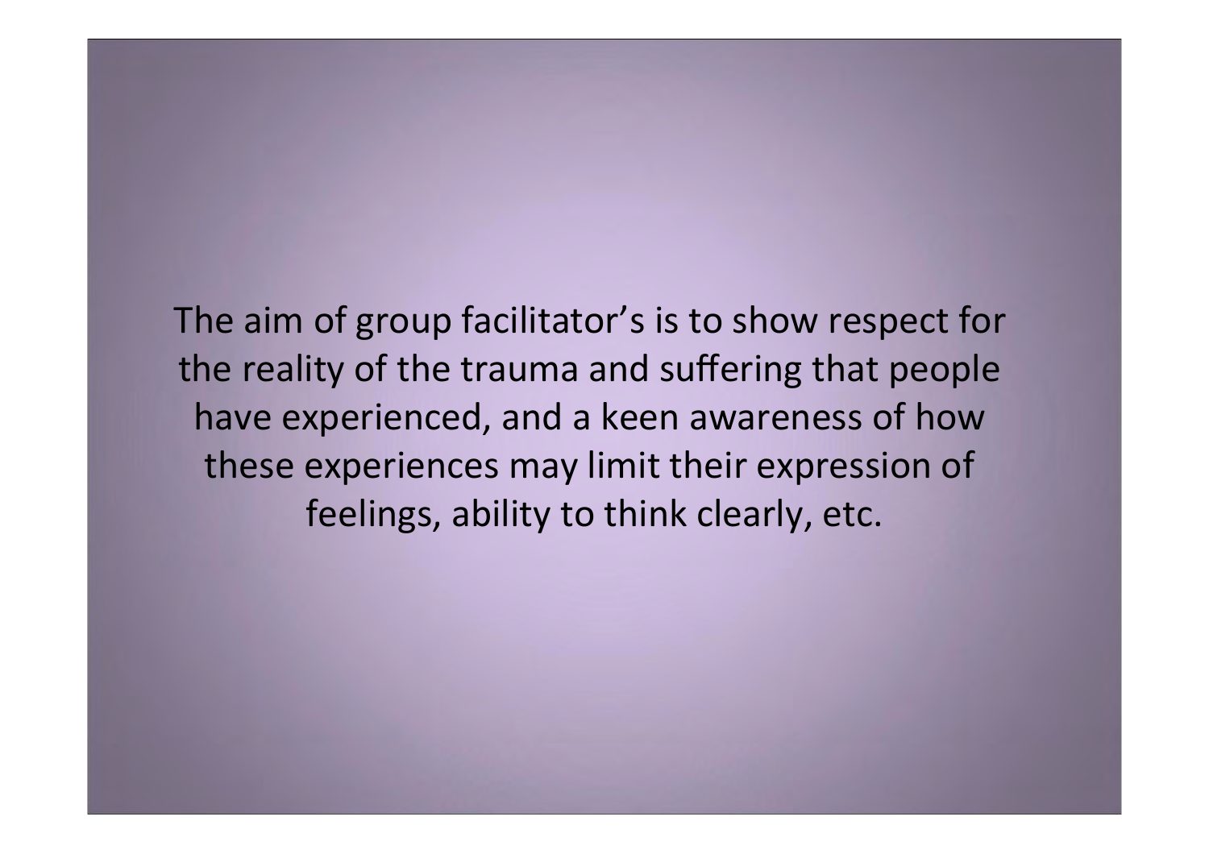The aim of group facilitator's is to show respect for the reality of the trauma and suffering that people have experienced, and a keen awareness of how these experiences may limit their expression of feelings, ability to think clearly, etc.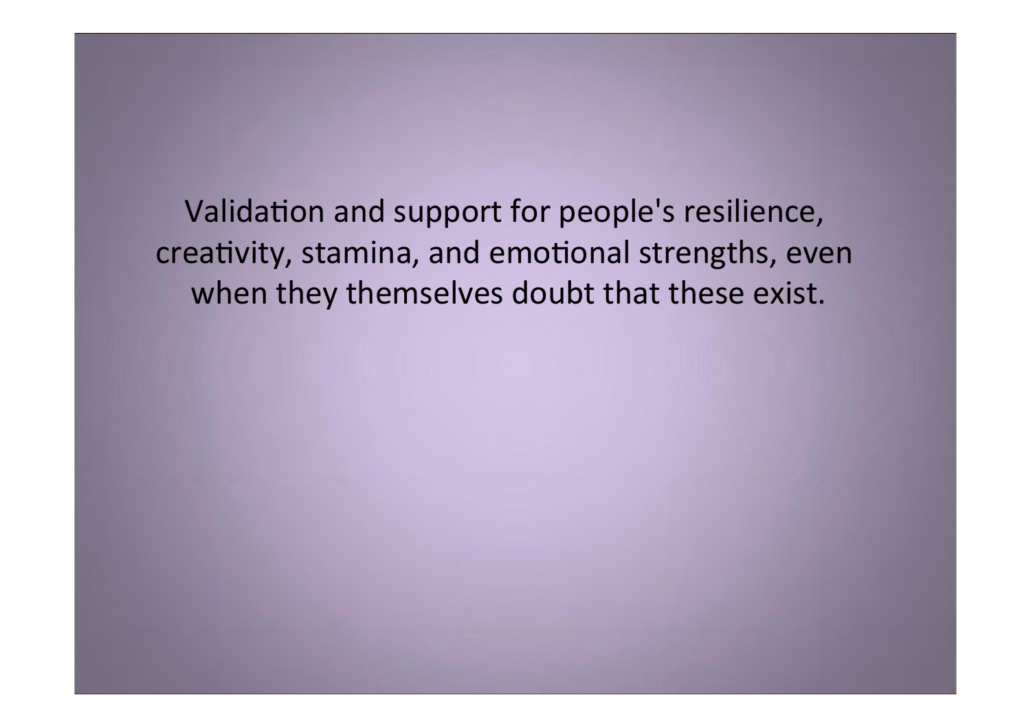Validation and support for people's resilience, creativity, stamina, and emotional strengths, even when they themselves doubt that these exist.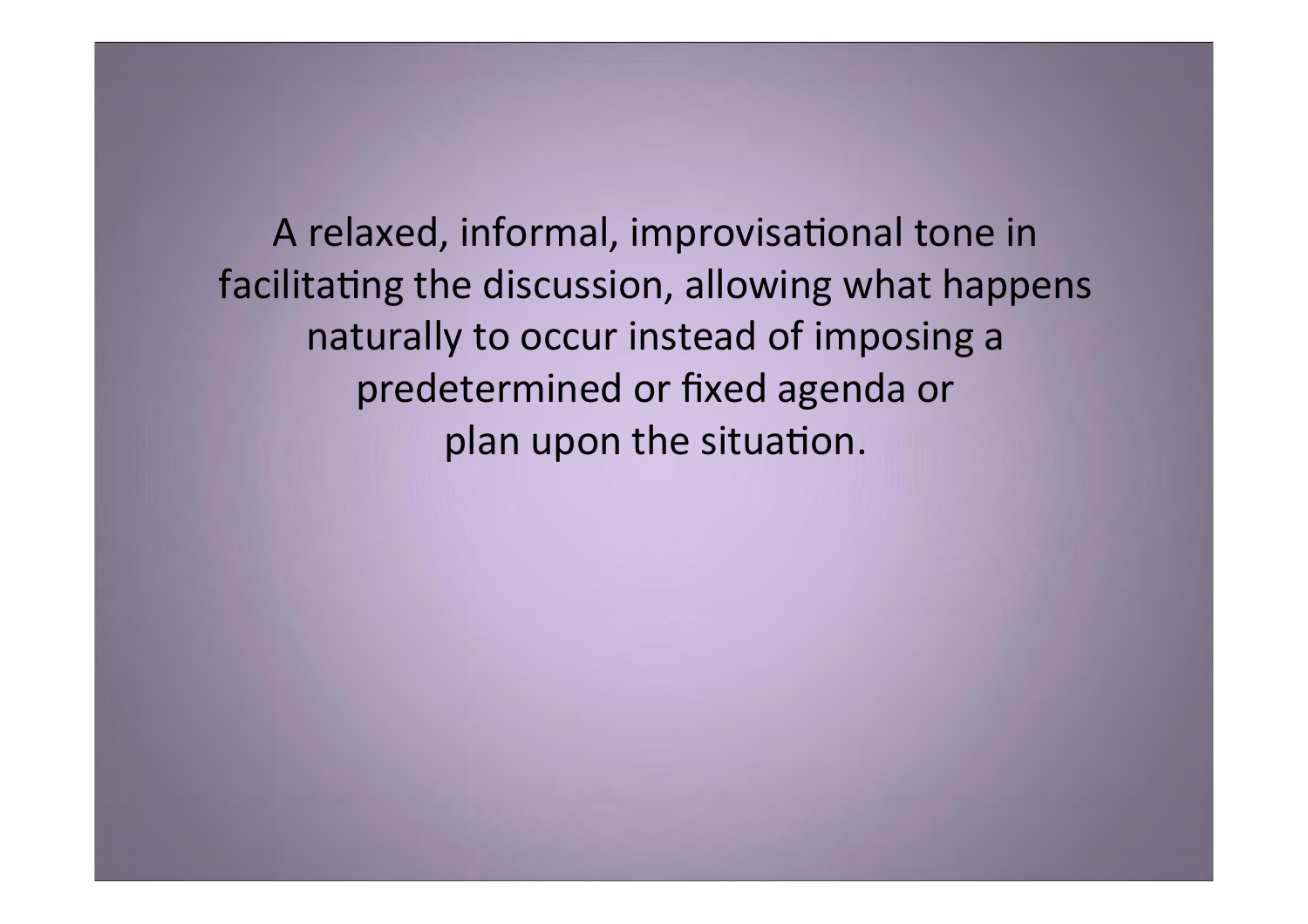A relaxed, informal, improvisational tone in facilitating the discussion, allowing what happens naturally to occur instead of imposing a predetermined or fixed agenda or plan upon the situation.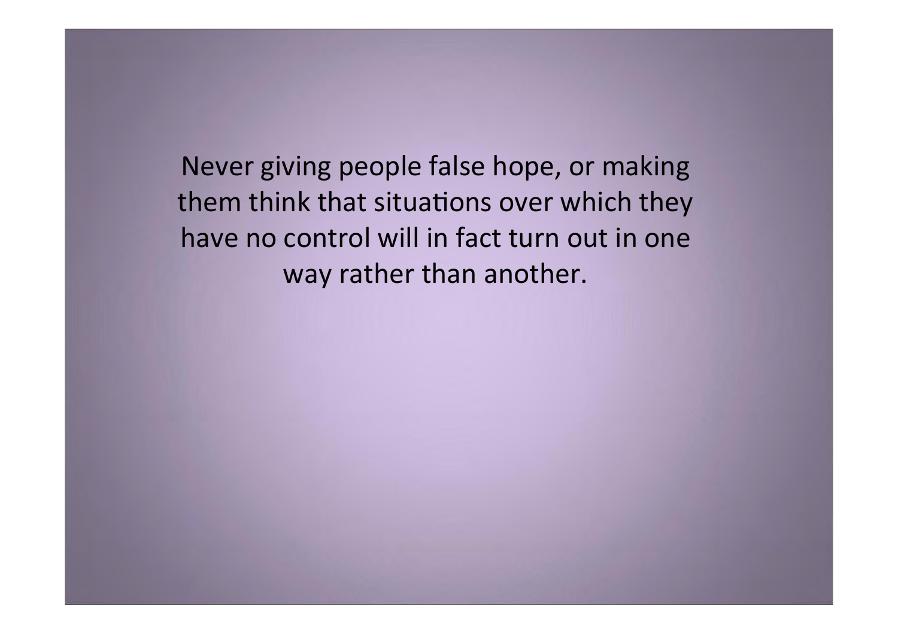Never giving people false hope, or making them think that situations over which they have no control will in fact turn out in one way rather than another.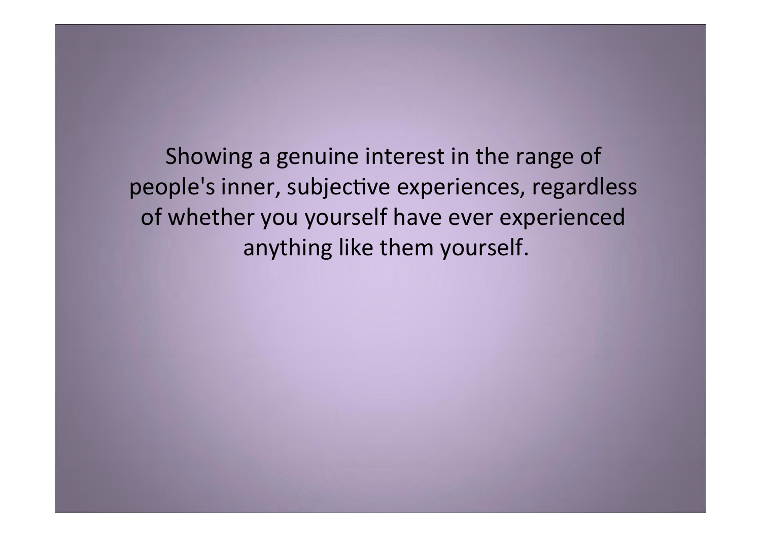Showing a genuine interest in the range of people's inner, subjective experiences, regardless of whether you yourself have ever experienced anything like them yourself.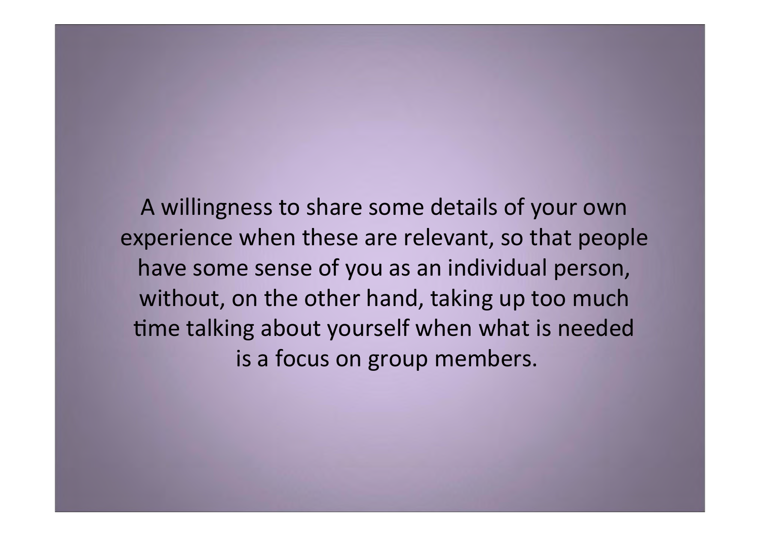A willingness to share some details of your own experience when these are relevant, so that people have some sense of you as an individual person, without, on the other hand, taking up too much time talking about yourself when what is needed is a focus on group members.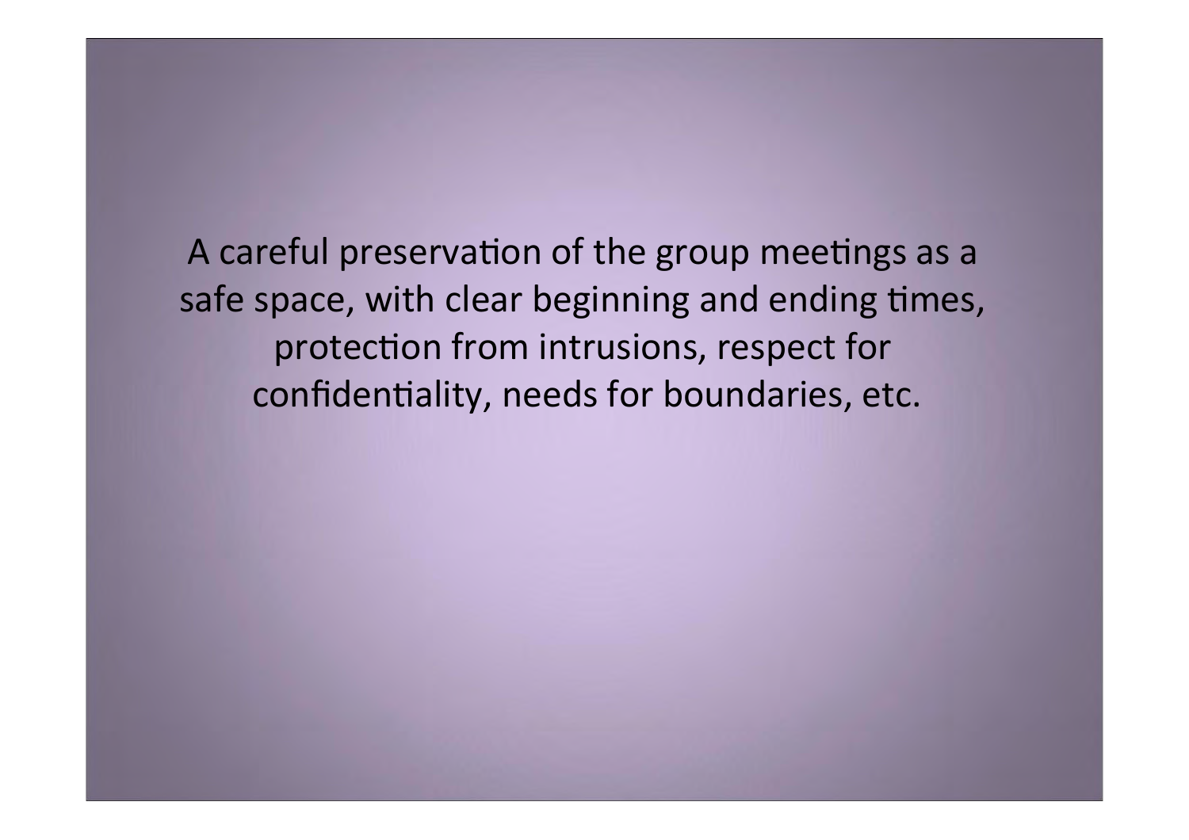A careful preservation of the group meetings as a safe space, with clear beginning and ending times, protection from intrusions, respect for confidentiality, needs for boundaries, etc.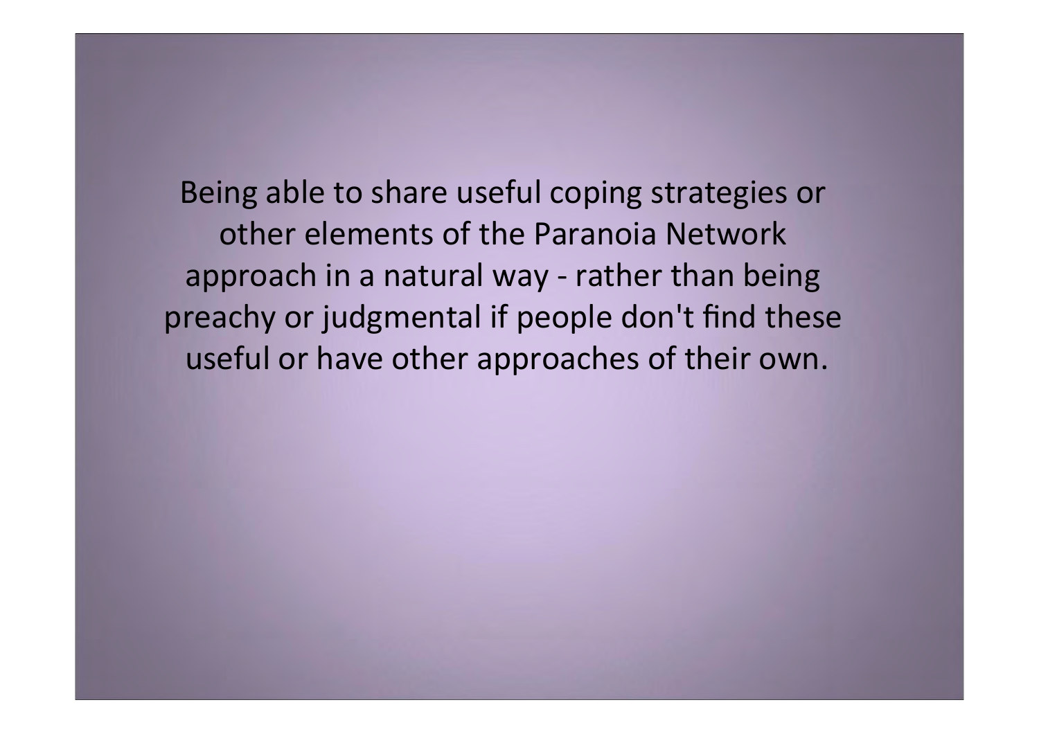Being able to share useful coping strategies or other elements of the Paranoia Network approach in a natural way - rather than being preachy or judgmental if people don't find these useful or have other approaches of their own.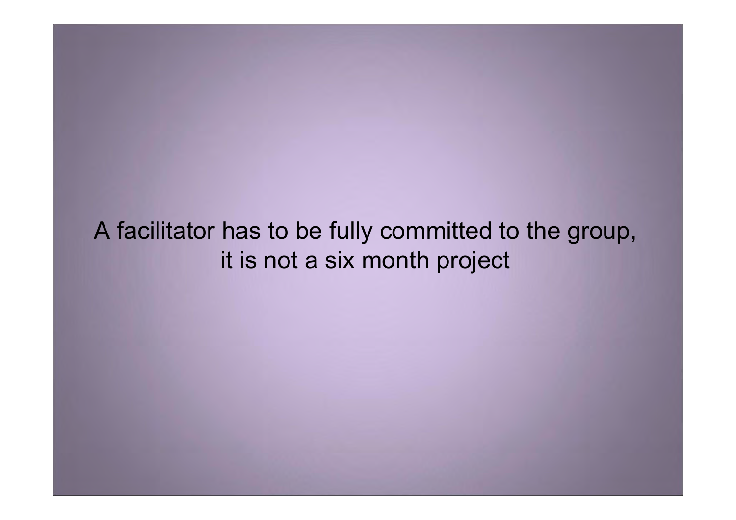A facilitator has to be fully committed to the group, it is not a six month project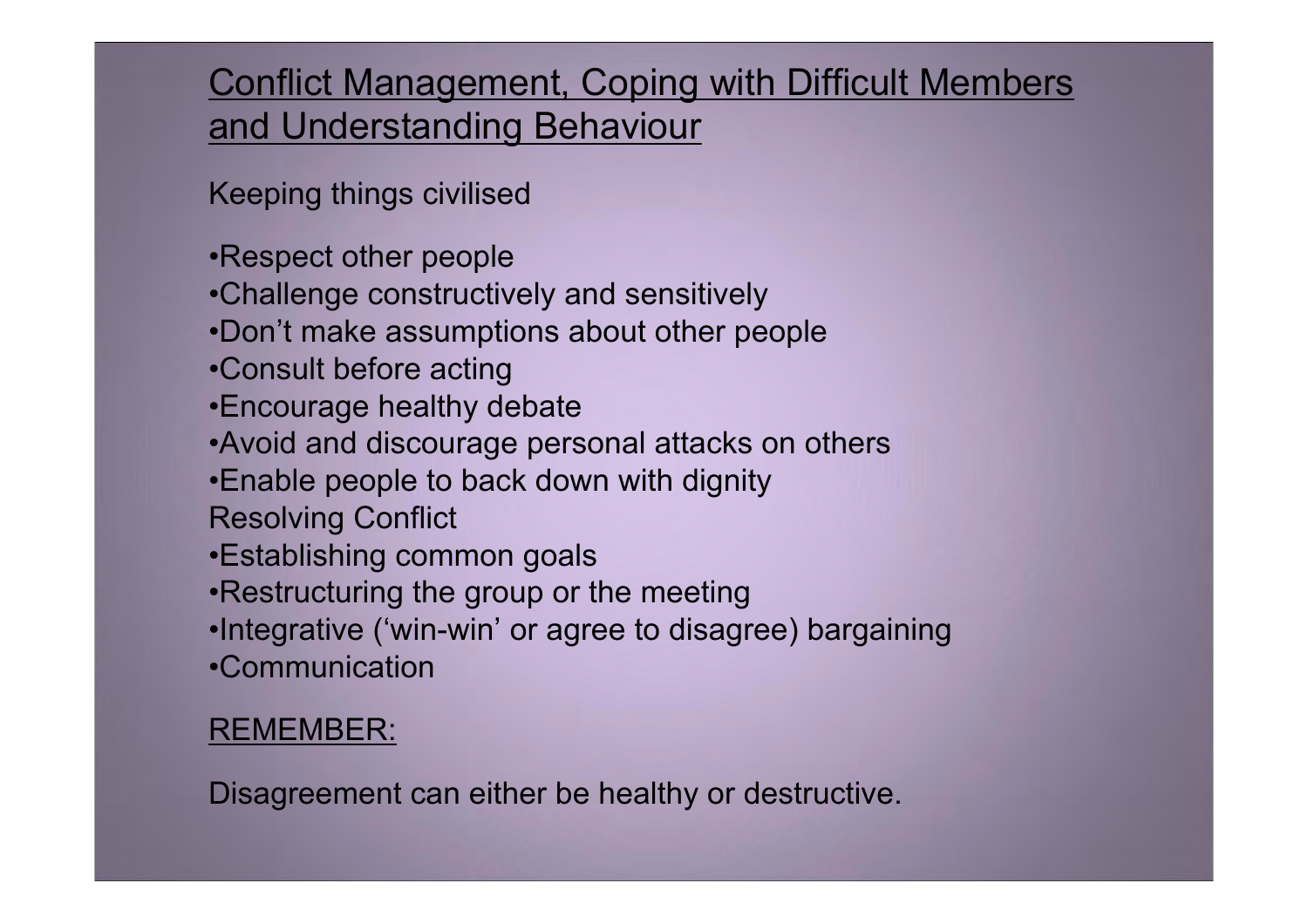# Conflict Management, Coping with Difficult Members and Understanding Behaviour

Keeping things civilised

- Respect other people
- Challenge constructively and sensitively
- Don't make assumptions about other people
- Consult before acting
- Encourage healthy debate
- Avoid and discourage personal attacks on others
- Enable people to back down with dignity

Resolving Conflict

- Establishing common goals
- Restructuring the group or the meeting
- Integrative ('win-win' or agree to disagree) bargaining
- Communication

REMEMBER:

Disagreement can either be healthy or destructive.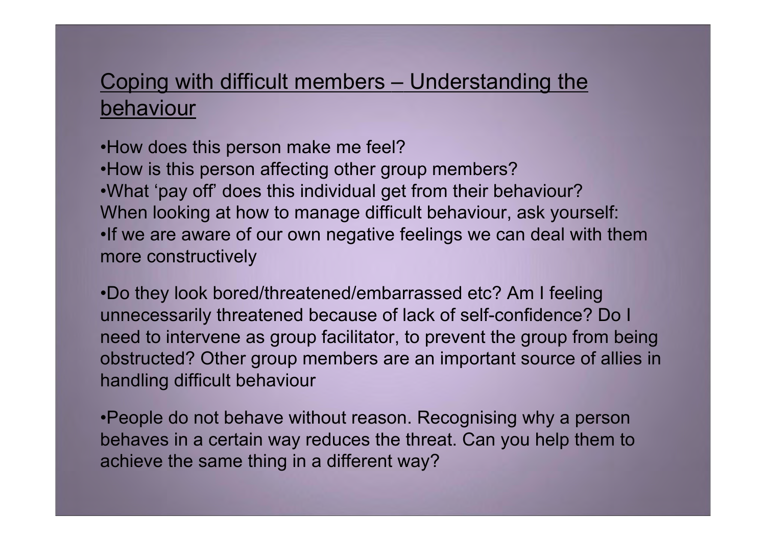## Coping with difficult members – Understanding the behaviour

- How does this person make me feel?
- How is this person affecting other group members?
- What 'pay off' does this individual get from their behaviour?

When looking at how to manage difficult behaviour, ask yourself:

- If we are aware of our own negative feelings we can deal with them more constructively

- Do they look bored/threatened/embarrassed etc? Am I feeling unnecessarily threatened because of lack of self-confidence? Do I need to intervene as group facilitator, to prevent the group from being obstructed? Other group members are an important source of allies in handling difficult behaviour

- People do not behave without reason. Recognising why a person behaves in a certain way reduces the threat. Can you help them to achieve the same thing in a different way?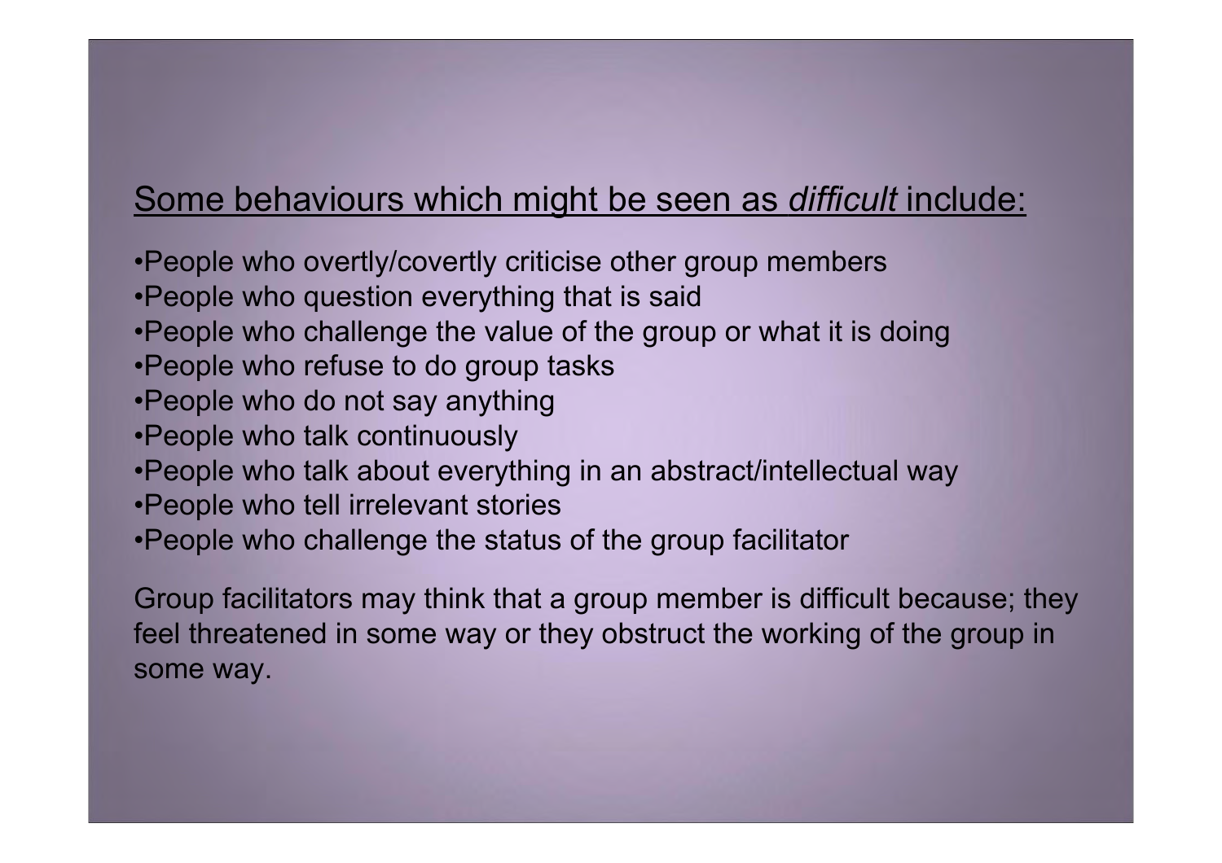## Some behaviours which might be seen as *difficult* include:

- People who overtly/covertly criticise other group members
- People who question everything that is said
- People who challenge the value of the group or what it is doing
- People who refuse to do group tasks
- People who do not say anything
- People who talk continuously
- People who talk about everything in an abstract/intellectual way
- People who tell irrelevant stories
- People who challenge the status of the group facilitator

Group facilitators may think that a group member is difficult because; they feel threatened in some way or they obstruct the working of the group in some way.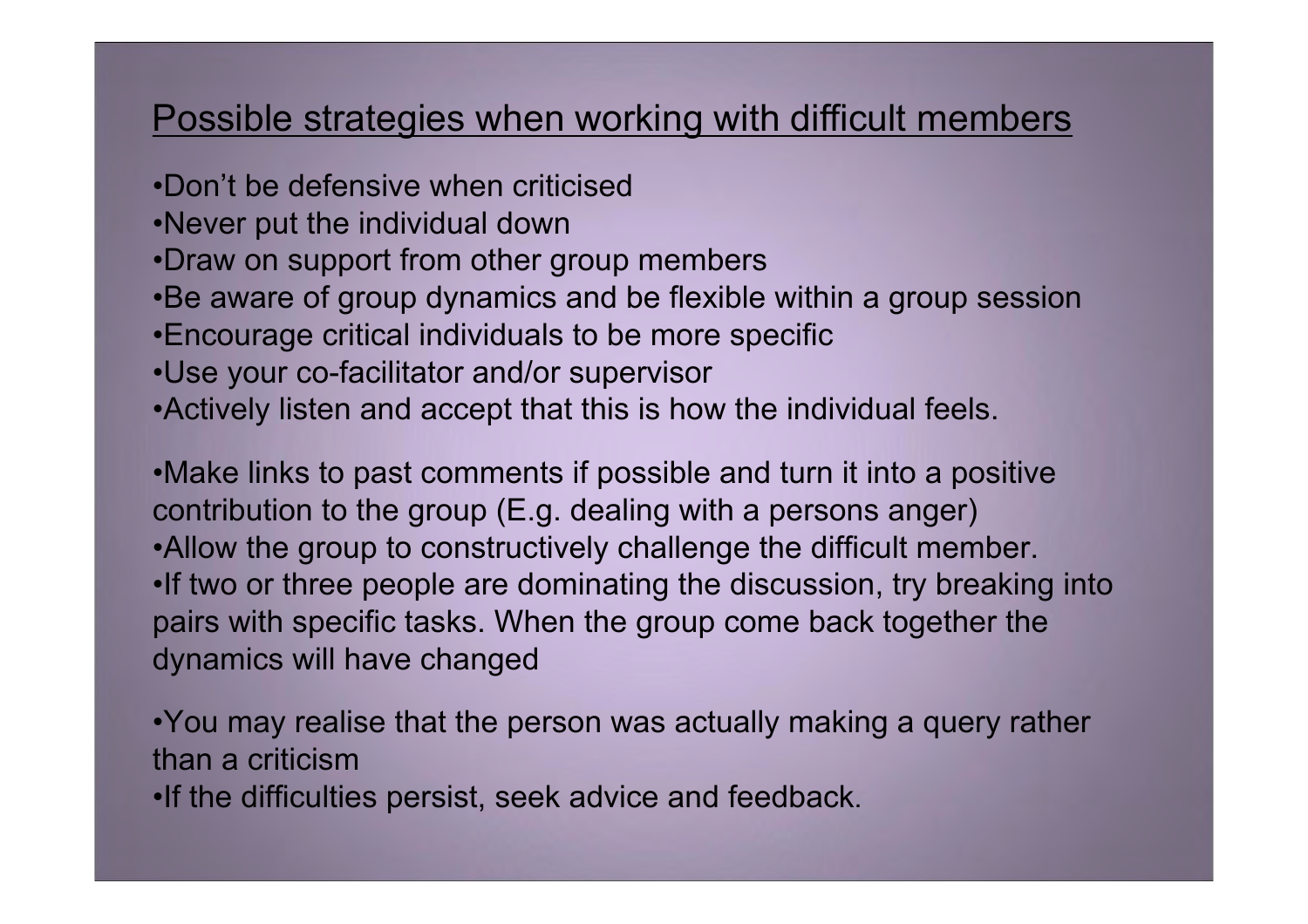## Possible strategies when working with difficult members

- Don't be defensive when criticised
- Never put the individual down
- Draw on support from other group members
- Be aware of group dynamics and be flexible within a group session
- Encourage critical individuals to be more specific
- Use your co-facilitator and/or supervisor
- Actively listen and accept that this is how the individual feels.

- Make links to past comments if possible and turn it into a positive contribution to the group (E.g. dealing with a persons anger)
- Allow the group to constructively challenge the difficult member.
- If two or three people are dominating the discussion, try breaking into pairs with specific tasks. When the group come back together the dynamics will have changed

- You may realise that the person was actually making a query rather than a criticism
- If the difficulties persist, seek advice and feedback.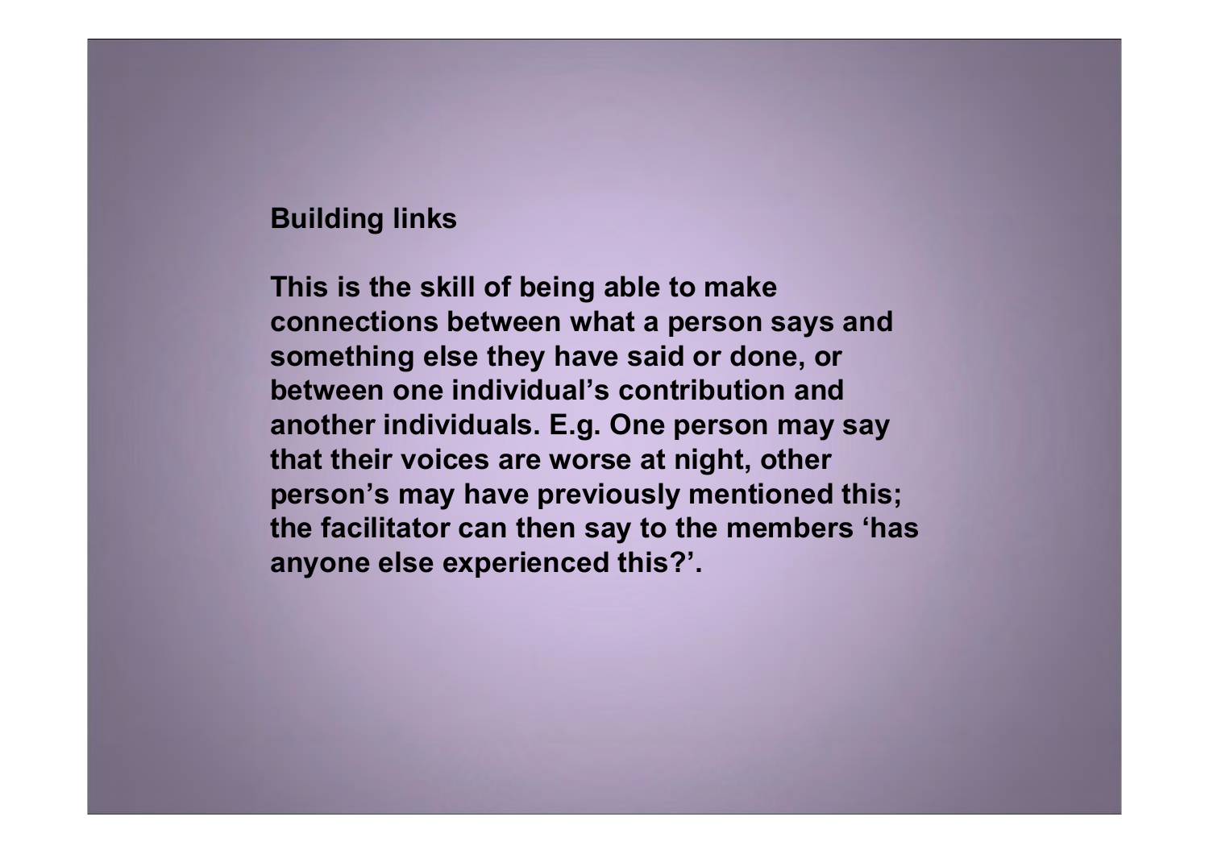**Building links**

**This is the skill of being able to make connections between what a person says and something else they have said or done, or between one individual's contribution and another individuals. E.g. One person may say that their voices are worse at night, other person's may have previously mentioned this; the facilitator can then say to the members 'has anyone else experienced this?'.**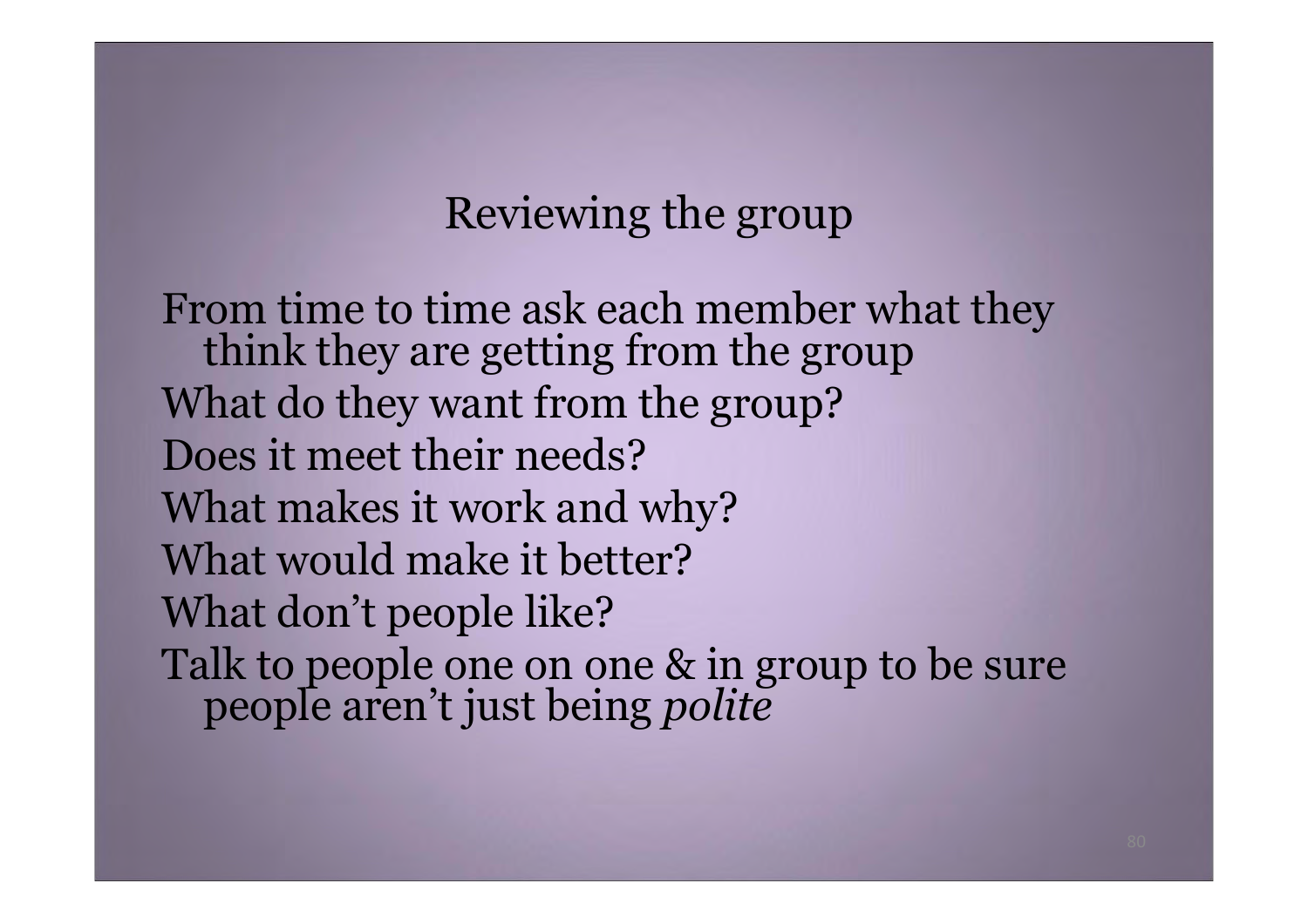## Reviewing the group

- From time to time ask each member what they think they are getting from the group
- What do they want from the group?
- Does it meet their needs?
- What makes it work and why?
- What would make it better?
- What don't people like?
- Talk to people one on one & in group to be sure people aren't just being *polite*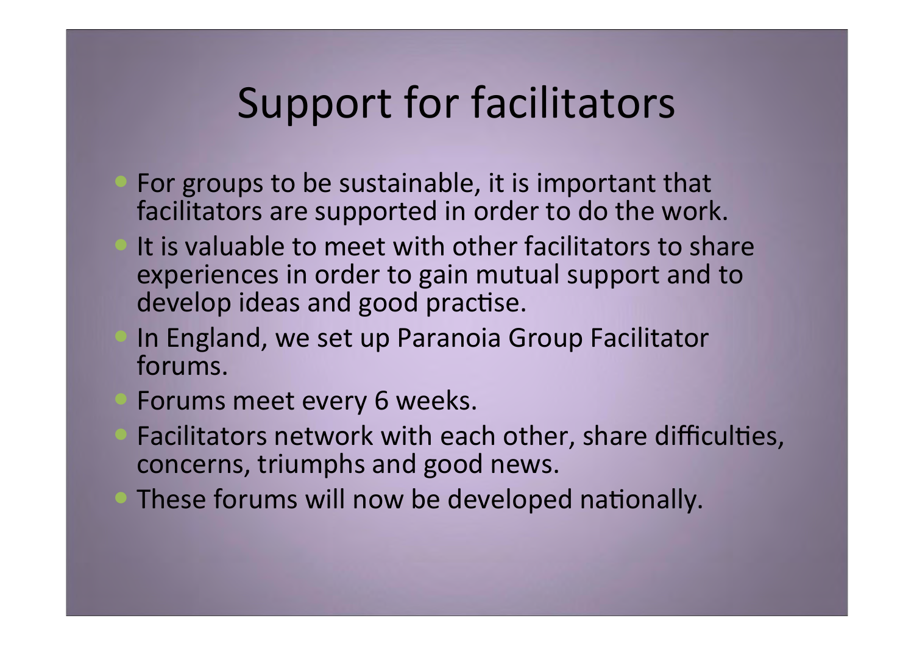# Support for facilitators

- For groups to be sustainable, it is important that facilitators are supported in order to do the work.
- It is valuable to meet with other facilitators to share experiences in order to gain mutual support and to develop ideas and good practise.
- In England, we set up Paranoia Group Facilitator forums.
- Forums meet every 6 weeks.
- Facilitators network with each other, share difficulties, concerns, triumphs and good news.
- These forums will now be developed nationally.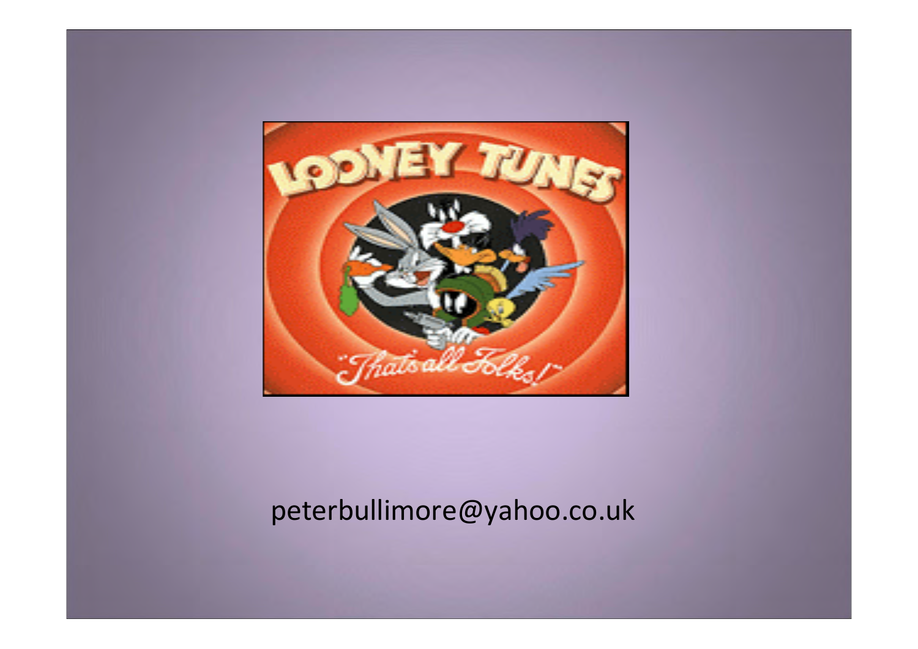peterbullimore@yahoo.co.uk